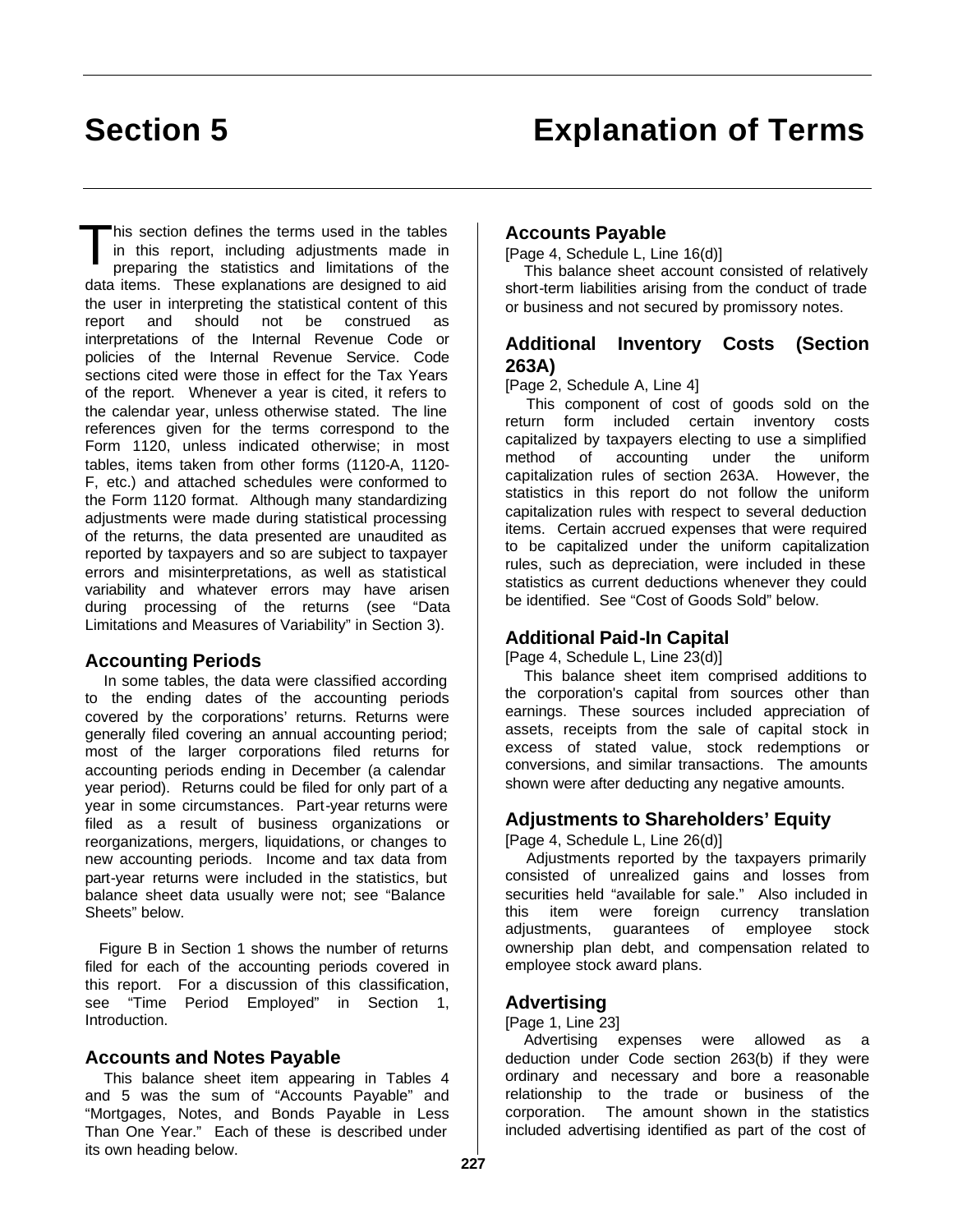# Section 5 Explanation of Terms

This section defines the terms used in the tables in this report, including adjustments made in preparing the statistics and limitations of the data items. These explanations are designed to aid the user in interpreting the statistical content of this report and should not be construed as interpretations of the Internal Revenue Code or policies of the Internal Revenue Service. Code sections cited were those in effect for the Tax Years of the report. Whenever a year is cited, it refers to the calendar year, unless otherwise stated. The line references given for the terms correspond to the Form 1120, unless indicated otherwise; in most tables, items taken from other forms (1120-A, 1120-F, etc.) and attached schedules were conformed to the Form 1120 format. Although many standardizing adjustments were made during statistical processing of the returns, the data presented are unaudited as reported by taxpayers and so are subject to taxpayer errors and misinterpretations, as well as statistical variability and whatever errors may have arisen during processing of the returns (see "Data Limitations and Measures of Variability" in Section 3).

## Accounting Periods

In some tables, the data were classified according to the ending dates of the accounting periods covered by the corporations' returns. Returns were generally filed covering an annual accounting period; most of the larger corporations filed returns for accounting periods ending in December (a calendar year period). Returns could be filed for only part of a year in some circumstances. Part-year returns were filed as a result of business organizations or reorganizations, mergers, liquidations, or changes to new accounting periods. Income and tax data from part-year returns were included in the statistics, but balance sheet data usually were not; see "Balance Sheets" below.

Figure B in Section 1 shows the number of returns filed for each of the accounting periods covered in this report. For a discussion of this classification, see "Time Period Employed" in Section 1, Introduction.

## Accounts and Notes Payable

This balance sheet item appearing in Tables 4 and 5 was the sum of "Accounts Payable" and "Mortgages, Notes, and Bonds Payable in Less Than One Year." Each of these is described under its own heading below.

## Accounts Payable

[Page 4, Schedule L, Line 16(d)]

This balance sheet account consisted of relatively short-term liabilities arising from the conduct of trade or business and not secured by promissory notes.

## Additional Inventory Costs (Section 263A)

[Page 2, Schedule A, Line 4]

This component of cost of goods sold on the return form included certain inventory costs capitalized by taxpayers electing to use a simplified method of accounting under the uniform capitalization rules of section 263A. However, the statistics in this report do not follow the uniform capitalization rules with respect to several deduction items. Certain accrued expenses that were required to be capitalized under the uniform capitalization rules, such as depreciation, were included in these statistics as current deductions whenever they could be identified. See "Cost of Goods Sold" below.

## Additional Paid-In Capital

[Page 4, Schedule L, Line 23(d)]

This balance sheet item comprised additions to the corporation's capital from sources other than earnings. These sources included appreciation of assets, receipts from the sale of capital stock in excess of stated value, stock redemptions or conversions, and similar transactions. The amounts shown were after deducting any negative amounts.

## Adjustments to Shareholders' Equity

[Page 4, Schedule L, Line 26(d)]

Adjustments reported by the taxpayers primarily consisted of unrealized gains and losses from securities held "available for sale." Also included in this item were foreign currency translation adjustments, guarantees of employee stock ownership plan debt, and compensation related to employee stock award plans.

## Advertising

[Page 1, Line 23]

Advertising expenses were allowed as a deduction under Code section 263(b) if they were ordinary and necessary and bore a reasonable relationship to the trade or business of the corporation. The amount shown in the statistics included advertising identified as part of the cost of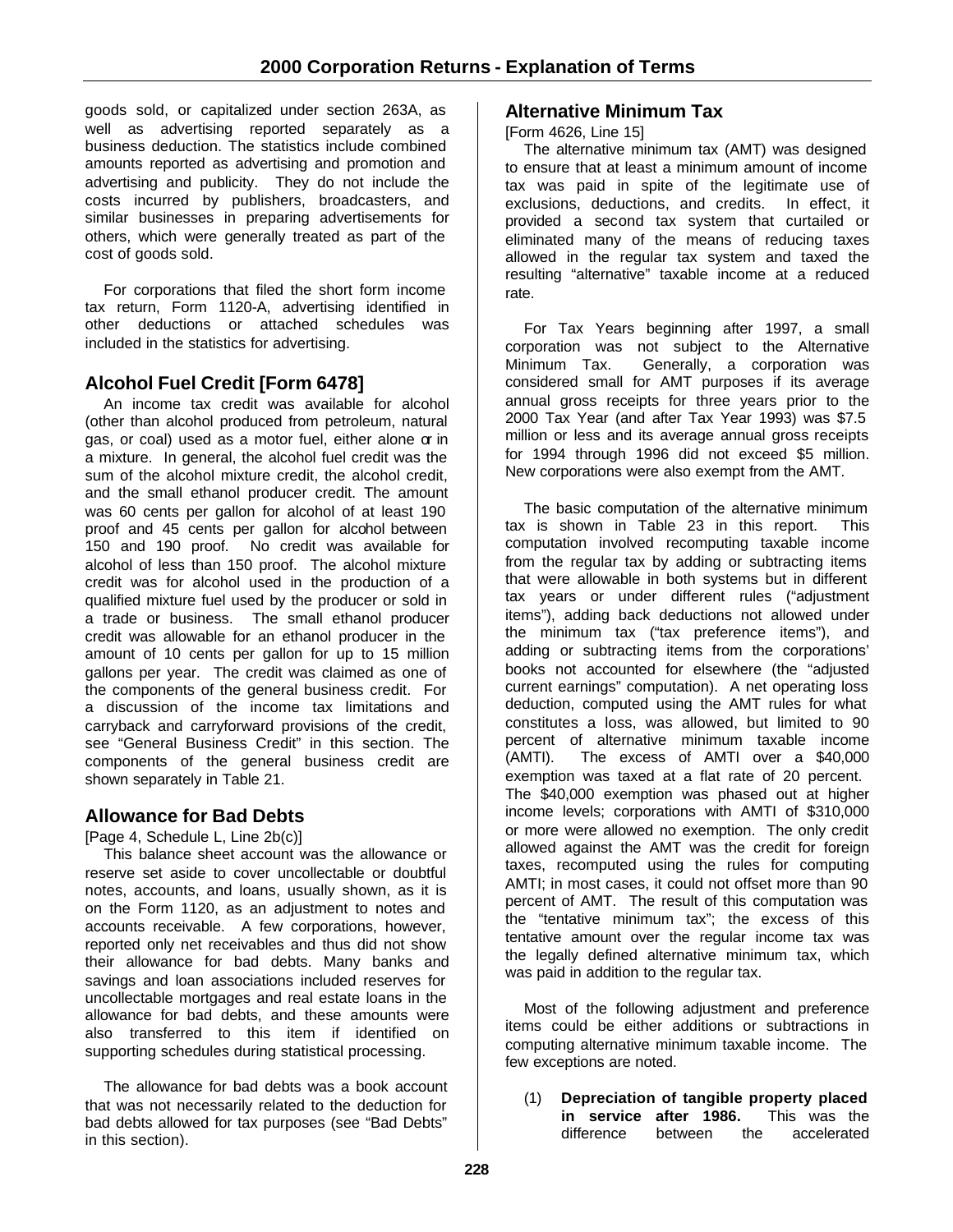goods sold, or capitalized under section 263A, as well as advertising reported separately as a business deduction. The statistics include combined amounts reported as advertising and promotion and advertising and publicity. They do not include the costs incurred by publishers, broadcasters, and similar businesses in preparing advertisements for others, which were generally treated as part of the cost of goods sold.

For corporations that filed the short form income tax return, Form 1120-A, advertising identified in other deductions or attached schedules was included in the statistics for advertising.

## Alcohol Fuel Credit [Form 6478]

An income tax credit was available for alcohol (other than alcohol produced from petroleum, natural gas, or coal) used as a motor fuel, either alone or in a mixture. In general, the alcohol fuel credit was the sum of the alcohol mixture credit, the alcohol credit, and the small ethanol producer credit. The amount was 60 cents per gallon for alcohol of at least 190 proof and 45 cents per gallon for alcohol between 150 and 190 proof. No credit was available for alcohol of less than 150 proof. The alcohol mixture credit was for alcohol used in the production of a qualified mixture fuel used by the producer or sold in a trade or business. The small ethanol producer credit was allowable for an ethanol producer in the amount of 10 cents per gallon for up to 15 million gallons per year. The credit was claimed as one of the components of the general business credit. For a discussion of the income tax limitations and carryback and carryforward provisions of the credit, see "General Business Credit" in this section. The components of the general business credit are shown separately in Table 21.

## Allowance for Bad Debts

[Page 4, Schedule L, Line 2b(c)]

This balance sheet account was the allowance or reserve set aside to cover uncollectable or doubtful notes, accounts, and loans, usually shown, as it is on the Form 1120, as an adjustment to notes and accounts receivable. A few corporations, however, reported only net receivables and thus did not show their allowance for bad debts. Many banks and savings and loan associations included reserves for uncollectable mortgages and real estate loans in the allowance for bad debts, and these amounts were also transferred to this item if identified on supporting schedules during statistical processing.

The allowance for bad debts was a book account that was not necessarily related to the deduction for bad debts allowed for tax purposes (see "Bad Debts" in this section).

## Alternative Minimum Tax

[Form 4626, Line 15]

The alternative minimum tax (AMT) was designed to ensure that at least a minimum amount of income tax was paid in spite of the legitimate use of exclusions, deductions, and credits. In effect, it provided a second tax system that curtailed or eliminated many of the means of reducing taxes allowed in the regular tax system and taxed the resulting "alternative" taxable income at a reduced rate.

For Tax Years beginning after 1997, a small corporation was not subject to the Alternative Minimum Tax. Generally, a corporation was considered small for AMT purposes if its average annual gross receipts for three years prior to the 2000 Tax Year (and after Tax Year 1993) was $7.5 million or less and its average annual gross receipts for 1994 through 1996 did not exceed $5 million. New corporations were also exempt from the AMT.

The basic computation of the alternative minimum tax is shown in Table 23 in this report. This computation involved recomputing taxable income from the regular tax by adding or subtracting items that were allowable in both systems but in different tax years or under different rules ("adjustment items"), adding back deductions not allowed under the minimum tax ("tax preference items"), and adding or subtracting items from the corporations' books not accounted for elsewhere (the "adjusted current earnings" computation). A net operating loss deduction, computed using the AMT rules for what constitutes a loss, was allowed, but limited to 90 percent of alternative minimum taxable income (AMTI). The excess of AMTI over a $40,000 exemption was taxed at a flat rate of 20 percent. The $40,000 exemption was phased out at higher income levels; corporations with AMTI of $310,000 or more were allowed no exemption. The only credit allowed against the AMT was the credit for foreign taxes, recomputed using the rules for computing AMTI; in most cases, it could not offset more than 90 percent of AMT. The result of this computation was the "tentative minimum tax"; the excess of this tentative amount over the regular income tax was the legally defined alternative minimum tax, which was paid in addition to the regular tax.

Most of the following adjustment and preference items could be either additions or subtractions in computing alternative minimum taxable income. The few exceptions are noted.

(1) **Depreciation of tangible property placed in service after 1986.** This was the difference between the accelerated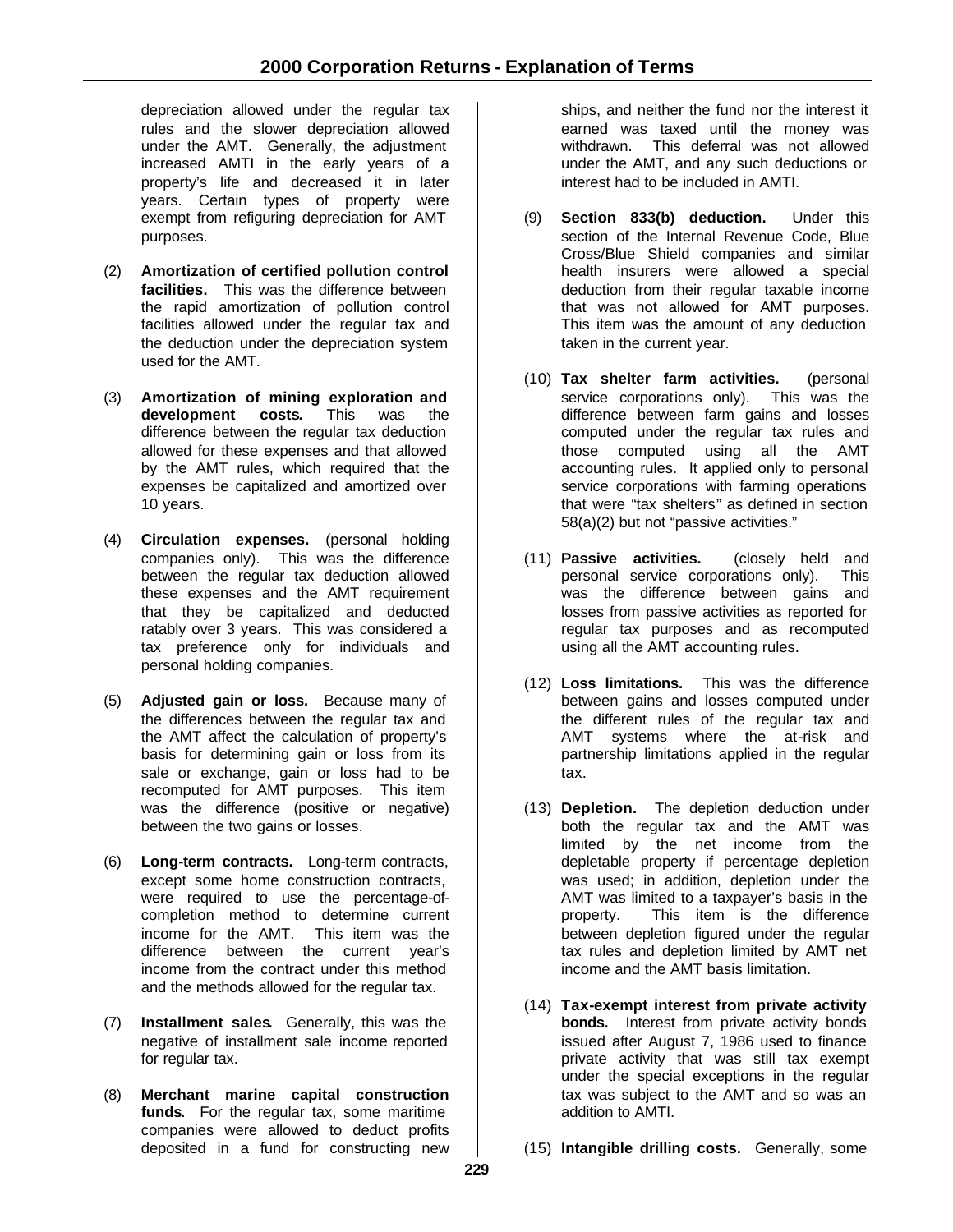depreciation allowed under the regular tax rules and the slower depreciation allowed under the AMT. Generally, the adjustment increased AMTI in the early years of a property's life and decreased it in later years. Certain types of property were exempt from refiguring depreciation for AMT purposes.

(2) **Amortization of certified pollution control facilities.** This was the difference between the rapid amortization of pollution control facilities allowed under the regular tax and the deduction under the depreciation system used for the AMT.

(3) **Amortization of mining exploration and development costs.** This was the difference between the regular tax deduction allowed for these expenses and that allowed by the AMT rules, which required that the expenses be capitalized and amortized over 10 years.

(4) **Circulation expenses.** (personal holding companies only). This was the difference between the regular tax deduction allowed these expenses and the AMT requirement that they be capitalized and deducted ratably over 3 years. This was considered a tax preference only for individuals and personal holding companies.

(5) **Adjusted gain or loss.** Because many of the differences between the regular tax and the AMT affect the calculation of property's basis for determining gain or loss from its sale or exchange, gain or loss had to be recomputed for AMT purposes. This item was the difference (positive or negative) between the two gains or losses.

(6) **Long-term contracts.** Long-term contracts, except some home construction contracts, were required to use the percentage-of-completion method to determine current income for the AMT. This item was the difference between the current year's income from the contract under this method and the methods allowed for the regular tax.

(7) **Installment sales.** Generally, this was the negative of installment sale income reported for regular tax.

(8) **Merchant marine capital construction funds.** For the regular tax, some maritime companies were allowed to deduct profits deposited in a fund for constructing new ships, and neither the fund nor the interest it earned was taxed until the money was withdrawn. This deferral was not allowed under the AMT, and any such deductions or interest had to be included in AMTI.

(9) **Section 833(b) deduction.** Under this section of the Internal Revenue Code, Blue Cross/Blue Shield companies and similar health insurers were allowed a special deduction from their regular taxable income that was not allowed for AMT purposes. This item was the amount of any deduction taken in the current year.

(10) **Tax shelter farm activities.** (personal service corporations only). This was the difference between farm gains and losses computed under the regular tax rules and those computed using all the AMT accounting rules. It applied only to personal service corporations with farming operations that were "tax shelters" as defined in section 58(a)(2) but not "passive activities."

(11) **Passive activities.** (closely held and personal service corporations only). This was the difference between gains and losses from passive activities as reported for regular tax purposes and as recomputed using all the AMT accounting rules.

(12) **Loss limitations.** This was the difference between gains and losses computed under the different rules of the regular tax and AMT systems where the at-risk and partnership limitations applied in the regular tax.

(13) **Depletion.** The depletion deduction under both the regular tax and the AMT was limited by the net income from the depletable property if percentage depletion was used; in addition, depletion under the AMT was limited to a taxpayer's basis in the property. This item is the difference between depletion figured under the regular tax rules and depletion limited by AMT net income and the AMT basis limitation.

(14) **Tax-exempt interest from private activity bonds.** Interest from private activity bonds issued after August 7, 1986 used to finance private activity that was still tax exempt under the special exceptions in the regular tax was subject to the AMT and so was an addition to AMTI.

(15) **Intangible drilling costs.** Generally, some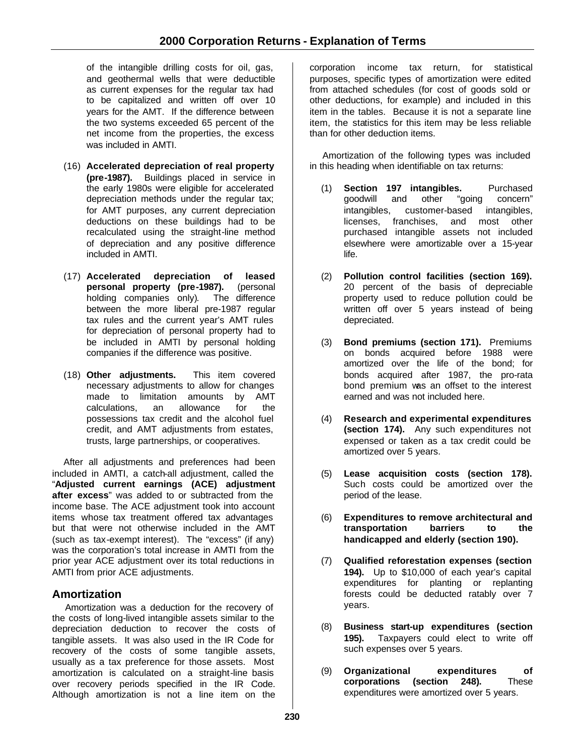of the intangible drilling costs for oil, gas, and geothermal wells that were deductible as current expenses for the regular tax had to be capitalized and written off over 10 years for the AMT. If the difference between the two systems exceeded 65 percent of the net income from the properties, the excess was included in AMTI.

(16) **Accelerated depreciation of real property (pre-1987).** Buildings placed in service in the early 1980s were eligible for accelerated depreciation methods under the regular tax; for AMT purposes, any current depreciation deductions on these buildings had to be recalculated using the straight-line method of depreciation and any positive difference included in AMTI.

(17) **Accelerated depreciation of leased personal property (pre-1987).** (personal holding companies only). The difference between the more liberal pre-1987 regular tax rules and the current year's AMT rules for depreciation of personal property had to be included in AMTI by personal holding companies if the difference was positive.

(18) **Other adjustments.** This item covered necessary adjustments to allow for changes made to limitation amounts by AMT calculations, an allowance for the possessions tax credit and the alcohol fuel credit, and AMT adjustments from estates, trusts, large partnerships, or cooperatives.

After all adjustments and preferences had been included in AMTI, a catch-all adjustment, called the "**Adjusted current earnings (ACE) adjustment after excess**" was added to or subtracted from the income base. The ACE adjustment took into account items whose tax treatment offered tax advantages but that were not otherwise included in the AMT (such as tax-exempt interest). The "excess" (if any) was the corporation's total increase in AMTI from the prior year ACE adjustment over its total reductions in AMTI from prior ACE adjustments.

## Amortization

Amortization was a deduction for the recovery of the costs of long-lived intangible assets similar to the depreciation deduction to recover the costs of tangible assets. It was also used in the IR Code for recovery of the costs of some tangible assets, usually as a tax preference for those assets. Most amortization is calculated on a straight-line basis over recovery periods specified in the IR Code. Although amortization is not a line item on the corporation income tax return, for statistical purposes, specific types of amortization were edited from attached schedules (for cost of goods sold or other deductions, for example) and included in this item in the tables. Because it is not a separate line item, the statistics for this item may be less reliable than for other deduction items.

Amortization of the following types was included in this heading when identifiable on tax returns:

(1) **Section 197 intangibles.** Purchased goodwill and other "going concern" intangibles, customer-based intangibles, licenses, franchises, and most other purchased intangible assets not included elsewhere were amortizable over a 15-year life.

(2) **Pollution control facilities (section 169).** 20 percent of the basis of depreciable property used to reduce pollution could be written off over 5 years instead of being depreciated.

(3) **Bond premiums (section 171).** Premiums on bonds acquired before 1988 were amortized over the life of the bond; for bonds acquired after 1987, the pro-rata bond premium was an offset to the interest earned and was not included here.

(4) **Research and experimental expenditures (section 174).** Any such expenditures not expensed or taken as a tax credit could be amortized over 5 years.

(5) **Lease acquisition costs (section 178).** Such costs could be amortized over the period of the lease.

(6) **Expenditures to remove architectural and transportation barriers to the handicapped and elderly (section 190).**

(7) **Qualified reforestation expenses (section 194).** Up to $10,000 of each year's capital expenditures for planting or replanting forests could be deducted ratably over 7 years.

(8) **Business start-up expenditures (section 195).** Taxpayers could elect to write off such expenses over 5 years.

(9) **Organizational expenditures of corporations (section 248).** These expenditures were amortized over 5 years.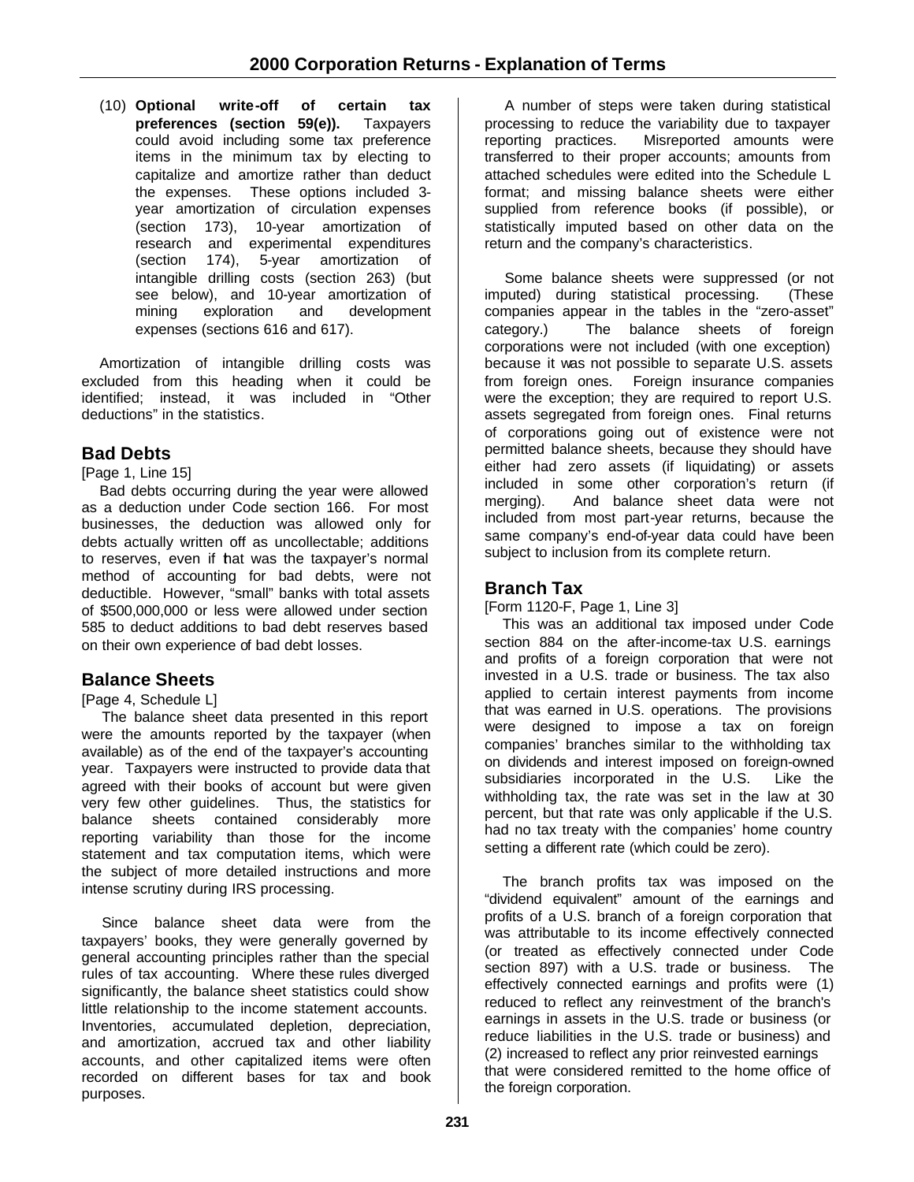(10) **Optional write-off of certain tax preferences (section 59(e)).** Taxpayers could avoid including some tax preference items in the minimum tax by electing to capitalize and amortize rather than deduct the expenses. These options included 3-year amortization of circulation expenses (section 173), 10-year amortization of research and experimental expenditures (section 174), 5-year amortization of intangible drilling costs (section 263) (but see below), and 10-year amortization of mining exploration and development expenses (sections 616 and 617).

Amortization of intangible drilling costs was excluded from this heading when it could be identified; instead, it was included in "Other deductions" in the statistics.

## Bad Debts

[Page 1, Line 15]

Bad debts occurring during the year were allowed as a deduction under Code section 166. For most businesses, the deduction was allowed only for debts actually written off as uncollectable; additions to reserves, even if that was the taxpayer's normal method of accounting for bad debts, were not deductible. However, "small" banks with total assets of $500,000,000 or less were allowed under section 585 to deduct additions to bad debt reserves based on their own experience of bad debt losses.

## Balance Sheets

[Page 4, Schedule L]

The balance sheet data presented in this report were the amounts reported by the taxpayer (when available) as of the end of the taxpayer's accounting year. Taxpayers were instructed to provide data that agreed with their books of account but were given very few other guidelines. Thus, the statistics for balance sheets contained considerably more reporting variability than those for the income statement and tax computation items, which were the subject of more detailed instructions and more intense scrutiny during IRS processing.

Since balance sheet data were from the taxpayers' books, they were generally governed by general accounting principles rather than the special rules of tax accounting. Where these rules diverged significantly, the balance sheet statistics could show little relationship to the income statement accounts. Inventories, accumulated depletion, depreciation, and amortization, accrued tax and other liability accounts, and other capitalized items were often recorded on different bases for tax and book purposes.

A number of steps were taken during statistical processing to reduce the variability due to taxpayer reporting practices. Misreported amounts were transferred to their proper accounts; amounts from attached schedules were edited into the Schedule L format; and missing balance sheets were either supplied from reference books (if possible), or statistically imputed based on other data on the return and the company's characteristics.

Some balance sheets were suppressed (or not imputed) during statistical processing. (These companies appear in the tables in the "zero-asset" category.) The balance sheets of foreign corporations were not included (with one exception) because it was not possible to separate U.S. assets from foreign ones. Foreign insurance companies were the exception; they are required to report U.S. assets segregated from foreign ones. Final returns of corporations going out of existence were not permitted balance sheets, because they should have either had zero assets (if liquidating) or assets included in some other corporation's return (if merging). And balance sheet data were not included from most part-year returns, because the same company's end-of-year data could have been subject to inclusion from its complete return.

## Branch Tax

[Form 1120-F, Page 1, Line 3]

This was an additional tax imposed under Code section 884 on the after-income-tax U.S. earnings and profits of a foreign corporation that were not invested in a U.S. trade or business. The tax also applied to certain interest payments from income that was earned in U.S. operations. The provisions were designed to impose a tax on foreign companies' branches similar to the withholding tax on dividends and interest imposed on foreign-owned subsidiaries incorporated in the U.S. Like the withholding tax, the rate was set in the law at 30 percent, but that rate was only applicable if the U.S. had no tax treaty with the companies' home country setting a different rate (which could be zero).

The branch profits tax was imposed on the "dividend equivalent" amount of the earnings and profits of a U.S. branch of a foreign corporation that was attributable to its income effectively connected (or treated as effectively connected under Code section 897) with a U.S. trade or business. The effectively connected earnings and profits were (1) reduced to reflect any reinvestment of the branch's earnings in assets in the U.S. trade or business (or reduce liabilities in the U.S. trade or business) and (2) increased to reflect any prior reinvested earnings that were considered remitted to the home office of the foreign corporation.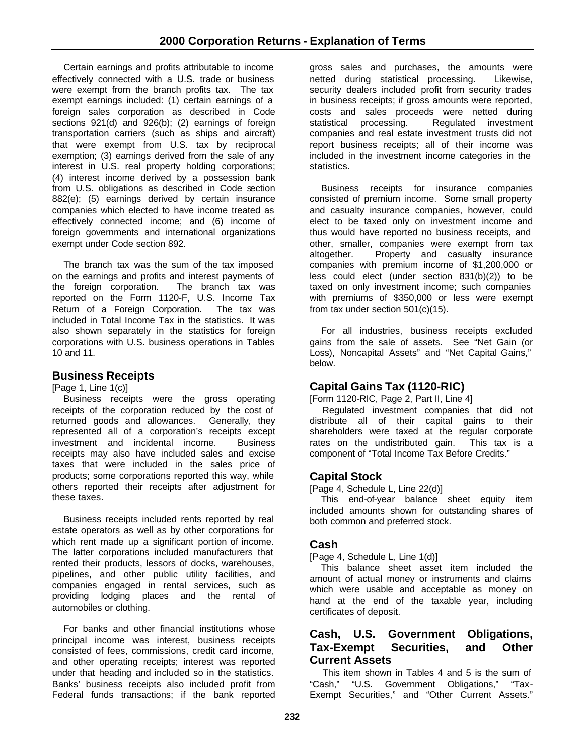Certain earnings and profits attributable to income effectively connected with a U.S. trade or business were exempt from the branch profits tax. The tax exempt earnings included: (1) certain earnings of a foreign sales corporation as described in Code sections 921(d) and 926(b); (2) earnings of foreign transportation carriers (such as ships and aircraft) that were exempt from U.S. tax by reciprocal exemption; (3) earnings derived from the sale of any interest in U.S. real property holding corporations; (4) interest income derived by a possession bank from U.S. obligations as described in Code section 882(e); (5) earnings derived by certain insurance companies which elected to have income treated as effectively connected income; and (6) income of foreign governments and international organizations exempt under Code section 892.

The branch tax was the sum of the tax imposed on the earnings and profits and interest payments of the foreign corporation. The branch tax was reported on the Form 1120-F, U.S. Income Tax Return of a Foreign Corporation. The tax was included in Total Income Tax in the statistics. It was also shown separately in the statistics for foreign corporations with U.S. business operations in Tables 10 and 11.

## Business Receipts

[Page 1, Line 1(c)]

Business receipts were the gross operating receipts of the corporation reduced by the cost of returned goods and allowances. Generally, they represented all of a corporation's receipts except investment and incidental income. Business receipts may also have included sales and excise taxes that were included in the sales price of products; some corporations reported this way, while others reported their receipts after adjustment for these taxes.

Business receipts included rents reported by real estate operators as well as by other corporations for which rent made up a significant portion of income. The latter corporations included manufacturers that rented their products, lessors of docks, warehouses, pipelines, and other public utility facilities, and companies engaged in rental services, such as providing lodging places and the rental of automobiles or clothing.

For banks and other financial institutions whose principal income was interest, business receipts consisted of fees, commissions, credit card income, and other operating receipts; interest was reported under that heading and included so in the statistics. Banks' business receipts also included profit from Federal funds transactions; if the bank reported gross sales and purchases, the amounts were netted during statistical processing. Likewise, security dealers included profit from security trades in business receipts; if gross amounts were reported, costs and sales proceeds were netted during statistical processing. Regulated investment companies and real estate investment trusts did not report business receipts; all of their income was included in the investment income categories in the statistics.

Business receipts for insurance companies consisted of premium income. Some small property and casualty insurance companies, however, could elect to be taxed only on investment income and thus would have reported no business receipts, and other, smaller, companies were exempt from tax altogether. Property and casualty insurance companies with premium income of $1,200,000 or less could elect (under section 831(b)(2)) to be taxed on only investment income; such companies with premiums of $350,000 or less were exempt from tax under section 501(c)(15).

For all industries, business receipts excluded gains from the sale of assets. See "Net Gain (or Loss), Noncapital Assets" and "Net Capital Gains," below.

## Capital Gains Tax (1120-RIC)

[Form 1120-RIC, Page 2, Part II, Line 4]

Regulated investment companies that did not distribute all of their capital gains to their shareholders were taxed at the regular corporate rates on the undistributed gain. This tax is a component of "Total Income Tax Before Credits."

## Capital Stock

[Page 4, Schedule L, Line 22(d)]

This end-of-year balance sheet equity item included amounts shown for outstanding shares of both common and preferred stock.

## Cash

[Page 4, Schedule L, Line 1(d)]

This balance sheet asset item included the amount of actual money or instruments and claims which were usable and acceptable as money on hand at the end of the taxable year, including certificates of deposit.

## Cash, U.S. Government Obligations, Tax-Exempt Securities, and Other Current Assets

This item shown in Tables 4 and 5 is the sum of "Cash," "U.S. Government Obligations," "Tax-Exempt Securities," and "Other Current Assets."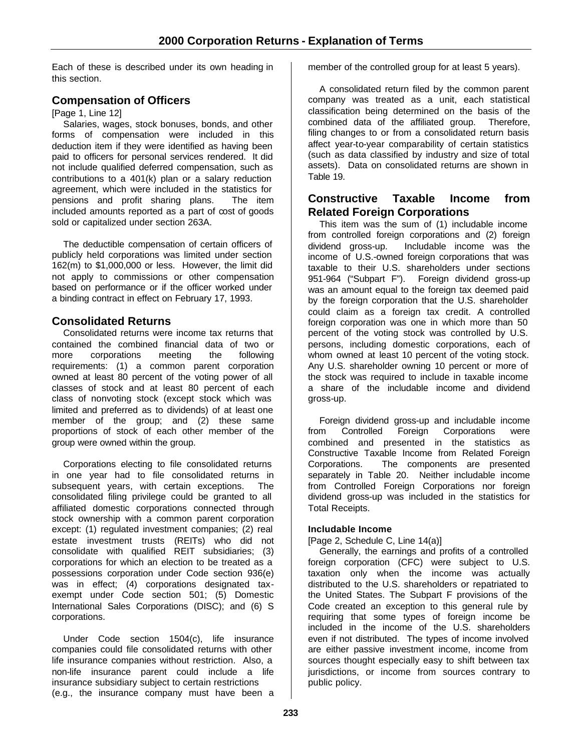Each of these is described under its own heading in this section.

## Compensation of Officers

[Page 1, Line 12]

Salaries, wages, stock bonuses, bonds, and other forms of compensation were included in this deduction item if they were identified as having been paid to officers for personal services rendered. It did not include qualified deferred compensation, such as contributions to a 401(k) plan or a salary reduction agreement, which were included in the statistics for pensions and profit sharing plans. The item included amounts reported as a part of cost of goods sold or capitalized under section 263A.

The deductible compensation of certain officers of publicly held corporations was limited under section 162(m) to $1,000,000 or less. However, the limit did not apply to commissions or other compensation based on performance or if the officer worked under a binding contract in effect on February 17, 1993.

## Consolidated Returns

Consolidated returns were income tax returns that contained the combined financial data of two or more corporations meeting the following requirements: (1) a common parent corporation owned at least 80 percent of the voting power of all classes of stock and at least 80 percent of each class of nonvoting stock (except stock which was limited and preferred as to dividends) of at least one member of the group; and (2) these same proportions of stock of each other member of the group were owned within the group.

Corporations electing to file consolidated returns in one year had to file consolidated returns in subsequent years, with certain exceptions. The consolidated filing privilege could be granted to all affiliated domestic corporations connected through stock ownership with a common parent corporation except: (1) regulated investment companies; (2) real estate investment trusts (REITs) who did not consolidate with qualified REIT subsidiaries; (3) corporations for which an election to be treated as a possessions corporation under Code section 936(e) was in effect; (4) corporations designated tax-exempt under Code section 501; (5) Domestic International Sales Corporations (DISC); and (6) S corporations.

Under Code section 1504(c), life insurance companies could file consolidated returns with other life insurance companies without restriction. Also, a non-life insurance parent could include a life insurance subsidiary subject to certain restrictions (e.g., the insurance company must have been a member of the controlled group for at least 5 years).

A consolidated return filed by the common parent company was treated as a unit, each statistical classification being determined on the basis of the combined data of the affiliated group. Therefore, filing changes to or from a consolidated return basis affect year-to-year comparability of certain statistics (such as data classified by industry and size of total assets). Data on consolidated returns are shown in Table 19.

## Constructive Taxable Income from Related Foreign Corporations

This item was the sum of (1) includable income from controlled foreign corporations and (2) foreign dividend gross-up. Includable income was the income of U.S.-owned foreign corporations that was taxable to their U.S. shareholders under sections 951-964 ("Subpart F"). Foreign dividend gross-up was an amount equal to the foreign tax deemed paid by the foreign corporation that the U.S. shareholder could claim as a foreign tax credit. A controlled foreign corporation was one in which more than 50 percent of the voting stock was controlled by U.S. persons, including domestic corporations, each of whom owned at least 10 percent of the voting stock. Any U.S. shareholder owning 10 percent or more of the stock was required to include in taxable income a share of the includable income and dividend gross-up.

Foreign dividend gross-up and includable income from Controlled Foreign Corporations were combined and presented in the statistics as Constructive Taxable Income from Related Foreign Corporations. The components are presented separately in Table 20. Neither includable income from Controlled Foreign Corporations nor foreign dividend gross-up was included in the statistics for Total Receipts.

### Includable Income

[Page 2, Schedule C, Line 14(a)]

Generally, the earnings and profits of a controlled foreign corporation (CFC) were subject to U.S. taxation only when the income was actually distributed to the U.S. shareholders or repatriated to the United States. The Subpart F provisions of the Code created an exception to this general rule by requiring that some types of foreign income be included in the income of the U.S. shareholders even if not distributed. The types of income involved are either passive investment income, income from sources thought especially easy to shift between tax jurisdictions, or income from sources contrary to public policy.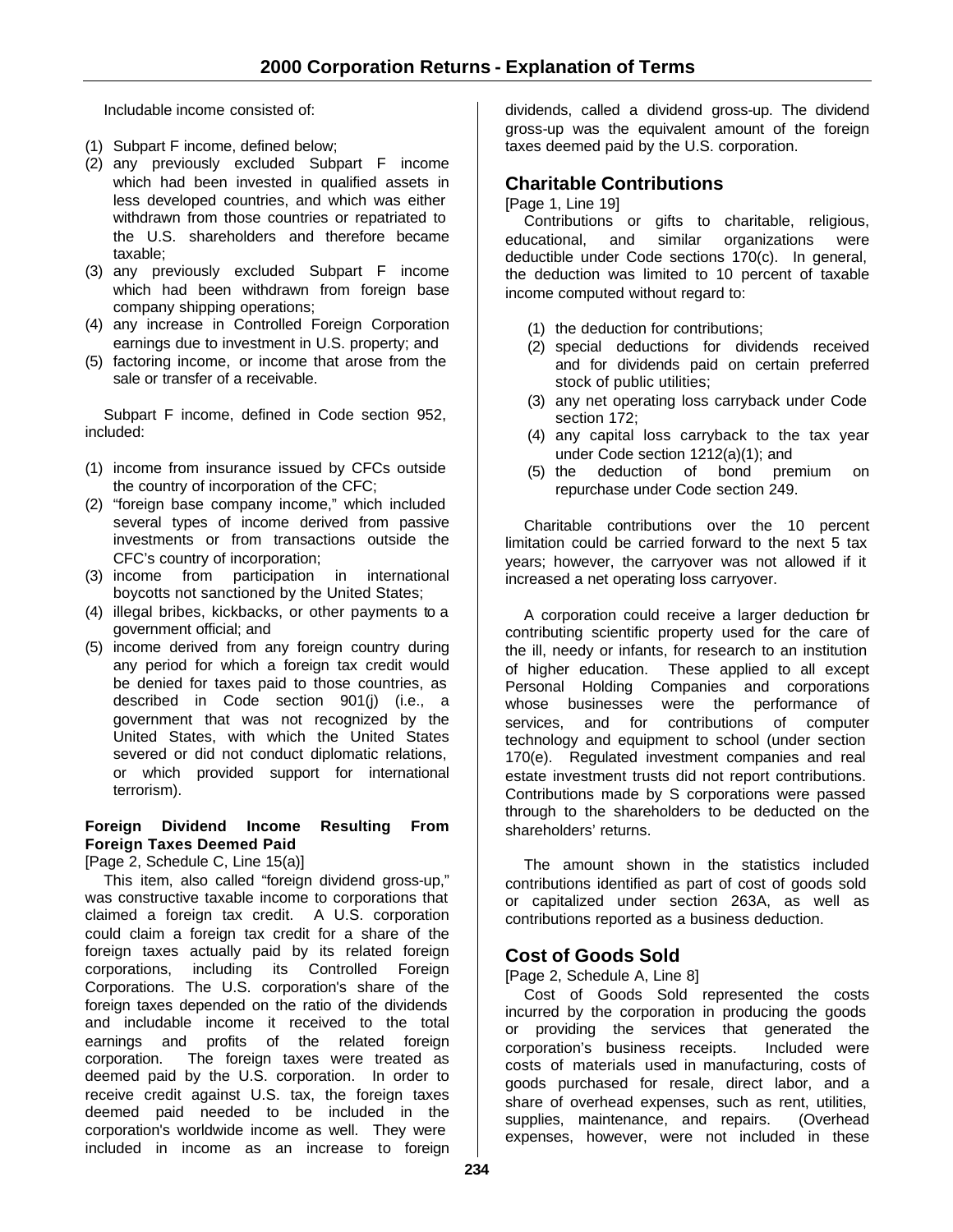Includable income consisted of:

(1) Subpart F income, defined below;
(2) any previously excluded Subpart F income which had been invested in qualified assets in less developed countries, and which was either withdrawn from those countries or repatriated to the U.S. shareholders and therefore became taxable;
(3) any previously excluded Subpart F income which had been withdrawn from foreign base company shipping operations;
(4) any increase in Controlled Foreign Corporation earnings due to investment in U.S. property; and
(5) factoring income, or income that arose from the sale or transfer of a receivable.

Subpart F income, defined in Code section 952, included:

(1) income from insurance issued by CFCs outside the country of incorporation of the CFC;
(2) "foreign base company income," which included several types of income derived from passive investments or from transactions outside the CFC's country of incorporation;
(3) income from participation in international boycotts not sanctioned by the United States;
(4) illegal bribes, kickbacks, or other payments to a government official; and
(5) income derived from any foreign country during any period for which a foreign tax credit would be denied for taxes paid to those countries, as described in Code section 901(j) (i.e., a government that was not recognized by the United States, with which the United States severed or did not conduct diplomatic relations, or which provided support for international terrorism).

**Foreign Dividend Income Resulting From Foreign Taxes Deemed Paid**

[Page 2, Schedule C, Line 15(a)]

This item, also called "foreign dividend gross-up," was constructive taxable income to corporations that claimed a foreign tax credit. A U.S. corporation could claim a foreign tax credit for a share of the foreign taxes actually paid by its related foreign corporations, including its Controlled Foreign Corporations. The U.S. corporation's share of the foreign taxes depended on the ratio of the dividends and includable income it received to the total earnings and profits of the related foreign corporation. The foreign taxes were treated as deemed paid by the U.S. corporation. In order to receive credit against U.S. tax, the foreign taxes deemed paid needed to be included in the corporation's worldwide income as well. They were included in income as an increase to foreign dividends, called a dividend gross-up. The dividend gross-up was the equivalent amount of the foreign taxes deemed paid by the U.S. corporation.

## Charitable Contributions

[Page 1, Line 19]

Contributions or gifts to charitable, religious, educational, and similar organizations were deductible under Code sections 170(c). In general, the deduction was limited to 10 percent of taxable income computed without regard to:

(1) the deduction for contributions;
(2) special deductions for dividends received and for dividends paid on certain preferred stock of public utilities;
(3) any net operating loss carryback under Code section 172;
(4) any capital loss carryback to the tax year under Code section 1212(a)(1); and
(5) the deduction of bond premium on repurchase under Code section 249.

Charitable contributions over the 10 percent limitation could be carried forward to the next 5 tax years; however, the carryover was not allowed if it increased a net operating loss carryover.

A corporation could receive a larger deduction for contributing scientific property used for the care of the ill, needy or infants, for research to an institution of higher education. These applied to all except Personal Holding Companies and corporations whose businesses were the performance of services, and for contributions of computer technology and equipment to school (under section 170(e). Regulated investment companies and real estate investment trusts did not report contributions. Contributions made by S corporations were passed through to the shareholders to be deducted on the shareholders' returns.

The amount shown in the statistics included contributions identified as part of cost of goods sold or capitalized under section 263A, as well as contributions reported as a business deduction.

## Cost of Goods Sold

[Page 2, Schedule A, Line 8]

Cost of Goods Sold represented the costs incurred by the corporation in producing the goods or providing the services that generated the corporation's business receipts. Included were costs of materials used in manufacturing, costs of goods purchased for resale, direct labor, and a share of overhead expenses, such as rent, utilities, supplies, maintenance, and repairs. (Overhead expenses, however, were not included in these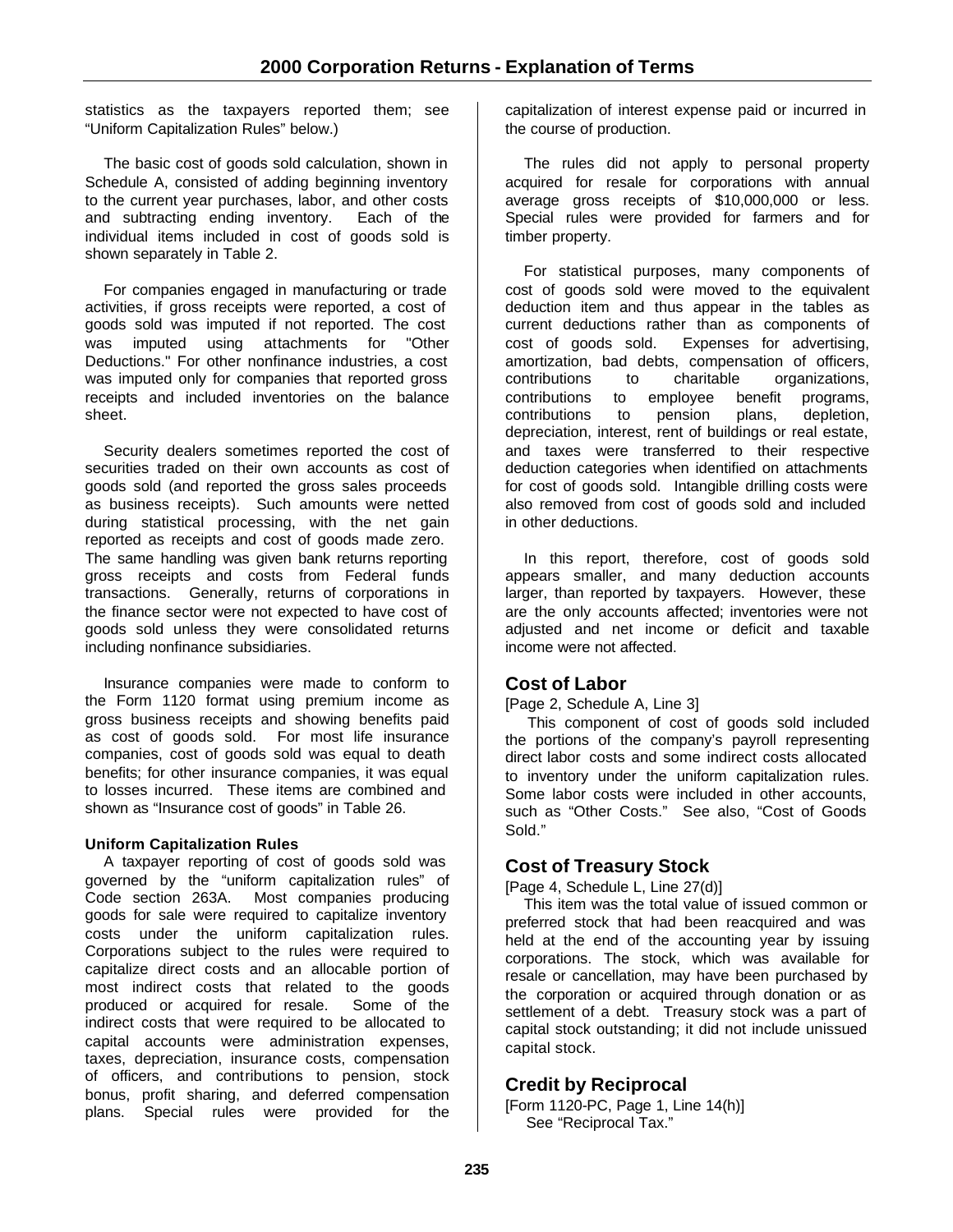statistics as the taxpayers reported them; see "Uniform Capitalization Rules" below.)

The basic cost of goods sold calculation, shown in Schedule A, consisted of adding beginning inventory to the current year purchases, labor, and other costs and subtracting ending inventory. Each of the individual items included in cost of goods sold is shown separately in Table 2.

For companies engaged in manufacturing or trade activities, if gross receipts were reported, a cost of goods sold was imputed if not reported. The cost was imputed using attachments for "Other Deductions." For other nonfinance industries, a cost was imputed only for companies that reported gross receipts and included inventories on the balance sheet.

Security dealers sometimes reported the cost of securities traded on their own accounts as cost of goods sold (and reported the gross sales proceeds as business receipts). Such amounts were netted during statistical processing, with the net gain reported as receipts and cost of goods made zero. The same handling was given bank returns reporting gross receipts and costs from Federal funds transactions. Generally, returns of corporations in the finance sector were not expected to have cost of goods sold unless they were consolidated returns including nonfinance subsidiaries.

Insurance companies were made to conform to the Form 1120 format using premium income as gross business receipts and showing benefits paid as cost of goods sold. For most life insurance companies, cost of goods sold was equal to death benefits; for other insurance companies, it was equal to losses incurred. These items are combined and shown as "Insurance cost of goods" in Table 26.

#### Uniform Capitalization Rules

A taxpayer reporting of cost of goods sold was governed by the "uniform capitalization rules" of Code section 263A. Most companies producing goods for sale were required to capitalize inventory costs under the uniform capitalization rules. Corporations subject to the rules were required to capitalize direct costs and an allocable portion of most indirect costs that related to the goods produced or acquired for resale. Some of the indirect costs that were required to be allocated to capital accounts were administration expenses, taxes, depreciation, insurance costs, compensation of officers, and contributions to pension, stock bonus, profit sharing, and deferred compensation plans. Special rules were provided for the capitalization of interest expense paid or incurred in the course of production.

The rules did not apply to personal property acquired for resale for corporations with annual average gross receipts of $10,000,000 or less. Special rules were provided for farmers and for timber property.

For statistical purposes, many components of cost of goods sold were moved to the equivalent deduction item and thus appear in the tables as current deductions rather than as components of cost of goods sold. Expenses for advertising, amortization, bad debts, compensation of officers, contributions to charitable organizations, contributions to employee benefit programs, contributions to pension plans, depletion, depreciation, interest, rent of buildings or real estate, and taxes were transferred to their respective deduction categories when identified on attachments for cost of goods sold. Intangible drilling costs were also removed from cost of goods sold and included in other deductions.

In this report, therefore, cost of goods sold appears smaller, and many deduction accounts larger, than reported by taxpayers. However, these are the only accounts affected; inventories were not adjusted and net income or deficit and taxable income were not affected.

## Cost of Labor

[Page 2, Schedule A, Line 3]

This component of cost of goods sold included the portions of the company's payroll representing direct labor costs and some indirect costs allocated to inventory under the uniform capitalization rules. Some labor costs were included in other accounts, such as "Other Costs." See also, "Cost of Goods Sold."

## Cost of Treasury Stock

[Page 4, Schedule L, Line 27(d)]

This item was the total value of issued common or preferred stock that had been reacquired and was held at the end of the accounting year by issuing corporations. The stock, which was available for resale or cancellation, may have been purchased by the corporation or acquired through donation or as settlement of a debt. Treasury stock was a part of capital stock outstanding; it did not include unissued capital stock.

## Credit by Reciprocal

[Form 1120-PC, Page 1, Line 14(h)]

See "Reciprocal Tax."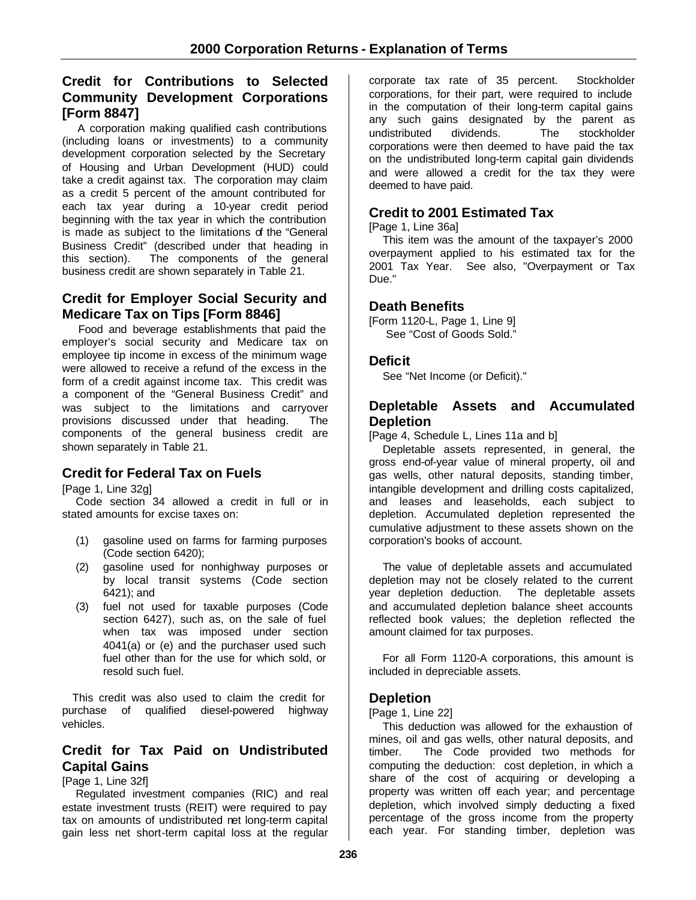## Credit for Contributions to Selected Community Development Corporations [Form 8847]

A corporation making qualified cash contributions (including loans or investments) to a community development corporation selected by the Secretary of Housing and Urban Development (HUD) could take a credit against tax. The corporation may claim as a credit 5 percent of the amount contributed for each tax year during a 10-year credit period beginning with the tax year in which the contribution is made as subject to the limitations of the "General Business Credit" (described under that heading in this section). The components of the general business credit are shown separately in Table 21.

## Credit for Employer Social Security and Medicare Tax on Tips [Form 8846]

Food and beverage establishments that paid the employer's social security and Medicare tax on employee tip income in excess of the minimum wage were allowed to receive a refund of the excess in the form of a credit against income tax. This credit was a component of the "General Business Credit" and was subject to the limitations and carryover provisions discussed under that heading. The components of the general business credit are shown separately in Table 21.

## Credit for Federal Tax on Fuels

[Page 1, Line 32g]

Code section 34 allowed a credit in full or in stated amounts for excise taxes on:

(1) gasoline used on farms for farming purposes (Code section 6420);

(2) gasoline used for nonhighway purposes or by local transit systems (Code section 6421); and

(3) fuel not used for taxable purposes (Code section 6427), such as, on the sale of fuel when tax was imposed under section 4041(a) or (e) and the purchaser used such fuel other than for the use for which sold, or resold such fuel.

This credit was also used to claim the credit for purchase of qualified diesel-powered highway vehicles.

## Credit for Tax Paid on Undistributed Capital Gains

[Page 1, Line 32f]

Regulated investment companies (RIC) and real estate investment trusts (REIT) were required to pay tax on amounts of undistributed net long-term capital gain less net short-term capital loss at the regular corporate tax rate of 35 percent. Stockholder corporations, for their part, were required to include in the computation of their long-term capital gains any such gains designated by the parent as undistributed dividends. The stockholder corporations were then deemed to have paid the tax on the undistributed long-term capital gain dividends and were allowed a credit for the tax they were deemed to have paid.

## Credit to 2001 Estimated Tax

[Page 1, Line 36a]

This item was the amount of the taxpayer's 2000 overpayment applied to his estimated tax for the 2001 Tax Year. See also, "Overpayment or Tax Due."

## Death Benefits

[Form 1120-L, Page 1, Line 9]

See "Cost of Goods Sold."

## Deficit

See "Net Income (or Deficit)."

## Depletable Assets and Accumulated Depletion

[Page 4, Schedule L, Lines 11a and b]

Depletable assets represented, in general, the gross end-of-year value of mineral property, oil and gas wells, other natural deposits, standing timber, intangible development and drilling costs capitalized, and leases and leaseholds, each subject to depletion. Accumulated depletion represented the cumulative adjustment to these assets shown on the corporation's books of account.

The value of depletable assets and accumulated depletion may not be closely related to the current year depletion deduction. The depletable assets and accumulated depletion balance sheet accounts reflected book values; the depletion reflected the amount claimed for tax purposes.

For all Form 1120-A corporations, this amount is included in depreciable assets.

## Depletion

[Page 1, Line 22]

This deduction was allowed for the exhaustion of mines, oil and gas wells, other natural deposits, and timber. The Code provided two methods for computing the deduction: cost depletion, in which a share of the cost of acquiring or developing a property was written off each year; and percentage depletion, which involved simply deducting a fixed percentage of the gross income from the property each year. For standing timber, depletion was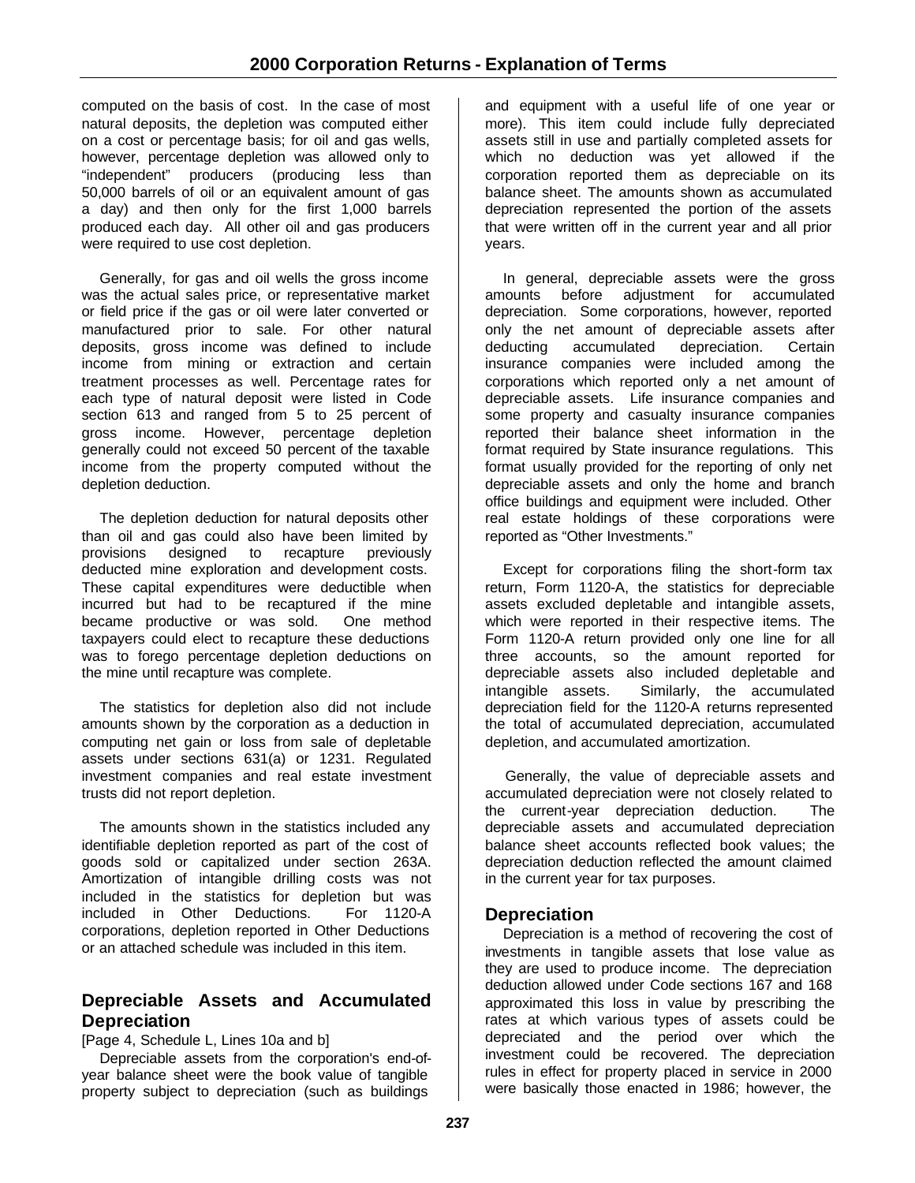computed on the basis of cost. In the case of most natural deposits, the depletion was computed either on a cost or percentage basis; for oil and gas wells, however, percentage depletion was allowed only to "independent" producers (producing less than 50,000 barrels of oil or an equivalent amount of gas a day) and then only for the first 1,000 barrels produced each day. All other oil and gas producers were required to use cost depletion.

Generally, for gas and oil wells the gross income was the actual sales price, or representative market or field price if the gas or oil were later converted or manufactured prior to sale. For other natural deposits, gross income was defined to include income from mining or extraction and certain treatment processes as well. Percentage rates for each type of natural deposit were listed in Code section 613 and ranged from 5 to 25 percent of gross income. However, percentage depletion generally could not exceed 50 percent of the taxable income from the property computed without the depletion deduction.

The depletion deduction for natural deposits other than oil and gas could also have been limited by provisions designed to recapture previously deducted mine exploration and development costs. These capital expenditures were deductible when incurred but had to be recaptured if the mine became productive or was sold. One method taxpayers could elect to recapture these deductions was to forego percentage depletion deductions on the mine until recapture was complete.

The statistics for depletion also did not include amounts shown by the corporation as a deduction in computing net gain or loss from sale of depletable assets under sections 631(a) or 1231. Regulated investment companies and real estate investment trusts did not report depletion.

The amounts shown in the statistics included any identifiable depletion reported as part of the cost of goods sold or capitalized under section 263A. Amortization of intangible drilling costs was not included in the statistics for depletion but was included in Other Deductions. For 1120-A corporations, depletion reported in Other Deductions or an attached schedule was included in this item.

## Depreciable Assets and Accumulated Depreciation

[Page 4, Schedule L, Lines 10a and b]

Depreciable assets from the corporation's end-of-year balance sheet were the book value of tangible property subject to depreciation (such as buildings and equipment with a useful life of one year or more). This item could include fully depreciated assets still in use and partially completed assets for which no deduction was yet allowed if the corporation reported them as depreciable on its balance sheet. The amounts shown as accumulated depreciation represented the portion of the assets that were written off in the current year and all prior years.

In general, depreciable assets were the gross amounts before adjustment for accumulated depreciation. Some corporations, however, reported only the net amount of depreciable assets after deducting accumulated depreciation. Certain insurance companies were included among the corporations which reported only a net amount of depreciable assets. Life insurance companies and some property and casualty insurance companies reported their balance sheet information in the format required by State insurance regulations. This format usually provided for the reporting of only net depreciable assets and only the home and branch office buildings and equipment were included. Other real estate holdings of these corporations were reported as "Other Investments."

Except for corporations filing the short-form tax return, Form 1120-A, the statistics for depreciable assets excluded depletable and intangible assets, which were reported in their respective items. The Form 1120-A return provided only one line for all three accounts, so the amount reported for depreciable assets also included depletable and intangible assets. Similarly, the accumulated depreciation field for the 1120-A returns represented the total of accumulated depreciation, accumulated depletion, and accumulated amortization.

Generally, the value of depreciable assets and accumulated depreciation were not closely related to the current-year depreciation deduction. The depreciable assets and accumulated depreciation balance sheet accounts reflected book values; the depreciation deduction reflected the amount claimed in the current year for tax purposes.

## Depreciation

Depreciation is a method of recovering the cost of investments in tangible assets that lose value as they are used to produce income. The depreciation deduction allowed under Code sections 167 and 168 approximated this loss in value by prescribing the rates at which various types of assets could be depreciated and the period over which the investment could be recovered. The depreciation rules in effect for property placed in service in 2000 were basically those enacted in 1986; however, the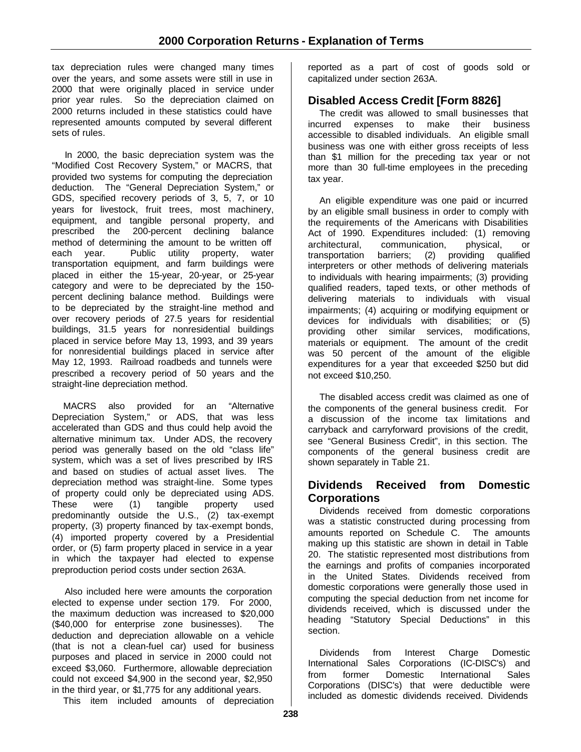tax depreciation rules were changed many times over the years, and some assets were still in use in 2000 that were originally placed in service under prior year rules. So the depreciation claimed on 2000 returns included in these statistics could have represented amounts computed by several different sets of rules.

In 2000, the basic depreciation system was the "Modified Cost Recovery System," or MACRS, that provided two systems for computing the depreciation deduction. The "General Depreciation System," or GDS, specified recovery periods of 3, 5, 7, or 10 years for livestock, fruit trees, most machinery, equipment, and tangible personal property, and prescribed the 200-percent declining balance method of determining the amount to be written off each year. Public utility property, water transportation equipment, and farm buildings were placed in either the 15-year, 20-year, or 25-year category and were to be depreciated by the 150-percent declining balance method. Buildings were to be depreciated by the straight-line method and over recovery periods of 27.5 years for residential buildings, 31.5 years for nonresidential buildings placed in service before May 13, 1993, and 39 years for nonresidential buildings placed in service after May 12, 1993. Railroad roadbeds and tunnels were prescribed a recovery period of 50 years and the straight-line depreciation method.

MACRS also provided for an "Alternative Depreciation System," or ADS, that was less accelerated than GDS and thus could help avoid the alternative minimum tax. Under ADS, the recovery period was generally based on the old "class life" system, which was a set of lives prescribed by IRS and based on studies of actual asset lives. The depreciation method was straight-line. Some types of property could only be depreciated using ADS. These were (1) tangible property used predominantly outside the U.S., (2) tax-exempt property, (3) property financed by tax-exempt bonds, (4) imported property covered by a Presidential order, or (5) farm property placed in service in a year in which the taxpayer had elected to expense preproduction period costs under section 263A.

Also included here were amounts the corporation elected to expense under section 179. For 2000, the maximum deduction was increased to $20,000 ($40,000 for enterprise zone businesses). The deduction and depreciation allowable on a vehicle (that is not a clean-fuel car) used for business purposes and placed in service in 2000 could not exceed $3,060. Furthermore, allowable depreciation could not exceed $4,900 in the second year, $2,950 in the third year, or $1,775 for any additional years.

This item included amounts of depreciation reported as a part of cost of goods sold or capitalized under section 263A.

## Disabled Access Credit [Form 8826]

The credit was allowed to small businesses that incurred expenses to make their business accessible to disabled individuals. An eligible small business was one with either gross receipts of less than $1 million for the preceding tax year or not more than 30 full-time employees in the preceding tax year.

An eligible expenditure was one paid or incurred by an eligible small business in order to comply with the requirements of the Americans with Disabilities Act of 1990. Expenditures included: (1) removing architectural, communication, physical, or transportation barriers; (2) providing qualified interpreters or other methods of delivering materials to individuals with hearing impairments; (3) providing qualified readers, taped texts, or other methods of delivering materials to individuals with visual impairments; (4) acquiring or modifying equipment or devices for individuals with disabilities; or (5) providing other similar services, modifications, materials or equipment. The amount of the credit was 50 percent of the amount of the eligible expenditures for a year that exceeded $250 but did not exceed $10,250.

The disabled access credit was claimed as one of the components of the general business credit. For a discussion of the income tax limitations and carryback and carryforward provisions of the credit, see "General Business Credit", in this section. The components of the general business credit are shown separately in Table 21.

## Dividends Received from Domestic Corporations

Dividends received from domestic corporations was a statistic constructed during processing from amounts reported on Schedule C. The amounts making up this statistic are shown in detail in Table 20. The statistic represented most distributions from the earnings and profits of companies incorporated in the United States. Dividends received from domestic corporations were generally those used in computing the special deduction from net income for dividends received, which is discussed under the heading "Statutory Special Deductions" in this section.

Dividends from Interest Charge Domestic International Sales Corporations (IC-DISC's) and from former Domestic International Sales Corporations (DISC's) that were deductible were included as domestic dividends received. Dividends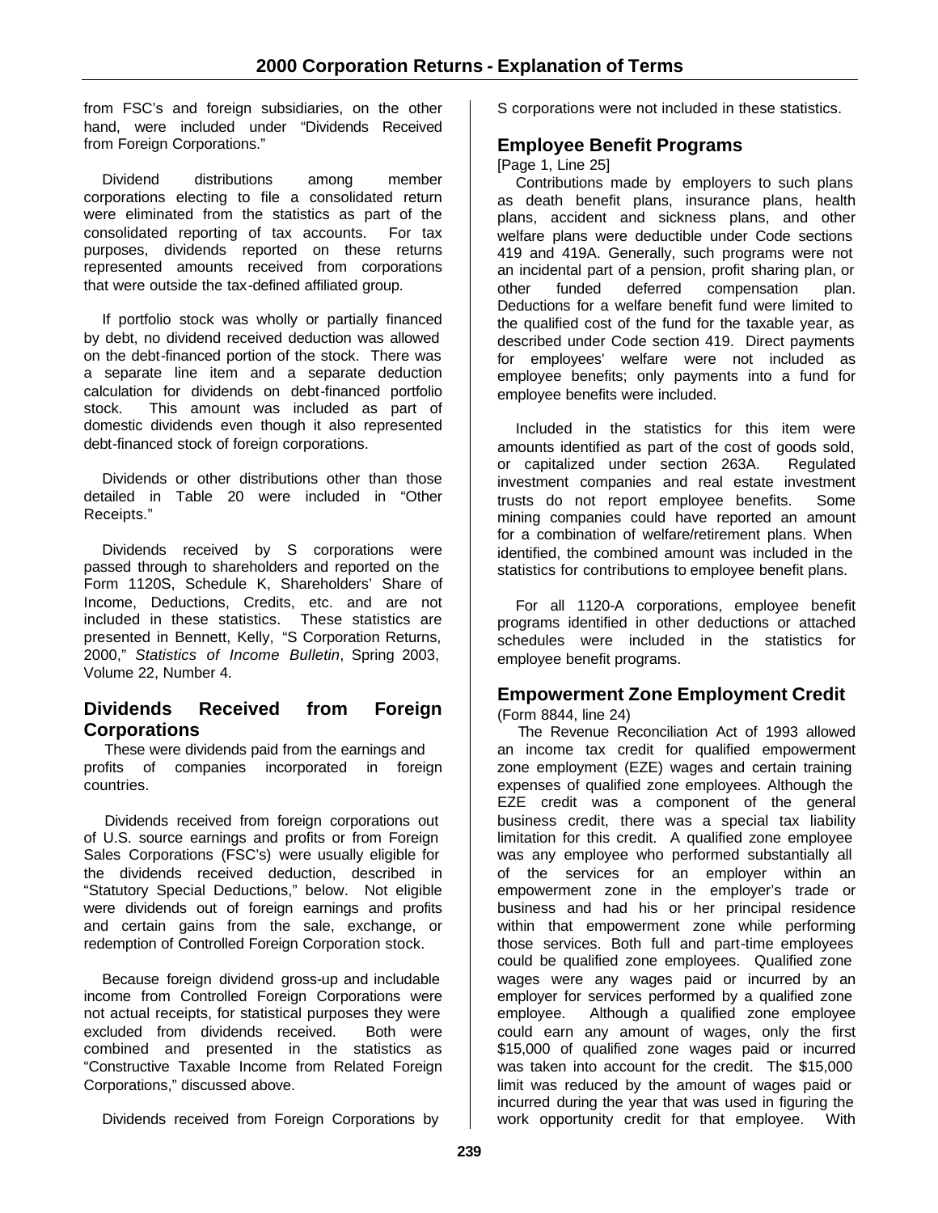from FSC's and foreign subsidiaries, on the other hand, were included under "Dividends Received from Foreign Corporations."

Dividend distributions among member corporations electing to file a consolidated return were eliminated from the statistics as part of the consolidated reporting of tax accounts. For tax purposes, dividends reported on these returns represented amounts received from corporations that were outside the tax-defined affiliated group.

If portfolio stock was wholly or partially financed by debt, no dividend received deduction was allowed on the debt-financed portion of the stock. There was a separate line item and a separate deduction calculation for dividends on debt-financed portfolio stock. This amount was included as part of domestic dividends even though it also represented debt-financed stock of foreign corporations.

Dividends or other distributions other than those detailed in Table 20 were included in "Other Receipts."

Dividends received by S corporations were passed through to shareholders and reported on the Form 1120S, Schedule K, Shareholders' Share of Income, Deductions, Credits, etc. and are not included in these statistics. These statistics are presented in Bennett, Kelly, "S Corporation Returns, 2000," *Statistics of Income Bulletin*, Spring 2003, Volume 22, Number 4.

## Dividends Received from Foreign Corporations

These were dividends paid from the earnings and profits of companies incorporated in foreign countries.

Dividends received from foreign corporations out of U.S. source earnings and profits or from Foreign Sales Corporations (FSC's) were usually eligible for the dividends received deduction, described in "Statutory Special Deductions," below. Not eligible were dividends out of foreign earnings and profits and certain gains from the sale, exchange, or redemption of Controlled Foreign Corporation stock.

Because foreign dividend gross-up and includable income from Controlled Foreign Corporations were not actual receipts, for statistical purposes they were excluded from dividends received. Both were combined and presented in the statistics as "Constructive Taxable Income from Related Foreign Corporations," discussed above.

Dividends received from Foreign Corporations by S corporations were not included in these statistics.

## Employee Benefit Programs

[Page 1, Line 25]

Contributions made by employers to such plans as death benefit plans, insurance plans, health plans, accident and sickness plans, and other welfare plans were deductible under Code sections 419 and 419A. Generally, such programs were not an incidental part of a pension, profit sharing plan, or other funded deferred compensation plan. Deductions for a welfare benefit fund were limited to the qualified cost of the fund for the taxable year, as described under Code section 419. Direct payments for employees' welfare were not included as employee benefits; only payments into a fund for employee benefits were included.

Included in the statistics for this item were amounts identified as part of the cost of goods sold, or capitalized under section 263A. Regulated investment companies and real estate investment trusts do not report employee benefits. Some mining companies could have reported an amount for a combination of welfare/retirement plans. When identified, the combined amount was included in the statistics for contributions to employee benefit plans.

For all 1120-A corporations, employee benefit programs identified in other deductions or attached schedules were included in the statistics for employee benefit programs.

## Empowerment Zone Employment Credit

(Form 8844, line 24)

The Revenue Reconciliation Act of 1993 allowed an income tax credit for qualified empowerment zone employment (EZE) wages and certain training expenses of qualified zone employees. Although the EZE credit was a component of the general business credit, there was a special tax liability limitation for this credit. A qualified zone employee was any employee who performed substantially all of the services for an employer within an empowerment zone in the employer's trade or business and had his or her principal residence within that empowerment zone while performing those services. Both full and part-time employees could be qualified zone employees. Qualified zone wages were any wages paid or incurred by an employer for services performed by a qualified zone employee. Although a qualified zone employee could earn any amount of wages, only the first $15,000 of qualified zone wages paid or incurred was taken into account for the credit. The $15,000 limit was reduced by the amount of wages paid or incurred during the year that was used in figuring the work opportunity credit for that employee. With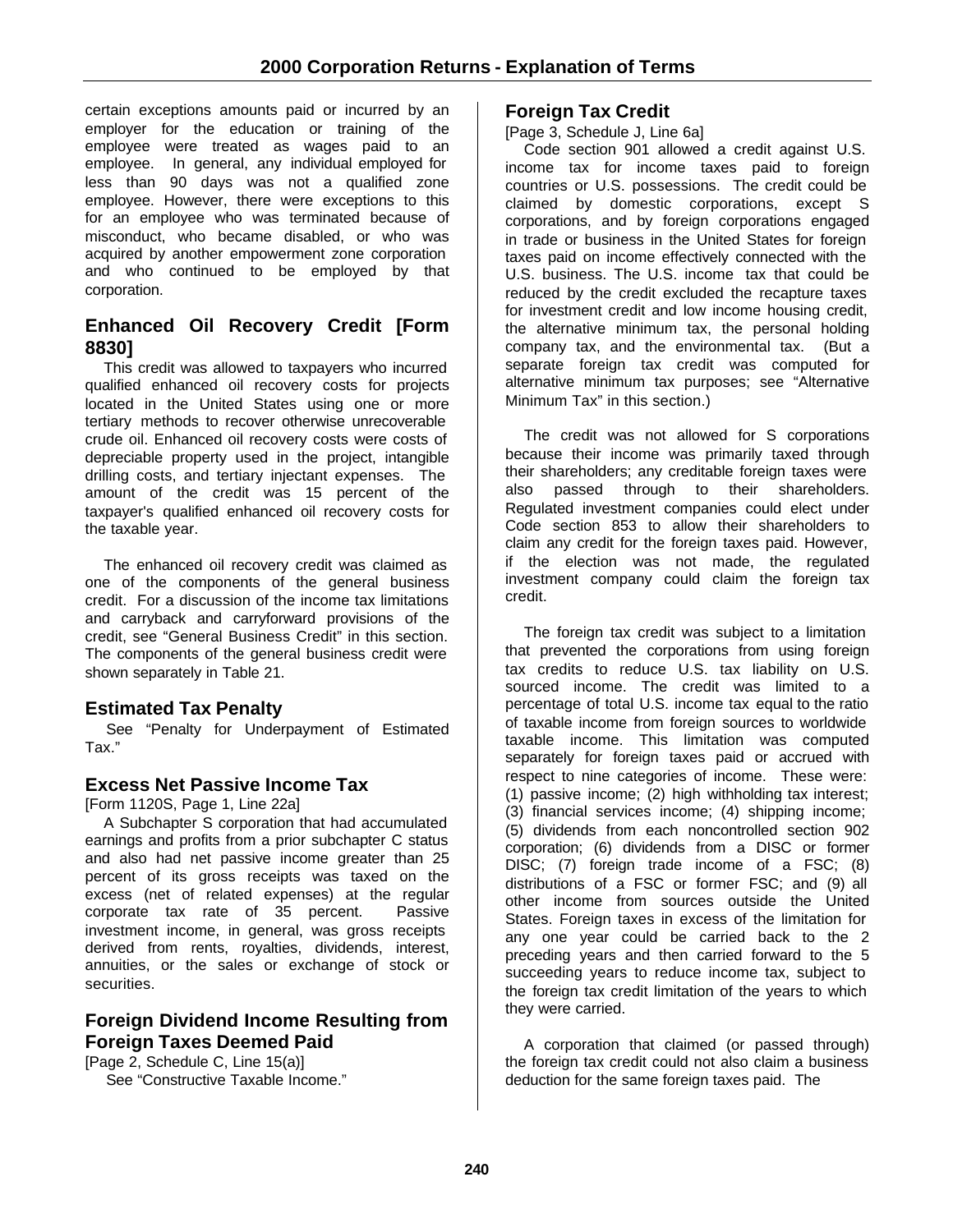certain exceptions amounts paid or incurred by an employer for the education or training of the employee were treated as wages paid to an employee. In general, any individual employed for less than 90 days was not a qualified zone employee. However, there were exceptions to this for an employee who was terminated because of misconduct, who became disabled, or who was acquired by another empowerment zone corporation and who continued to be employed by that corporation.

## Enhanced Oil Recovery Credit [Form 8830]

This credit was allowed to taxpayers who incurred qualified enhanced oil recovery costs for projects located in the United States using one or more tertiary methods to recover otherwise unrecoverable crude oil. Enhanced oil recovery costs were costs of depreciable property used in the project, intangible drilling costs, and tertiary injectant expenses. The amount of the credit was 15 percent of the taxpayer's qualified enhanced oil recovery costs for the taxable year.

The enhanced oil recovery credit was claimed as one of the components of the general business credit. For a discussion of the income tax limitations and carryback and carryforward provisions of the credit, see "General Business Credit" in this section. The components of the general business credit were shown separately in Table 21.

## Estimated Tax Penalty

See "Penalty for Underpayment of Estimated Tax."

## Excess Net Passive Income Tax

[Form 1120S, Page 1, Line 22a]

A Subchapter S corporation that had accumulated earnings and profits from a prior subchapter C status and also had net passive income greater than 25 percent of its gross receipts was taxed on the excess (net of related expenses) at the regular corporate tax rate of 35 percent. Passive investment income, in general, was gross receipts derived from rents, royalties, dividends, interest, annuities, or the sales or exchange of stock or securities.

## Foreign Dividend Income Resulting from Foreign Taxes Deemed Paid

[Page 2, Schedule C, Line 15(a)]

See "Constructive Taxable Income."

## Foreign Tax Credit

[Page 3, Schedule J, Line 6a]

Code section 901 allowed a credit against U.S. income tax for income taxes paid to foreign countries or U.S. possessions. The credit could be claimed by domestic corporations, except S corporations, and by foreign corporations engaged in trade or business in the United States for foreign taxes paid on income effectively connected with the U.S. business. The U.S. income tax that could be reduced by the credit excluded the recapture taxes for investment credit and low income housing credit, the alternative minimum tax, the personal holding company tax, and the environmental tax. (But a separate foreign tax credit was computed for alternative minimum tax purposes; see "Alternative Minimum Tax" in this section.)

The credit was not allowed for S corporations because their income was primarily taxed through their shareholders; any creditable foreign taxes were also passed through to their shareholders. Regulated investment companies could elect under Code section 853 to allow their shareholders to claim any credit for the foreign taxes paid. However, if the election was not made, the regulated investment company could claim the foreign tax credit.

The foreign tax credit was subject to a limitation that prevented the corporations from using foreign tax credits to reduce U.S. tax liability on U.S. sourced income. The credit was limited to a percentage of total U.S. income tax equal to the ratio of taxable income from foreign sources to worldwide taxable income. This limitation was computed separately for foreign taxes paid or accrued with respect to nine categories of income. These were: (1) passive income; (2) high withholding tax interest; (3) financial services income; (4) shipping income; (5) dividends from each noncontrolled section 902 corporation; (6) dividends from a DISC or former DISC; (7) foreign trade income of a FSC; (8) distributions of a FSC or former FSC; and (9) all other income from sources outside the United States. Foreign taxes in excess of the limitation for any one year could be carried back to the 2 preceding years and then carried forward to the 5 succeeding years to reduce income tax, subject to the foreign tax credit limitation of the years to which they were carried.

A corporation that claimed (or passed through) the foreign tax credit could not also claim a business deduction for the same foreign taxes paid. The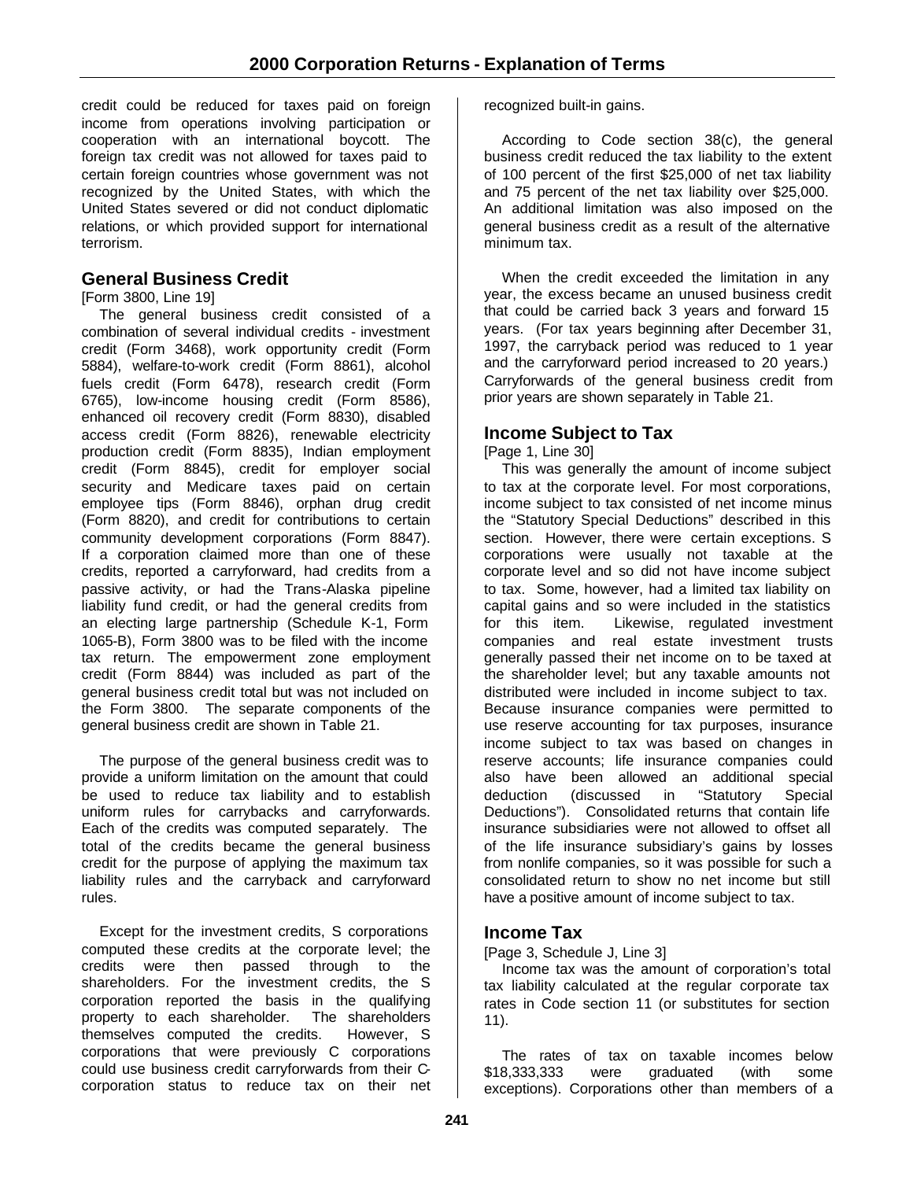credit could be reduced for taxes paid on foreign income from operations involving participation or cooperation with an international boycott. The foreign tax credit was not allowed for taxes paid to certain foreign countries whose government was not recognized by the United States, with which the United States severed or did not conduct diplomatic relations, or which provided support for international terrorism.

## General Business Credit

[Form 3800, Line 19]

The general business credit consisted of a combination of several individual credits - investment credit (Form 3468), work opportunity credit (Form 5884), welfare-to-work credit (Form 8861), alcohol fuels credit (Form 6478), research credit (Form 6765), low-income housing credit (Form 8586), enhanced oil recovery credit (Form 8830), disabled access credit (Form 8826), renewable electricity production credit (Form 8835), Indian employment credit (Form 8845), credit for employer social security and Medicare taxes paid on certain employee tips (Form 8846), orphan drug credit (Form 8820), and credit for contributions to certain community development corporations (Form 8847). If a corporation claimed more than one of these credits, reported a carryforward, had credits from a passive activity, or had the Trans-Alaska pipeline liability fund credit, or had the general credits from an electing large partnership (Schedule K-1, Form 1065-B), Form 3800 was to be filed with the income tax return. The empowerment zone employment credit (Form 8844) was included as part of the general business credit total but was not included on the Form 3800. The separate components of the general business credit are shown in Table 21.

The purpose of the general business credit was to provide a uniform limitation on the amount that could be used to reduce tax liability and to establish uniform rules for carrybacks and carryforwards. Each of the credits was computed separately. The total of the credits became the general business credit for the purpose of applying the maximum tax liability rules and the carryback and carryforward rules.

Except for the investment credits, S corporations computed these credits at the corporate level; the credits were then passed through to the shareholders. For the investment credits, the S corporation reported the basis in the qualifying property to each shareholder. The shareholders themselves computed the credits. However, S corporations that were previously C corporations could use business credit carryforwards from their C-corporation status to reduce tax on their net recognized built-in gains.

According to Code section 38(c), the general business credit reduced the tax liability to the extent of 100 percent of the first $25,000 of net tax liability and 75 percent of the net tax liability over $25,000. An additional limitation was also imposed on the general business credit as a result of the alternative minimum tax.

When the credit exceeded the limitation in any year, the excess became an unused business credit that could be carried back 3 years and forward 15 years. (For tax years beginning after December 31, 1997, the carryback period was reduced to 1 year and the carryforward period increased to 20 years.) Carryforwards of the general business credit from prior years are shown separately in Table 21.

## Income Subject to Tax

[Page 1, Line 30]

This was generally the amount of income subject to tax at the corporate level. For most corporations, income subject to tax consisted of net income minus the "Statutory Special Deductions" described in this section. However, there were certain exceptions. S corporations were usually not taxable at the corporate level and so did not have income subject to tax. Some, however, had a limited tax liability on capital gains and so were included in the statistics for this item. Likewise, regulated investment companies and real estate investment trusts generally passed their net income on to be taxed at the shareholder level; but any taxable amounts not distributed were included in income subject to tax. Because insurance companies were permitted to use reserve accounting for tax purposes, insurance income subject to tax was based on changes in reserve accounts; life insurance companies could also have been allowed an additional special deduction (discussed in "Statutory Special Deductions"). Consolidated returns that contain life insurance subsidiaries were not allowed to offset all of the life insurance subsidiary's gains by losses from nonlife companies, so it was possible for such a consolidated return to show no net income but still have a positive amount of income subject to tax.

## Income Tax

[Page 3, Schedule J, Line 3]

Income tax was the amount of corporation's total tax liability calculated at the regular corporate tax rates in Code section 11 (or substitutes for section 11).

The rates of tax on taxable incomes below $18,333,333 were graduated (with some exceptions). Corporations other than members of a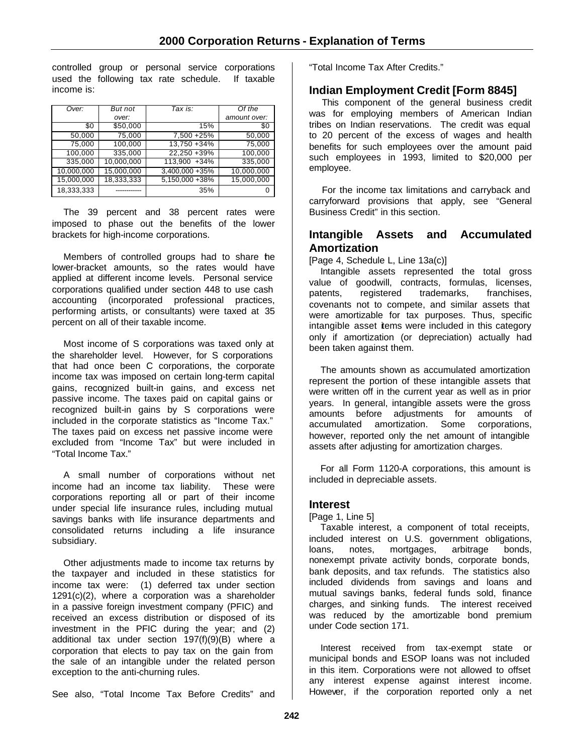controlled group or personal service corporations used the following tax rate schedule. If taxable income is:

| *Over:* | *But not over:* | *Tax is:* | *Of the amount over:* |
|---|---|---|---|
| $0 | $50,000 | 15% | $0 |
| 50,000 | 75,000 | 7,500 +25% | 50,000 |
| 75,000 | 100,000 | 13,750 +34% | 75,000 |
| 100,000 | 335,000 | 22,250 +39% | 100,000 |
| 335,000 | 10,000,000 | 113,900 +34% | 335,000 |
| 10,000,000 | 15,000,000 | 3,400,000 +35% | 10,000,000 |
| 15,000,000 | 18,333,333 | 5,150,000 +38% | 15,000,000 |
| 18,333,333 | ------------ | 35% | 0 |

The 39 percent and 38 percent rates were imposed to phase out the benefits of the lower brackets for high-income corporations.

Members of controlled groups had to share the lower-bracket amounts, so the rates would have applied at different income levels. Personal service corporations qualified under section 448 to use cash accounting (incorporated professional practices, performing artists, or consultants) were taxed at 35 percent on all of their taxable income.

Most income of S corporations was taxed only at the shareholder level. However, for S corporations that had once been C corporations, the corporate income tax was imposed on certain long-term capital gains, recognized built-in gains, and excess net passive income. The taxes paid on capital gains or recognized built-in gains by S corporations were included in the corporate statistics as "Income Tax." The taxes paid on excess net passive income were excluded from "Income Tax" but were included in "Total Income Tax."

A small number of corporations without net income had an income tax liability. These were corporations reporting all or part of their income under special life insurance rules, including mutual savings banks with life insurance departments and consolidated returns including a life insurance subsidiary.

Other adjustments made to income tax returns by the taxpayer and included in these statistics for income tax were: (1) deferred tax under section 1291(c)(2), where a corporation was a shareholder in a passive foreign investment company (PFIC) and received an excess distribution or disposed of its investment in the PFIC during the year; and (2) additional tax under section 197(f)(9)(B) where a corporation that elects to pay tax on the gain from the sale of an intangible under the related person exception to the anti-churning rules.

See also, "Total Income Tax Before Credits" and "Total Income Tax After Credits."

## Indian Employment Credit [Form 8845]

This component of the general business credit was for employing members of American Indian tribes on Indian reservations. The credit was equal to 20 percent of the excess of wages and health benefits for such employees over the amount paid such employees in 1993, limited to $20,000 per employee.

For the income tax limitations and carryback and carryforward provisions that apply, see "General Business Credit" in this section.

## Intangible Assets and Accumulated Amortization

[Page 4, Schedule L, Line 13a(c)]

Intangible assets represented the total gross value of goodwill, contracts, formulas, licenses, patents, registered trademarks, franchises, covenants not to compete, and similar assets that were amortizable for tax purposes. Thus, specific intangible asset items were included in this category only if amortization (or depreciation) actually had been taken against them.

The amounts shown as accumulated amortization represent the portion of these intangible assets that were written off in the current year as well as in prior years. In general, intangible assets were the gross amounts before adjustments for amounts of accumulated amortization. Some corporations, however, reported only the net amount of intangible assets after adjusting for amortization charges.

For all Form 1120-A corporations, this amount is included in depreciable assets.

## Interest

[Page 1, Line 5]

Taxable interest, a component of total receipts, included interest on U.S. government obligations, loans, notes, mortgages, arbitrage bonds, nonexempt private activity bonds, corporate bonds, bank deposits, and tax refunds. The statistics also included dividends from savings and loans and mutual savings banks, federal funds sold, finance charges, and sinking funds. The interest received was reduced by the amortizable bond premium under Code section 171.

Interest received from tax-exempt state or municipal bonds and ESOP loans was not included in this item. Corporations were not allowed to offset any interest expense against interest income. However, if the corporation reported only a net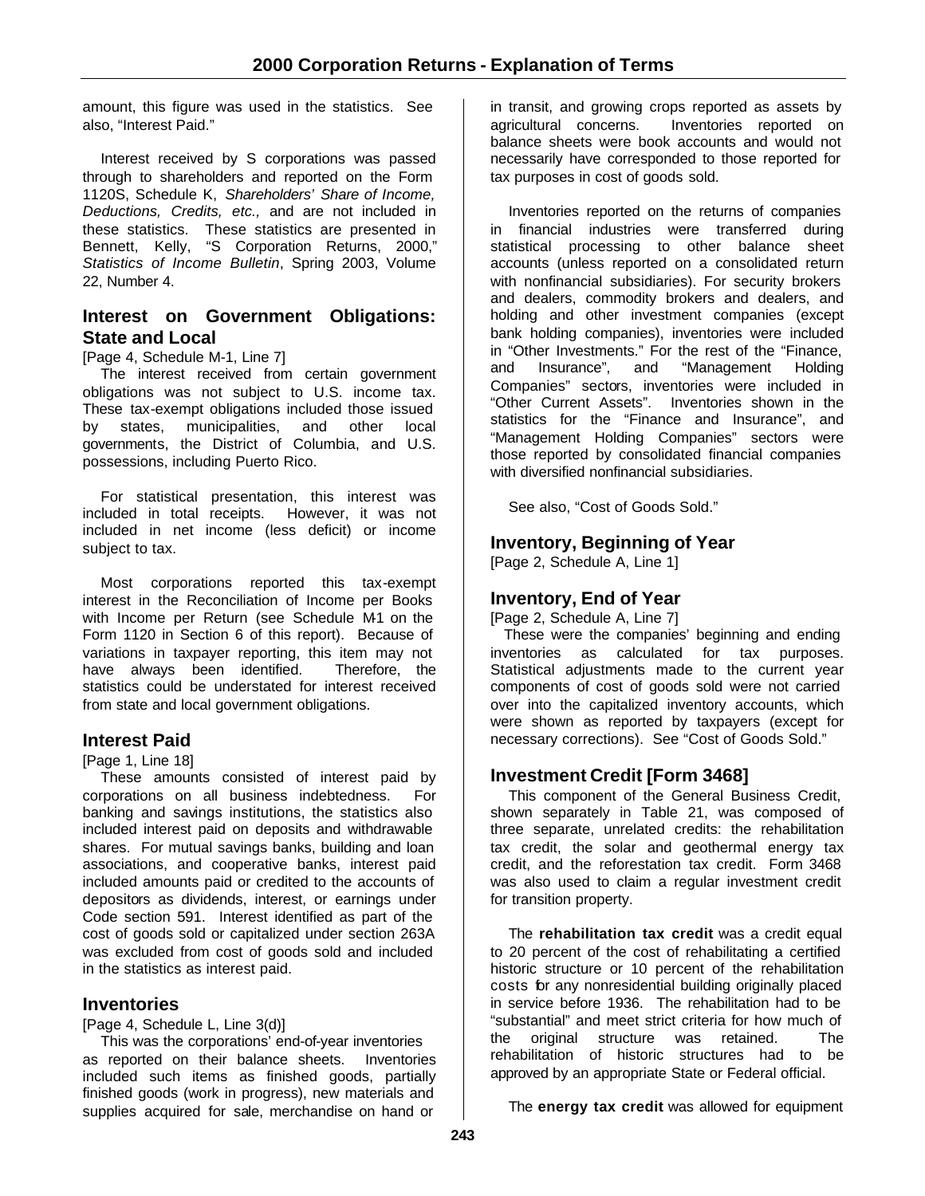amount, this figure was used in the statistics. See also, "Interest Paid."

Interest received by S corporations was passed through to shareholders and reported on the Form 1120S, Schedule K, *Shareholders' Share of Income, Deductions, Credits, etc.,* and are not included in these statistics. These statistics are presented in Bennett, Kelly, "S Corporation Returns, 2000," *Statistics of Income Bulletin*, Spring 2003, Volume 22, Number 4.

## Interest on Government Obligations: State and Local

[Page 4, Schedule M-1, Line 7]

The interest received from certain government obligations was not subject to U.S. income tax. These tax-exempt obligations included those issued by states, municipalities, and other local governments, the District of Columbia, and U.S. possessions, including Puerto Rico.

For statistical presentation, this interest was included in total receipts. However, it was not included in net income (less deficit) or income subject to tax.

Most corporations reported this tax-exempt interest in the Reconciliation of Income per Books with Income per Return (see Schedule M-1 on the Form 1120 in Section 6 of this report). Because of variations in taxpayer reporting, this item may not have always been identified. Therefore, the statistics could be understated for interest received from state and local government obligations.

## Interest Paid

[Page 1, Line 18]

These amounts consisted of interest paid by corporations on all business indebtedness. For banking and savings institutions, the statistics also included interest paid on deposits and withdrawable shares. For mutual savings banks, building and loan associations, and cooperative banks, interest paid included amounts paid or credited to the accounts of depositors as dividends, interest, or earnings under Code section 591. Interest identified as part of the cost of goods sold or capitalized under section 263A was excluded from cost of goods sold and included in the statistics as interest paid.

## Inventories

[Page 4, Schedule L, Line 3(d)]

This was the corporations' end-of-year inventories as reported on their balance sheets. Inventories included such items as finished goods, partially finished goods (work in progress), new materials and supplies acquired for sale, merchandise on hand or in transit, and growing crops reported as assets by agricultural concerns. Inventories reported on balance sheets were book accounts and would not necessarily have corresponded to those reported for tax purposes in cost of goods sold.

Inventories reported on the returns of companies in financial industries were transferred during statistical processing to other balance sheet accounts (unless reported on a consolidated return with nonfinancial subsidiaries). For security brokers and dealers, commodity brokers and dealers, and holding and other investment companies (except bank holding companies), inventories were included in "Other Investments." For the rest of the "Finance, and Insurance", and "Management Holding Companies" sectors, inventories were included in "Other Current Assets". Inventories shown in the statistics for the "Finance and Insurance", and "Management Holding Companies" sectors were those reported by consolidated financial companies with diversified nonfinancial subsidiaries.

See also, "Cost of Goods Sold."

## Inventory, Beginning of Year

[Page 2, Schedule A, Line 1]

## Inventory, End of Year

[Page 2, Schedule A, Line 7]

These were the companies' beginning and ending inventories as calculated for tax purposes. Statistical adjustments made to the current year components of cost of goods sold were not carried over into the capitalized inventory accounts, which were shown as reported by taxpayers (except for necessary corrections). See "Cost of Goods Sold."

## Investment Credit [Form 3468]

This component of the General Business Credit, shown separately in Table 21, was composed of three separate, unrelated credits: the rehabilitation tax credit, the solar and geothermal energy tax credit, and the reforestation tax credit. Form 3468 was also used to claim a regular investment credit for transition property.

The **rehabilitation tax credit** was a credit equal to 20 percent of the cost of rehabilitating a certified historic structure or 10 percent of the rehabilitation costs for any nonresidential building originally placed in service before 1936. The rehabilitation had to be "substantial" and meet strict criteria for how much of the original structure was retained. The rehabilitation of historic structures had to be approved by an appropriate State or Federal official.

The **energy tax credit** was allowed for equipment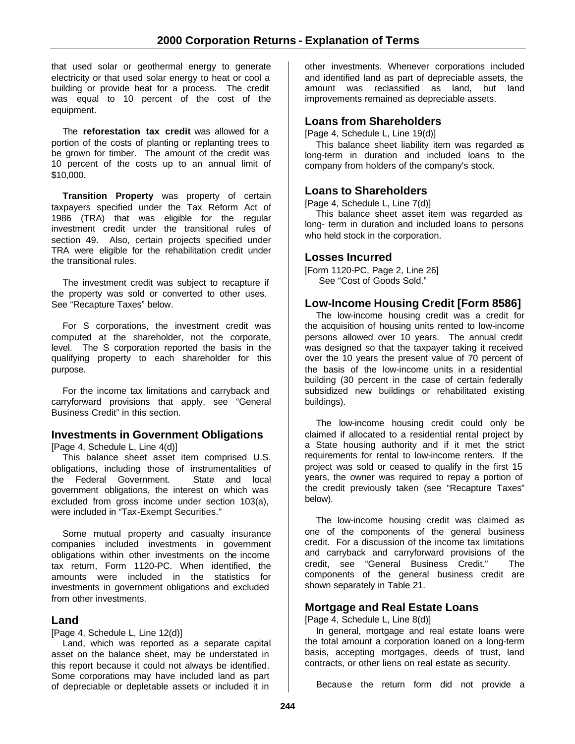that used solar or geothermal energy to generate electricity or that used solar energy to heat or cool a building or provide heat for a process. The credit was equal to 10 percent of the cost of the equipment.

The **reforestation tax credit** was allowed for a portion of the costs of planting or replanting trees to be grown for timber. The amount of the credit was 10 percent of the costs up to an annual limit of $10,000.

**Transition Property** was property of certain taxpayers specified under the Tax Reform Act of 1986 (TRA) that was eligible for the regular investment credit under the transitional rules of section 49. Also, certain projects specified under TRA were eligible for the rehabilitation credit under the transitional rules.

The investment credit was subject to recapture if the property was sold or converted to other uses. See "Recapture Taxes" below.

For S corporations, the investment credit was computed at the shareholder, not the corporate, level. The S corporation reported the basis in the qualifying property to each shareholder for this purpose.

For the income tax limitations and carryback and carryforward provisions that apply, see "General Business Credit" in this section.

## Investments in Government Obligations

[Page 4, Schedule L, Line 4(d)]

This balance sheet asset item comprised U.S. obligations, including those of instrumentalities of the Federal Government. State and local government obligations, the interest on which was excluded from gross income under section 103(a), were included in "Tax-Exempt Securities."

Some mutual property and casualty insurance companies included investments in government obligations within other investments on the income tax return, Form 1120-PC. When identified, the amounts were included in the statistics for investments in government obligations and excluded from other investments.

## Land

[Page 4, Schedule L, Line 12(d)]

Land, which was reported as a separate capital asset on the balance sheet, may be understated in this report because it could not always be identified. Some corporations may have included land as part of depreciable or depletable assets or included it in other investments. Whenever corporations included and identified land as part of depreciable assets, the amount was reclassified as land, but land improvements remained as depreciable assets.

## Loans from Shareholders

[Page 4, Schedule L, Line 19(d)]

This balance sheet liability item was regarded as long-term in duration and included loans to the company from holders of the company's stock.

## Loans to Shareholders

[Page 4, Schedule L, Line 7(d)]

This balance sheet asset item was regarded as long- term in duration and included loans to persons who held stock in the corporation.

## Losses Incurred

[Form 1120-PC, Page 2, Line 26]

See "Cost of Goods Sold."

## Low-Income Housing Credit [Form 8586]

The low-income housing credit was a credit for the acquisition of housing units rented to low-income persons allowed over 10 years. The annual credit was designed so that the taxpayer taking it received over the 10 years the present value of 70 percent of the basis of the low-income units in a residential building (30 percent in the case of certain federally subsidized new buildings or rehabilitated existing buildings).

The low-income housing credit could only be claimed if allocated to a residential rental project by a State housing authority and if it met the strict requirements for rental to low-income renters. If the project was sold or ceased to qualify in the first 15 years, the owner was required to repay a portion of the credit previously taken (see "Recapture Taxes" below).

The low-income housing credit was claimed as one of the components of the general business credit. For a discussion of the income tax limitations and carryback and carryforward provisions of the credit, see "General Business Credit." The components of the general business credit are shown separately in Table 21.

## Mortgage and Real Estate Loans

[Page 4, Schedule L, Line 8(d)]

In general, mortgage and real estate loans were the total amount a corporation loaned on a long-term basis, accepting mortgages, deeds of trust, land contracts, or other liens on real estate as security.

Because the return form did not provide a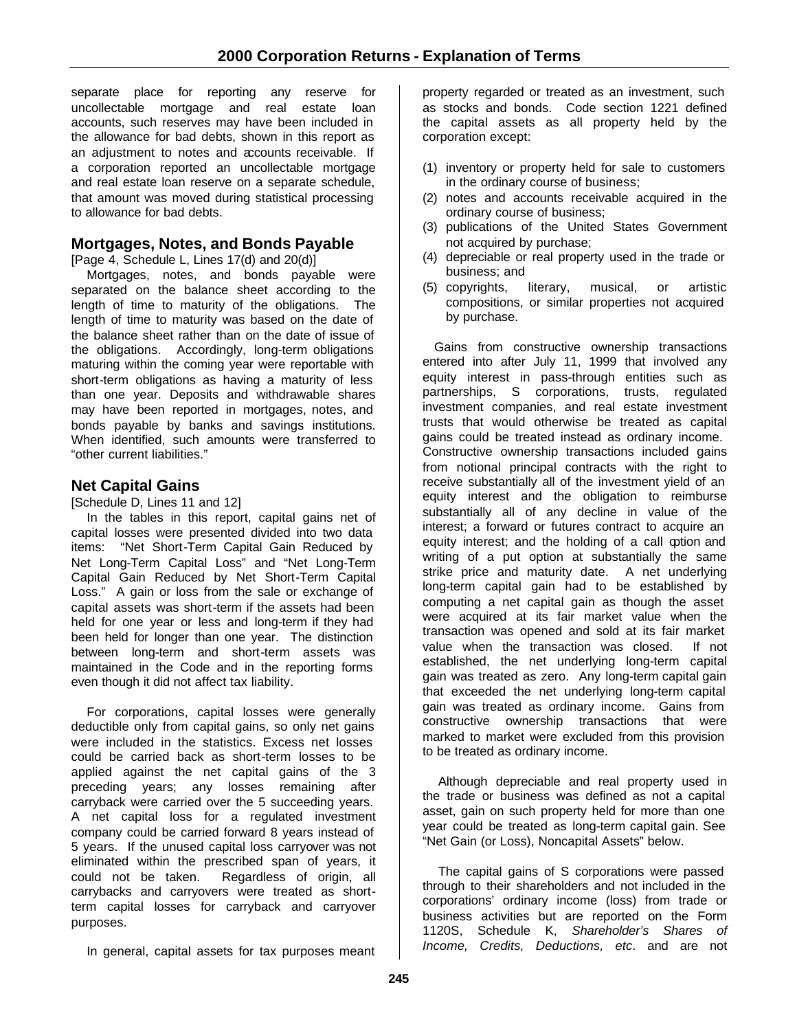separate place for reporting any reserve for uncollectable mortgage and real estate loan accounts, such reserves may have been included in the allowance for bad debts, shown in this report as an adjustment to notes and accounts receivable. If a corporation reported an uncollectable mortgage and real estate loan reserve on a separate schedule, that amount was moved during statistical processing to allowance for bad debts.

## Mortgages, Notes, and Bonds Payable

[Page 4, Schedule L, Lines 17(d) and 20(d)]

Mortgages, notes, and bonds payable were separated on the balance sheet according to the length of time to maturity of the obligations. The length of time to maturity was based on the date of the balance sheet rather than on the date of issue of the obligations. Accordingly, long-term obligations maturing within the coming year were reportable with short-term obligations as having a maturity of less than one year. Deposits and withdrawable shares may have been reported in mortgages, notes, and bonds payable by banks and savings institutions. When identified, such amounts were transferred to "other current liabilities."

## Net Capital Gains

[Schedule D, Lines 11 and 12]

In the tables in this report, capital gains net of capital losses were presented divided into two data items: "Net Short-Term Capital Gain Reduced by Net Long-Term Capital Loss" and "Net Long-Term Capital Gain Reduced by Net Short-Term Capital Loss." A gain or loss from the sale or exchange of capital assets was short-term if the assets had been held for one year or less and long-term if they had been held for longer than one year. The distinction between long-term and short-term assets was maintained in the Code and in the reporting forms even though it did not affect tax liability.

For corporations, capital losses were generally deductible only from capital gains, so only net gains were included in the statistics. Excess net losses could be carried back as short-term losses to be applied against the net capital gains of the 3 preceding years; any losses remaining after carryback were carried over the 5 succeeding years. A net capital loss for a regulated investment company could be carried forward 8 years instead of 5 years. If the unused capital loss carryover was not eliminated within the prescribed span of years, it could not be taken. Regardless of origin, all carrybacks and carryovers were treated as short-term capital losses for carryback and carryover purposes.

In general, capital assets for tax purposes meant property regarded or treated as an investment, such as stocks and bonds. Code section 1221 defined the capital assets as all property held by the corporation except:

(1) inventory or property held for sale to customers in the ordinary course of business;
(2) notes and accounts receivable acquired in the ordinary course of business;
(3) publications of the United States Government not acquired by purchase;
(4) depreciable or real property used in the trade or business; and
(5) copyrights, literary, musical, or artistic compositions, or similar properties not acquired by purchase.

Gains from constructive ownership transactions entered into after July 11, 1999 that involved any equity interest in pass-through entities such as partnerships, S corporations, trusts, regulated investment companies, and real estate investment trusts that would otherwise be treated as capital gains could be treated instead as ordinary income. Constructive ownership transactions included gains from notional principal contracts with the right to receive substantially all of the investment yield of an equity interest and the obligation to reimburse substantially all of any decline in value of the interest; a forward or futures contract to acquire an equity interest; and the holding of a call option and writing of a put option at substantially the same strike price and maturity date. A net underlying long-term capital gain had to be established by computing a net capital gain as though the asset were acquired at its fair market value when the transaction was opened and sold at its fair market value when the transaction was closed. If not established, the net underlying long-term capital gain was treated as zero. Any long-term capital gain that exceeded the net underlying long-term capital gain was treated as ordinary income. Gains from constructive ownership transactions that were marked to market were excluded from this provision to be treated as ordinary income.

Although depreciable and real property used in the trade or business was defined as not a capital asset, gain on such property held for more than one year could be treated as long-term capital gain. See "Net Gain (or Loss), Noncapital Assets" below.

The capital gains of S corporations were passed through to their shareholders and not included in the corporations' ordinary income (loss) from trade or business activities but are reported on the Form 1120S, Schedule K, *Shareholder's Shares of Income, Credits, Deductions, etc*. and are not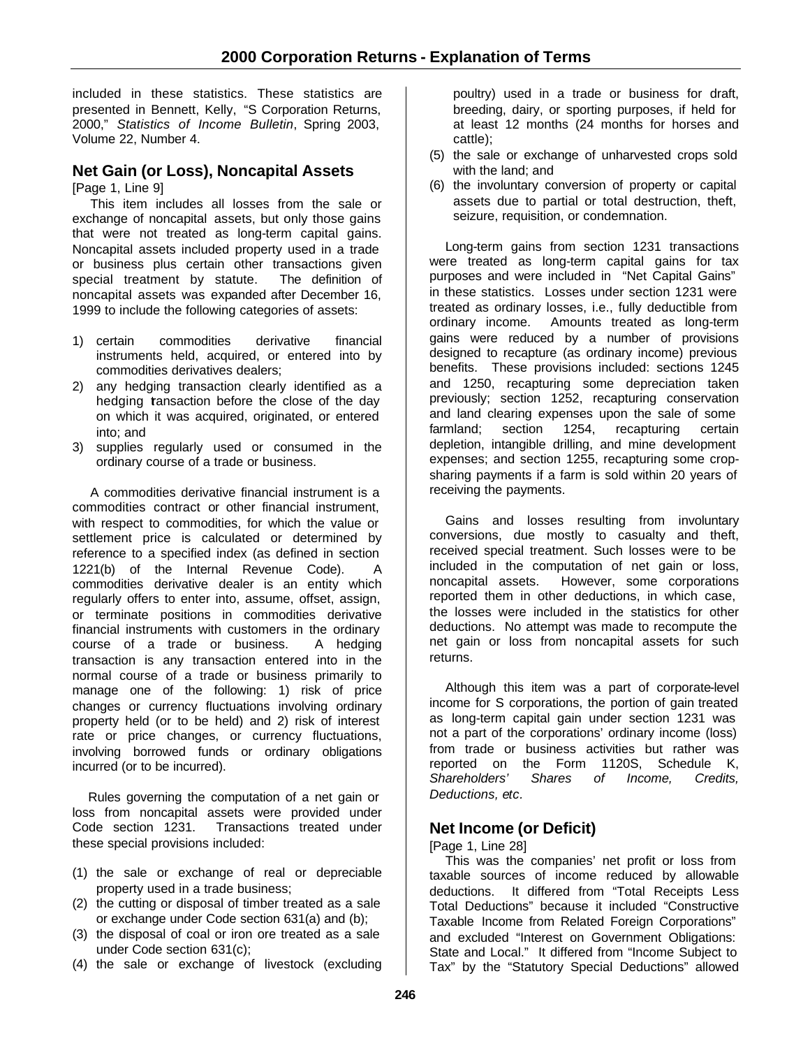included in these statistics. These statistics are presented in Bennett, Kelly, "S Corporation Returns, 2000," *Statistics of Income Bulletin*, Spring 2003, Volume 22, Number 4.

## Net Gain (or Loss), Noncapital Assets

[Page 1, Line 9]

This item includes all losses from the sale or exchange of noncapital assets, but only those gains that were not treated as long-term capital gains. Noncapital assets included property used in a trade or business plus certain other transactions given special treatment by statute. The definition of noncapital assets was expanded after December 16, 1999 to include the following categories of assets:

1) certain commodities derivative financial instruments held, acquired, or entered into by commodities derivatives dealers;
2) any hedging transaction clearly identified as a hedging transaction before the close of the day on which it was acquired, originated, or entered into; and
3) supplies regularly used or consumed in the ordinary course of a trade or business.

A commodities derivative financial instrument is a commodities contract or other financial instrument, with respect to commodities, for which the value or settlement price is calculated or determined by reference to a specified index (as defined in section 1221(b) of the Internal Revenue Code). A commodities derivative dealer is an entity which regularly offers to enter into, assume, offset, assign, or terminate positions in commodities derivative financial instruments with customers in the ordinary course of a trade or business. A hedging transaction is any transaction entered into in the normal course of a trade or business primarily to manage one of the following: 1) risk of price changes or currency fluctuations involving ordinary property held (or to be held) and 2) risk of interest rate or price changes, or currency fluctuations, involving borrowed funds or ordinary obligations incurred (or to be incurred).

Rules governing the computation of a net gain or loss from noncapital assets were provided under Code section 1231. Transactions treated under these special provisions included:

(1) the sale or exchange of real or depreciable property used in a trade business;
(2) the cutting or disposal of timber treated as a sale or exchange under Code section 631(a) and (b);
(3) the disposal of coal or iron ore treated as a sale under Code section 631(c);
(4) the sale or exchange of livestock (excluding poultry) used in a trade or business for draft, breeding, dairy, or sporting purposes, if held for at least 12 months (24 months for horses and cattle);
(5) the sale or exchange of unharvested crops sold with the land; and
(6) the involuntary conversion of property or capital assets due to partial or total destruction, theft, seizure, requisition, or condemnation.

Long-term gains from section 1231 transactions were treated as long-term capital gains for tax purposes and were included in "Net Capital Gains" in these statistics. Losses under section 1231 were treated as ordinary losses, i.e., fully deductible from ordinary income. Amounts treated as long-term gains were reduced by a number of provisions designed to recapture (as ordinary income) previous benefits. These provisions included: sections 1245 and 1250, recapturing some depreciation taken previously; section 1252, recapturing conservation and land clearing expenses upon the sale of some farmland; section 1254, recapturing certain depletion, intangible drilling, and mine development expenses; and section 1255, recapturing some crop-sharing payments if a farm is sold within 20 years of receiving the payments.

Gains and losses resulting from involuntary conversions, due mostly to casualty and theft, received special treatment. Such losses were to be included in the computation of net gain or loss, noncapital assets. However, some corporations reported them in other deductions, in which case, the losses were included in the statistics for other deductions. No attempt was made to recompute the net gain or loss from noncapital assets for such returns.

Although this item was a part of corporate-level income for S corporations, the portion of gain treated as long-term capital gain under section 1231 was not a part of the corporations' ordinary income (loss) from trade or business activities but rather was reported on the Form 1120S, Schedule K, *Shareholders' Shares of Income, Credits, Deductions, etc*.

## Net Income (or Deficit)

[Page 1, Line 28]

This was the companies' net profit or loss from taxable sources of income reduced by allowable deductions. It differed from "Total Receipts Less Total Deductions" because it included "Constructive Taxable Income from Related Foreign Corporations" and excluded "Interest on Government Obligations: State and Local." It differed from "Income Subject to Tax" by the "Statutory Special Deductions" allowed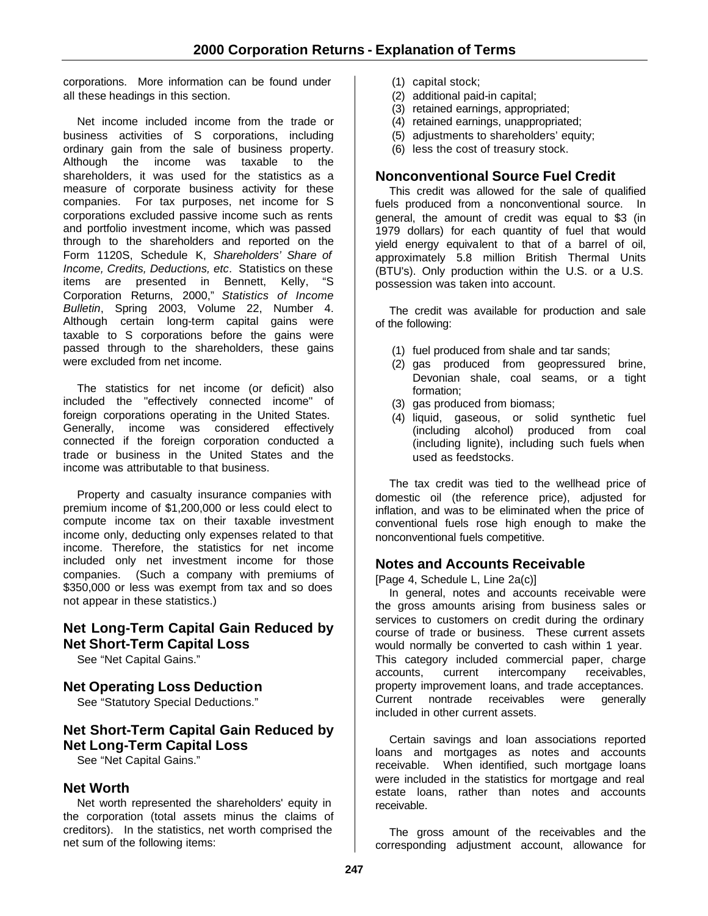corporations. More information can be found under all these headings in this section.

Net income included income from the trade or business activities of S corporations, including ordinary gain from the sale of business property. Although the income was taxable to the shareholders, it was used for the statistics as a measure of corporate business activity for these companies. For tax purposes, net income for S corporations excluded passive income such as rents and portfolio investment income, which was passed through to the shareholders and reported on the Form 1120S, Schedule K, *Shareholders' Share of Income, Credits, Deductions, etc*. Statistics on these items are presented in Bennett, Kelly, "S Corporation Returns, 2000," *Statistics of Income Bulletin*, Spring 2003, Volume 22, Number 4. Although certain long-term capital gains were taxable to S corporations before the gains were passed through to the shareholders, these gains were excluded from net income.

The statistics for net income (or deficit) also included the "effectively connected income" of foreign corporations operating in the United States. Generally, income was considered effectively connected if the foreign corporation conducted a trade or business in the United States and the income was attributable to that business.

Property and casualty insurance companies with premium income of $1,200,000 or less could elect to compute income tax on their taxable investment income only, deducting only expenses related to that income. Therefore, the statistics for net income included only net investment income for those companies. (Such a company with premiums of $350,000 or less was exempt from tax and so does not appear in these statistics.)

## Net Long-Term Capital Gain Reduced by Net Short-Term Capital Loss

See "Net Capital Gains."

## Net Operating Loss Deduction

See "Statutory Special Deductions."

## Net Short-Term Capital Gain Reduced by Net Long-Term Capital Loss

See "Net Capital Gains."

## Net Worth

Net worth represented the shareholders' equity in the corporation (total assets minus the claims of creditors). In the statistics, net worth comprised the net sum of the following items:

(1) capital stock;
(2) additional paid-in capital;
(3) retained earnings, appropriated;
(4) retained earnings, unappropriated;
(5) adjustments to shareholders' equity;
(6) less the cost of treasury stock.

## Nonconventional Source Fuel Credit

This credit was allowed for the sale of qualified fuels produced from a nonconventional source. In general, the amount of credit was equal to $3 (in 1979 dollars) for each quantity of fuel that would yield energy equivalent to that of a barrel of oil, approximately 5.8 million British Thermal Units (BTU's). Only production within the U.S. or a U.S. possession was taken into account.

The credit was available for production and sale of the following:

(1) fuel produced from shale and tar sands;
(2) gas produced from geopressured brine, Devonian shale, coal seams, or a tight formation;
(3) gas produced from biomass;
(4) liquid, gaseous, or solid synthetic fuel (including alcohol) produced from coal (including lignite), including such fuels when used as feedstocks.

The tax credit was tied to the wellhead price of domestic oil (the reference price), adjusted for inflation, and was to be eliminated when the price of conventional fuels rose high enough to make the nonconventional fuels competitive.

## Notes and Accounts Receivable

[Page 4, Schedule L, Line 2a(c)]

In general, notes and accounts receivable were the gross amounts arising from business sales or services to customers on credit during the ordinary course of trade or business. These current assets would normally be converted to cash within 1 year. This category included commercial paper, charge accounts, current intercompany receivables, property improvement loans, and trade acceptances. Current nontrade receivables were generally included in other current assets.

Certain savings and loan associations reported loans and mortgages as notes and accounts receivable. When identified, such mortgage loans were included in the statistics for mortgage and real estate loans, rather than notes and accounts receivable.

The gross amount of the receivables and the corresponding adjustment account, allowance for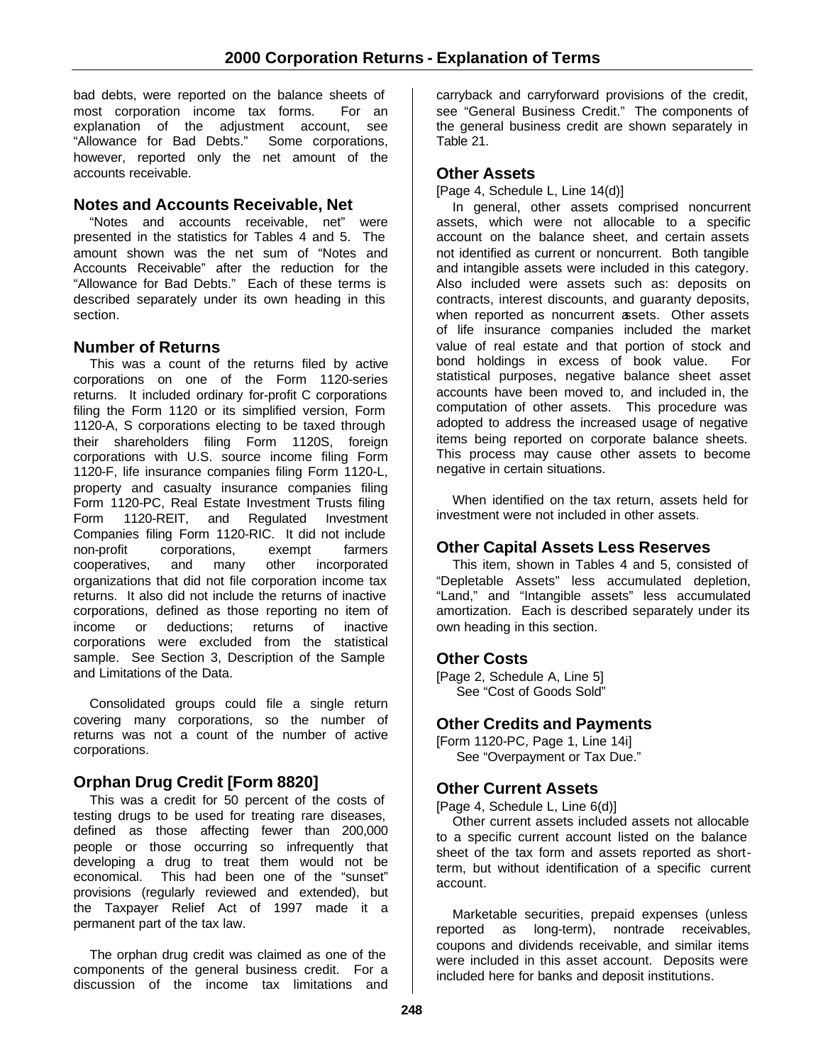bad debts, were reported on the balance sheets of most corporation income tax forms. For an explanation of the adjustment account, see "Allowance for Bad Debts." Some corporations, however, reported only the net amount of the accounts receivable.

### Notes and Accounts Receivable, Net

"Notes and accounts receivable, net" were presented in the statistics for Tables 4 and 5. The amount shown was the net sum of "Notes and Accounts Receivable" after the reduction for the "Allowance for Bad Debts." Each of these terms is described separately under its own heading in this section.

### Number of Returns

This was a count of the returns filed by active corporations on one of the Form 1120-series returns. It included ordinary for-profit C corporations filing the Form 1120 or its simplified version, Form 1120-A, S corporations electing to be taxed through their shareholders filing Form 1120S, foreign corporations with U.S. source income filing Form 1120-F, life insurance companies filing Form 1120-L, property and casualty insurance companies filing Form 1120-PC, Real Estate Investment Trusts filing Form 1120-REIT, and Regulated Investment Companies filing Form 1120-RIC. It did not include non-profit corporations, exempt farmers cooperatives, and many other incorporated organizations that did not file corporation income tax returns. It also did not include the returns of inactive corporations, defined as those reporting no item of income or deductions; returns of inactive corporations were excluded from the statistical sample. See Section 3, Description of the Sample and Limitations of the Data.

Consolidated groups could file a single return covering many corporations, so the number of returns was not a count of the number of active corporations.

### Orphan Drug Credit [Form 8820]

This was a credit for 50 percent of the costs of testing drugs to be used for treating rare diseases, defined as those affecting fewer than 200,000 people or those occurring so infrequently that developing a drug to treat them would not be economical. This had been one of the "sunset" provisions (regularly reviewed and extended), but the Taxpayer Relief Act of 1997 made it a permanent part of the tax law.

The orphan drug credit was claimed as one of the components of the general business credit. For a discussion of the income tax limitations and carryback and carryforward provisions of the credit, see "General Business Credit." The components of the general business credit are shown separately in Table 21.

### Other Assets

[Page 4, Schedule L, Line 14(d)]

In general, other assets comprised noncurrent assets, which were not allocable to a specific account on the balance sheet, and certain assets not identified as current or noncurrent. Both tangible and intangible assets were included in this category. Also included were assets such as: deposits on contracts, interest discounts, and guaranty deposits, when reported as noncurrent assets. Other assets of life insurance companies included the market value of real estate and that portion of stock and bond holdings in excess of book value. For statistical purposes, negative balance sheet asset accounts have been moved to, and included in, the computation of other assets. This procedure was adopted to address the increased usage of negative items being reported on corporate balance sheets. This process may cause other assets to become negative in certain situations.

When identified on the tax return, assets held for investment were not included in other assets.

### Other Capital Assets Less Reserves

This item, shown in Tables 4 and 5, consisted of "Depletable Assets" less accumulated depletion, "Land," and "Intangible assets" less accumulated amortization. Each is described separately under its own heading in this section.

### Other Costs

[Page 2, Schedule A, Line 5]

See "Cost of Goods Sold"

### Other Credits and Payments

[Form 1120-PC, Page 1, Line 14i]

See "Overpayment or Tax Due."

### Other Current Assets

[Page 4, Schedule L, Line 6(d)]

Other current assets included assets not allocable to a specific current account listed on the balance sheet of the tax form and assets reported as short-term, but without identification of a specific current account.

Marketable securities, prepaid expenses (unless reported as long-term), nontrade receivables, coupons and dividends receivable, and similar items were included in this asset account. Deposits were included here for banks and deposit institutions.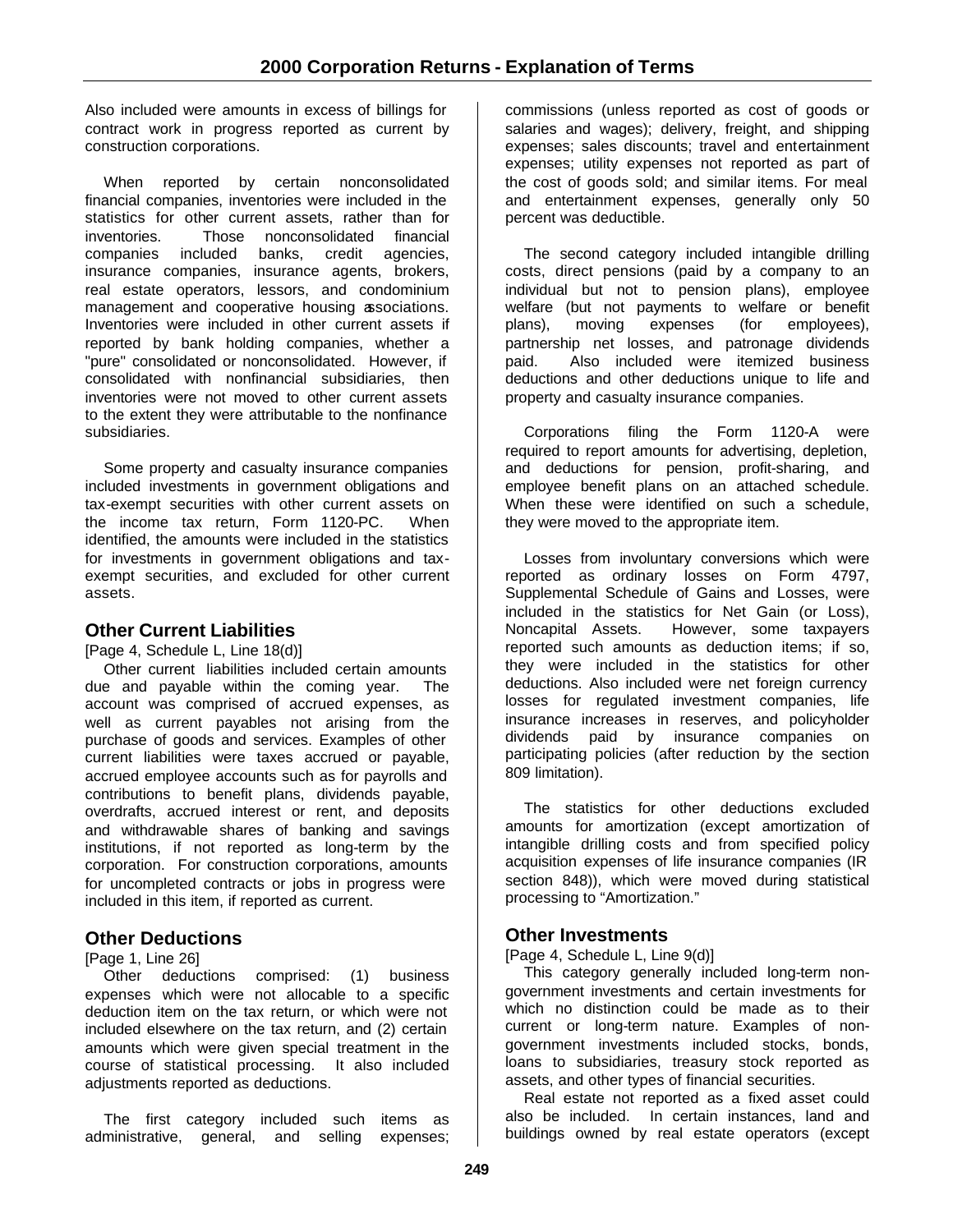Also included were amounts in excess of billings for contract work in progress reported as current by construction corporations.

When reported by certain nonconsolidated financial companies, inventories were included in the statistics for other current assets, rather than for inventories. Those nonconsolidated financial companies included banks, credit agencies, insurance companies, insurance agents, brokers, real estate operators, lessors, and condominium management and cooperative housing associations. Inventories were included in other current assets if reported by bank holding companies, whether a "pure" consolidated or nonconsolidated. However, if consolidated with nonfinancial subsidiaries, then inventories were not moved to other current assets to the extent they were attributable to the nonfinance subsidiaries.

Some property and casualty insurance companies included investments in government obligations and tax-exempt securities with other current assets on the income tax return, Form 1120-PC. When identified, the amounts were included in the statistics for investments in government obligations and tax-exempt securities, and excluded for other current assets.

## Other Current Liabilities

[Page 4, Schedule L, Line 18(d)]

Other current liabilities included certain amounts due and payable within the coming year. The account was comprised of accrued expenses, as well as current payables not arising from the purchase of goods and services. Examples of other current liabilities were taxes accrued or payable, accrued employee accounts such as for payrolls and contributions to benefit plans, dividends payable, overdrafts, accrued interest or rent, and deposits and withdrawable shares of banking and savings institutions, if not reported as long-term by the corporation. For construction corporations, amounts for uncompleted contracts or jobs in progress were included in this item, if reported as current.

## Other Deductions

[Page 1, Line 26]

Other deductions comprised: (1) business expenses which were not allocable to a specific deduction item on the tax return, or which were not included elsewhere on the tax return, and (2) certain amounts which were given special treatment in the course of statistical processing. It also included adjustments reported as deductions.

The first category included such items as administrative, general, and selling expenses; commissions (unless reported as cost of goods or salaries and wages); delivery, freight, and shipping expenses; sales discounts; travel and entertainment expenses; utility expenses not reported as part of the cost of goods sold; and similar items. For meal and entertainment expenses, generally only 50 percent was deductible.

The second category included intangible drilling costs, direct pensions (paid by a company to an individual but not to pension plans), employee welfare (but not payments to welfare or benefit plans), moving expenses (for employees), partnership net losses, and patronage dividends paid. Also included were itemized business deductions and other deductions unique to life and property and casualty insurance companies.

Corporations filing the Form 1120-A were required to report amounts for advertising, depletion, and deductions for pension, profit-sharing, and employee benefit plans on an attached schedule. When these were identified on such a schedule, they were moved to the appropriate item.

Losses from involuntary conversions which were reported as ordinary losses on Form 4797, Supplemental Schedule of Gains and Losses, were included in the statistics for Net Gain (or Loss), Noncapital Assets. However, some taxpayers reported such amounts as deduction items; if so, they were included in the statistics for other deductions. Also included were net foreign currency losses for regulated investment companies, life insurance increases in reserves, and policyholder dividends paid by insurance companies on participating policies (after reduction by the section 809 limitation).

The statistics for other deductions excluded amounts for amortization (except amortization of intangible drilling costs and from specified policy acquisition expenses of life insurance companies (IR section 848)), which were moved during statistical processing to "Amortization."

## Other Investments

[Page 4, Schedule L, Line 9(d)]

This category generally included long-term non-government investments and certain investments for which no distinction could be made as to their current or long-term nature. Examples of non-government investments included stocks, bonds, loans to subsidiaries, treasury stock reported as assets, and other types of financial securities.

Real estate not reported as a fixed asset could also be included. In certain instances, land and buildings owned by real estate operators (except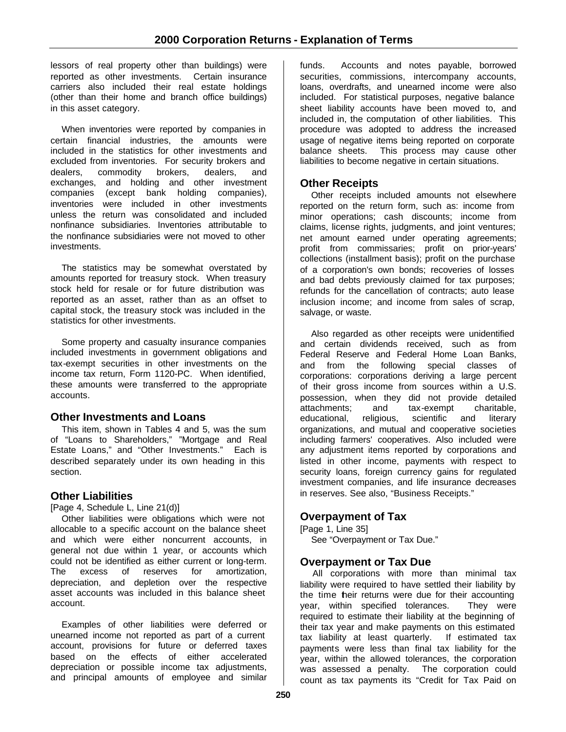lessors of real property other than buildings) were reported as other investments. Certain insurance carriers also included their real estate holdings (other than their home and branch office buildings) in this asset category.

When inventories were reported by companies in certain financial industries, the amounts were included in the statistics for other investments and excluded from inventories. For security brokers and dealers, commodity brokers, dealers, and exchanges, and holding and other investment companies (except bank holding companies), inventories were included in other investments unless the return was consolidated and included nonfinance subsidiaries. Inventories attributable to the nonfinance subsidiaries were not moved to other investments.

The statistics may be somewhat overstated by amounts reported for treasury stock. When treasury stock held for resale or for future distribution was reported as an asset, rather than as an offset to capital stock, the treasury stock was included in the statistics for other investments.

Some property and casualty insurance companies included investments in government obligations and tax-exempt securities in other investments on the income tax return, Form 1120-PC. When identified, these amounts were transferred to the appropriate accounts.

## Other Investments and Loans

This item, shown in Tables 4 and 5, was the sum of "Loans to Shareholders," "Mortgage and Real Estate Loans," and "Other Investments." Each is described separately under its own heading in this section.

## Other Liabilities

[Page 4, Schedule L, Line 21(d)]

Other liabilities were obligations which were not allocable to a specific account on the balance sheet and which were either noncurrent accounts, in general not due within 1 year, or accounts which could not be identified as either current or long-term. The excess of reserves for amortization, depreciation, and depletion over the respective asset accounts was included in this balance sheet account.

Examples of other liabilities were deferred or unearned income not reported as part of a current account, provisions for future or deferred taxes based on the effects of either accelerated depreciation or possible income tax adjustments, and principal amounts of employee and similar funds. Accounts and notes payable, borrowed securities, commissions, intercompany accounts, loans, overdrafts, and unearned income were also included. For statistical purposes, negative balance sheet liability accounts have been moved to, and included in, the computation of other liabilities. This procedure was adopted to address the increased usage of negative items being reported on corporate balance sheets. This process may cause other liabilities to become negative in certain situations.

## Other Receipts

Other receipts included amounts not elsewhere reported on the return form, such as: income from minor operations; cash discounts; income from claims, license rights, judgments, and joint ventures; net amount earned under operating agreements; profit from commissaries; profit on prior-years' collections (installment basis); profit on the purchase of a corporation's own bonds; recoveries of losses and bad debts previously claimed for tax purposes; refunds for the cancellation of contracts; auto lease inclusion income; and income from sales of scrap, salvage, or waste.

Also regarded as other receipts were unidentified and certain dividends received, such as from Federal Reserve and Federal Home Loan Banks, and from the following special classes of corporations: corporations deriving a large percent of their gross income from sources within a U.S. possession, when they did not provide detailed attachments; and tax-exempt charitable, educational, religious, scientific and literary organizations, and mutual and cooperative societies including farmers' cooperatives. Also included were any adjustment items reported by corporations and listed in other income, payments with respect to security loans, foreign currency gains for regulated investment companies, and life insurance decreases in reserves. See also, "Business Receipts."

## Overpayment of Tax

[Page 1, Line 35]

See "Overpayment or Tax Due."

## Overpayment or Tax Due

All corporations with more than minimal tax liability were required to have settled their liability by the time their returns were due for their accounting year, within specified tolerances. They were required to estimate their liability at the beginning of their tax year and make payments on this estimated tax liability at least quarterly. If estimated tax payments were less than final tax liability for the year, within the allowed tolerances, the corporation was assessed a penalty. The corporation could count as tax payments its "Credit for Tax Paid on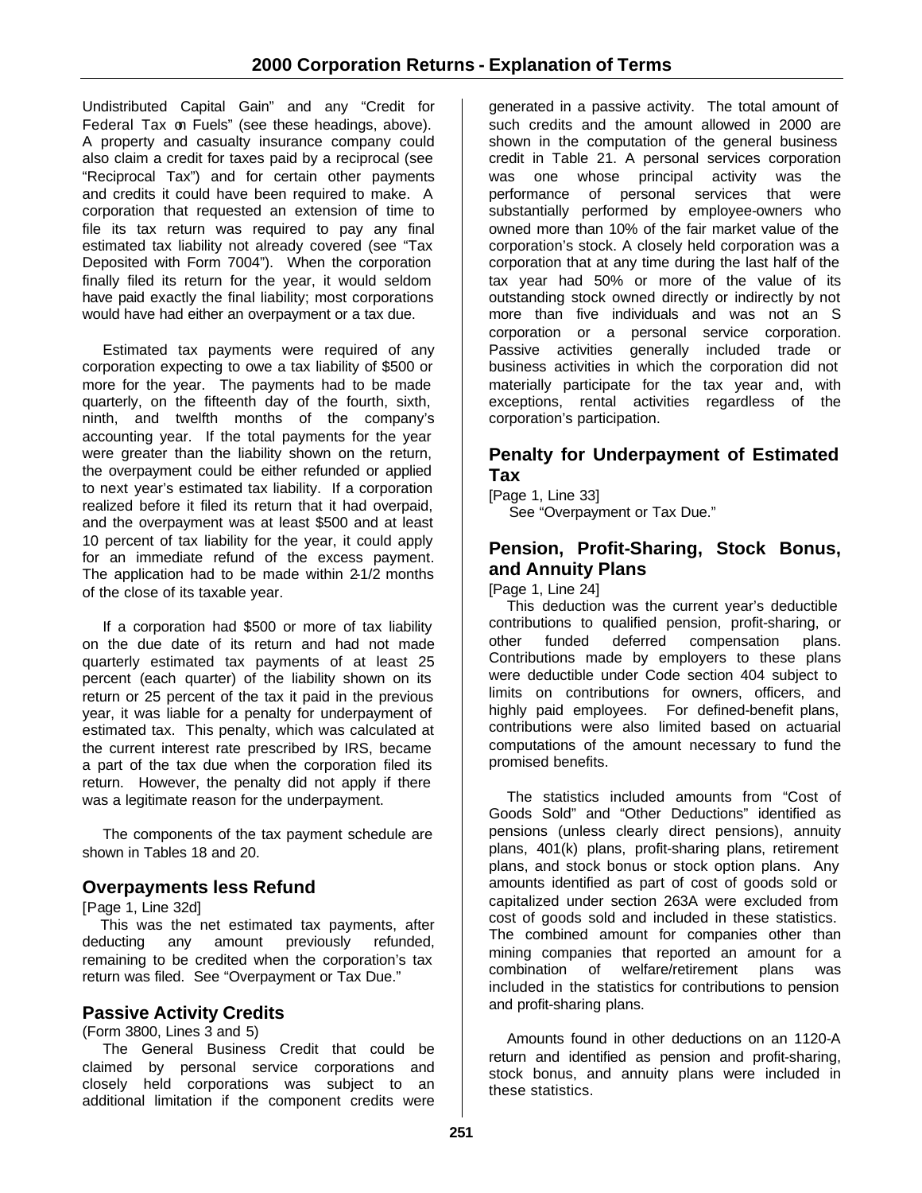Undistributed Capital Gain" and any "Credit for Federal Tax on Fuels" (see these headings, above). A property and casualty insurance company could also claim a credit for taxes paid by a reciprocal (see "Reciprocal Tax") and for certain other payments and credits it could have been required to make. A corporation that requested an extension of time to file its tax return was required to pay any final estimated tax liability not already covered (see "Tax Deposited with Form 7004"). When the corporation finally filed its return for the year, it would seldom have paid exactly the final liability; most corporations would have had either an overpayment or a tax due.

Estimated tax payments were required of any corporation expecting to owe a tax liability of $500 or more for the year. The payments had to be made quarterly, on the fifteenth day of the fourth, sixth, ninth, and twelfth months of the company's accounting year. If the total payments for the year were greater than the liability shown on the return, the overpayment could be either refunded or applied to next year's estimated tax liability. If a corporation realized before it filed its return that it had overpaid, and the overpayment was at least $500 and at least 10 percent of tax liability for the year, it could apply for an immediate refund of the excess payment. The application had to be made within 2-1/2 months of the close of its taxable year.

If a corporation had $500 or more of tax liability on the due date of its return and had not made quarterly estimated tax payments of at least 25 percent (each quarter) of the liability shown on its return or 25 percent of the tax it paid in the previous year, it was liable for a penalty for underpayment of estimated tax. This penalty, which was calculated at the current interest rate prescribed by IRS, became a part of the tax due when the corporation filed its return. However, the penalty did not apply if there was a legitimate reason for the underpayment.

The components of the tax payment schedule are shown in Tables 18 and 20.

## Overpayments less Refund

[Page 1, Line 32d]

This was the net estimated tax payments, after deducting any amount previously refunded, remaining to be credited when the corporation's tax return was filed. See "Overpayment or Tax Due."

## Passive Activity Credits

(Form 3800, Lines 3 and 5)

The General Business Credit that could be claimed by personal service corporations and closely held corporations was subject to an additional limitation if the component credits were generated in a passive activity. The total amount of such credits and the amount allowed in 2000 are shown in the computation of the general business credit in Table 21. A personal services corporation was one whose principal activity was the performance of personal services that were substantially performed by employee-owners who owned more than 10% of the fair market value of the corporation's stock. A closely held corporation was a corporation that at any time during the last half of the tax year had 50% or more of the value of its outstanding stock owned directly or indirectly by not more than five individuals and was not an S corporation or a personal service corporation. Passive activities generally included trade or business activities in which the corporation did not materially participate for the tax year and, with exceptions, rental activities regardless of the corporation's participation.

## Penalty for Underpayment of Estimated Tax

[Page 1, Line 33]

See "Overpayment or Tax Due."

## Pension, Profit-Sharing, Stock Bonus, and Annuity Plans

[Page 1, Line 24]

This deduction was the current year's deductible contributions to qualified pension, profit-sharing, or other funded deferred compensation plans. Contributions made by employers to these plans were deductible under Code section 404 subject to limits on contributions for owners, officers, and highly paid employees. For defined-benefit plans, contributions were also limited based on actuarial computations of the amount necessary to fund the promised benefits.

The statistics included amounts from "Cost of Goods Sold" and "Other Deductions" identified as pensions (unless clearly direct pensions), annuity plans, 401(k) plans, profit-sharing plans, retirement plans, and stock bonus or stock option plans. Any amounts identified as part of cost of goods sold or capitalized under section 263A were excluded from cost of goods sold and included in these statistics. The combined amount for companies other than mining companies that reported an amount for a combination of welfare/retirement plans was included in the statistics for contributions to pension and profit-sharing plans.

Amounts found in other deductions on an 1120-A return and identified as pension and profit-sharing, stock bonus, and annuity plans were included in these statistics.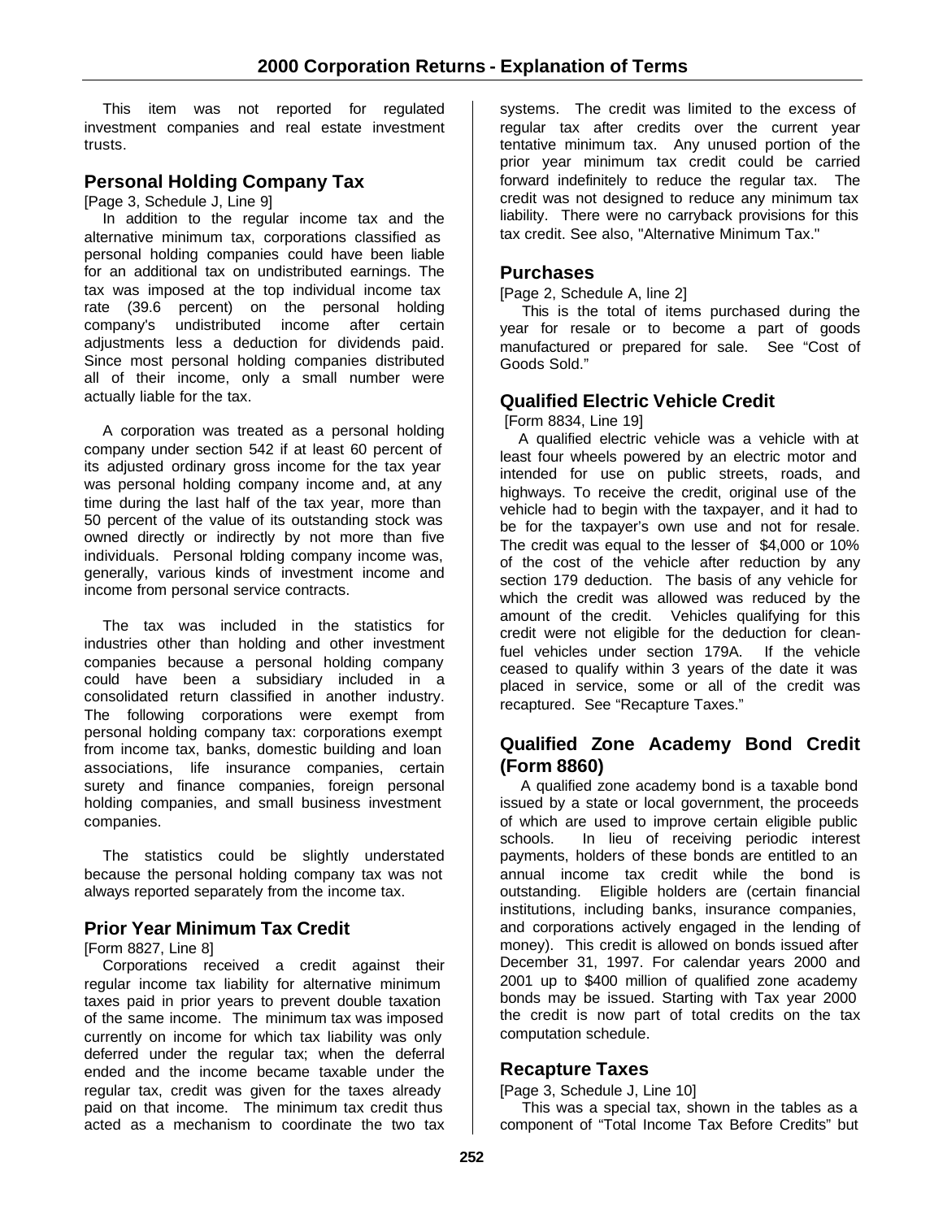This item was not reported for regulated investment companies and real estate investment trusts.

## Personal Holding Company Tax

[Page 3, Schedule J, Line 9]

In addition to the regular income tax and the alternative minimum tax, corporations classified as personal holding companies could have been liable for an additional tax on undistributed earnings. The tax was imposed at the top individual income tax rate (39.6 percent) on the personal holding company's undistributed income after certain adjustments less a deduction for dividends paid. Since most personal holding companies distributed all of their income, only a small number were actually liable for the tax.

A corporation was treated as a personal holding company under section 542 if at least 60 percent of its adjusted ordinary gross income for the tax year was personal holding company income and, at any time during the last half of the tax year, more than 50 percent of the value of its outstanding stock was owned directly or indirectly by not more than five individuals. Personal holding company income was, generally, various kinds of investment income and income from personal service contracts.

The tax was included in the statistics for industries other than holding and other investment companies because a personal holding company could have been a subsidiary included in a consolidated return classified in another industry. The following corporations were exempt from personal holding company tax: corporations exempt from income tax, banks, domestic building and loan associations, life insurance companies, certain surety and finance companies, foreign personal holding companies, and small business investment companies.

The statistics could be slightly understated because the personal holding company tax was not always reported separately from the income tax.

## Prior Year Minimum Tax Credit

[Form 8827, Line 8]

Corporations received a credit against their regular income tax liability for alternative minimum taxes paid in prior years to prevent double taxation of the same income. The minimum tax was imposed currently on income for which tax liability was only deferred under the regular tax; when the deferral ended and the income became taxable under the regular tax, credit was given for the taxes already paid on that income. The minimum tax credit thus acted as a mechanism to coordinate the two tax systems. The credit was limited to the excess of regular tax after credits over the current year tentative minimum tax. Any unused portion of the prior year minimum tax credit could be carried forward indefinitely to reduce the regular tax. The credit was not designed to reduce any minimum tax liability. There were no carryback provisions for this tax credit. See also, "Alternative Minimum Tax."

## Purchases

[Page 2, Schedule A, line 2]

This is the total of items purchased during the year for resale or to become a part of goods manufactured or prepared for sale. See "Cost of Goods Sold."

## Qualified Electric Vehicle Credit

[Form 8834, Line 19]

A qualified electric vehicle was a vehicle with at least four wheels powered by an electric motor and intended for use on public streets, roads, and highways. To receive the credit, original use of the vehicle had to begin with the taxpayer, and it had to be for the taxpayer's own use and not for resale. The credit was equal to the lesser of $4,000 or 10% of the cost of the vehicle after reduction by any section 179 deduction. The basis of any vehicle for which the credit was allowed was reduced by the amount of the credit. Vehicles qualifying for this credit were not eligible for the deduction for clean-fuel vehicles under section 179A. If the vehicle ceased to qualify within 3 years of the date it was placed in service, some or all of the credit was recaptured. See "Recapture Taxes."

## Qualified Zone Academy Bond Credit (Form 8860)

A qualified zone academy bond is a taxable bond issued by a state or local government, the proceeds of which are used to improve certain eligible public schools. In lieu of receiving periodic interest payments, holders of these bonds are entitled to an annual income tax credit while the bond is outstanding. Eligible holders are (certain financial institutions, including banks, insurance companies, and corporations actively engaged in the lending of money). This credit is allowed on bonds issued after December 31, 1997. For calendar years 2000 and 2001 up to $400 million of qualified zone academy bonds may be issued. Starting with Tax year 2000 the credit is now part of total credits on the tax computation schedule.

## Recapture Taxes

[Page 3, Schedule J, Line 10]

This was a special tax, shown in the tables as a component of "Total Income Tax Before Credits" but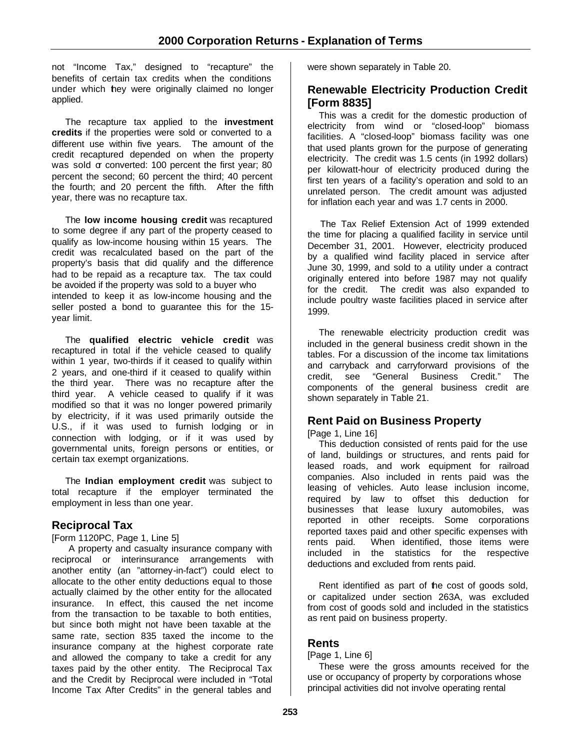not "Income Tax," designed to "recapture" the benefits of certain tax credits when the conditions under which they were originally claimed no longer applied.

The recapture tax applied to the **investment credits** if the properties were sold or converted to a different use within five years. The amount of the credit recaptured depended on when the property was sold or converted: 100 percent the first year; 80 percent the second; 60 percent the third; 40 percent the fourth; and 20 percent the fifth. After the fifth year, there was no recapture tax.

The **low income housing credit** was recaptured to some degree if any part of the property ceased to qualify as low-income housing within 15 years. The credit was recalculated based on the part of the property's basis that did qualify and the difference had to be repaid as a recapture tax. The tax could be avoided if the property was sold to a buyer who intended to keep it as low-income housing and the seller posted a bond to guarantee this for the 15-year limit.

The **qualified electric vehicle credit** was recaptured in total if the vehicle ceased to qualify within 1 year, two-thirds if it ceased to qualify within 2 years, and one-third if it ceased to qualify within the third year. There was no recapture after the third year. A vehicle ceased to qualify if it was modified so that it was no longer powered primarily by electricity, if it was used primarily outside the U.S., if it was used to furnish lodging or in connection with lodging, or if it was used by governmental units, foreign persons or entities, or certain tax exempt organizations.

The **Indian employment credit** was subject to total recapture if the employer terminated the employment in less than one year.

## Reciprocal Tax

[Form 1120PC, Page 1, Line 5]

A property and casualty insurance company with reciprocal or interinsurance arrangements with another entity (an "attorney-in-fact") could elect to allocate to the other entity deductions equal to those actually claimed by the other entity for the allocated insurance. In effect, this caused the net income from the transaction to be taxable to both entities, but since both might not have been taxable at the same rate, section 835 taxed the income to the insurance company at the highest corporate rate and allowed the company to take a credit for any taxes paid by the other entity. The Reciprocal Tax and the Credit by Reciprocal were included in "Total Income Tax After Credits" in the general tables and were shown separately in Table 20.

## Renewable Electricity Production Credit [Form 8835]

This was a credit for the domestic production of electricity from wind or "closed-loop" biomass facilities. A "closed-loop" biomass facility was one that used plants grown for the purpose of generating electricity. The credit was 1.5 cents (in 1992 dollars) per kilowatt-hour of electricity produced during the first ten years of a facility's operation and sold to an unrelated person. The credit amount was adjusted for inflation each year and was 1.7 cents in 2000.

The Tax Relief Extension Act of 1999 extended the time for placing a qualified facility in service until December 31, 2001. However, electricity produced by a qualified wind facility placed in service after June 30, 1999, and sold to a utility under a contract originally entered into before 1987 may not qualify for the credit. The credit was also expanded to include poultry waste facilities placed in service after 1999.

The renewable electricity production credit was included in the general business credit shown in the tables. For a discussion of the income tax limitations and carryback and carryforward provisions of the credit, see "General Business Credit." The components of the general business credit are shown separately in Table 21.

## Rent Paid on Business Property

[Page 1, Line 16]

This deduction consisted of rents paid for the use of land, buildings or structures, and rents paid for leased roads, and work equipment for railroad companies. Also included in rents paid was the leasing of vehicles. Auto lease inclusion income, required by law to offset this deduction for businesses that lease luxury automobiles, was reported in other receipts. Some corporations reported taxes paid and other specific expenses with rents paid. When identified, those items were included in the statistics for the respective deductions and excluded from rents paid.

Rent identified as part of the cost of goods sold, or capitalized under section 263A, was excluded from cost of goods sold and included in the statistics as rent paid on business property.

## Rents

[Page 1, Line 6]

These were the gross amounts received for the use or occupancy of property by corporations whose principal activities did not involve operating rental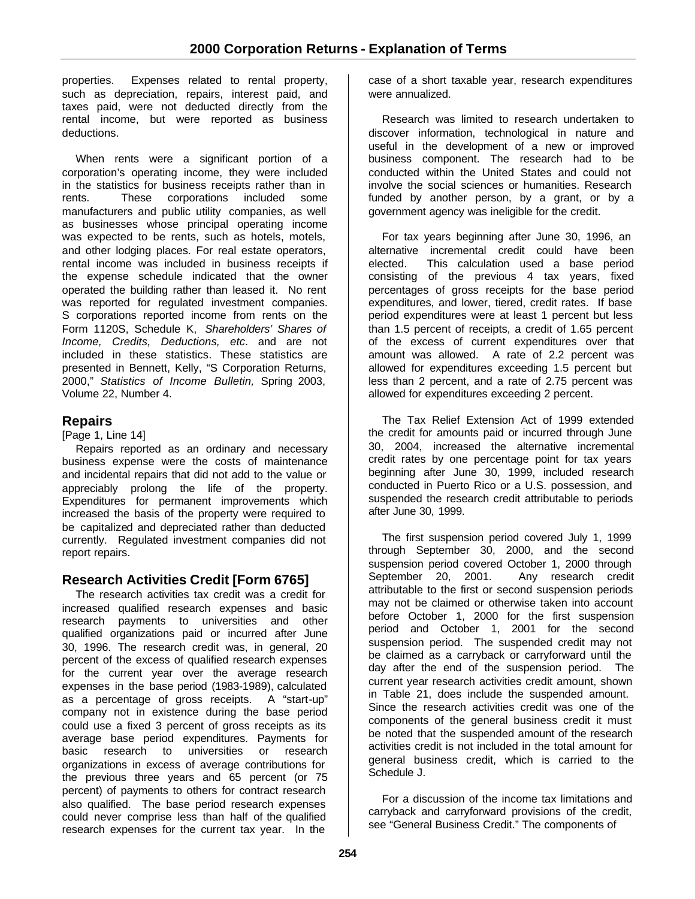properties. Expenses related to rental property, such as depreciation, repairs, interest paid, and taxes paid, were not deducted directly from the rental income, but were reported as business deductions.

When rents were a significant portion of a corporation's operating income, they were included in the statistics for business receipts rather than in rents. These corporations included some manufacturers and public utility companies, as well as businesses whose principal operating income was expected to be rents, such as hotels, motels, and other lodging places. For real estate operators, rental income was included in business receipts if the expense schedule indicated that the owner operated the building rather than leased it. No rent was reported for regulated investment companies. S corporations reported income from rents on the Form 1120S, Schedule K, *Shareholders' Shares of Income, Credits, Deductions, etc*. and are not included in these statistics. These statistics are presented in Bennett, Kelly, "S Corporation Returns, 2000," *Statistics of Income Bulletin,* Spring 2003, Volume 22, Number 4.

## Repairs

[Page 1, Line 14]

Repairs reported as an ordinary and necessary business expense were the costs of maintenance and incidental repairs that did not add to the value or appreciably prolong the life of the property. Expenditures for permanent improvements which increased the basis of the property were required to be capitalized and depreciated rather than deducted currently. Regulated investment companies did not report repairs.

## Research Activities Credit [Form 6765]

The research activities tax credit was a credit for increased qualified research expenses and basic research payments to universities and other qualified organizations paid or incurred after June 30, 1996. The research credit was, in general, 20 percent of the excess of qualified research expenses for the current year over the average research expenses in the base period (1983-1989), calculated as a percentage of gross receipts. A "start-up" company not in existence during the base period could use a fixed 3 percent of gross receipts as its average base period expenditures. Payments for basic research to universities or research organizations in excess of average contributions for the previous three years and 65 percent (or 75 percent) of payments to others for contract research also qualified. The base period research expenses could never comprise less than half of the qualified research expenses for the current tax year. In the case of a short taxable year, research expenditures were annualized.

Research was limited to research undertaken to discover information, technological in nature and useful in the development of a new or improved business component. The research had to be conducted within the United States and could not involve the social sciences or humanities. Research funded by another person, by a grant, or by a government agency was ineligible for the credit.

For tax years beginning after June 30, 1996, an alternative incremental credit could have been elected. This calculation used a base period consisting of the previous 4 tax years, fixed percentages of gross receipts for the base period expenditures, and lower, tiered, credit rates. If base period expenditures were at least 1 percent but less than 1.5 percent of receipts, a credit of 1.65 percent of the excess of current expenditures over that amount was allowed. A rate of 2.2 percent was allowed for expenditures exceeding 1.5 percent but less than 2 percent, and a rate of 2.75 percent was allowed for expenditures exceeding 2 percent.

The Tax Relief Extension Act of 1999 extended the credit for amounts paid or incurred through June 30, 2004, increased the alternative incremental credit rates by one percentage point for tax years beginning after June 30, 1999, included research conducted in Puerto Rico or a U.S. possession, and suspended the research credit attributable to periods after June 30, 1999.

The first suspension period covered July 1, 1999 through September 30, 2000, and the second suspension period covered October 1, 2000 through September 20, 2001. Any research credit attributable to the first or second suspension periods may not be claimed or otherwise taken into account before October 1, 2000 for the first suspension period and October 1, 2001 for the second suspension period. The suspended credit may not be claimed as a carryback or carryforward until the day after the end of the suspension period. The current year research activities credit amount, shown in Table 21, does include the suspended amount. Since the research activities credit was one of the components of the general business credit it must be noted that the suspended amount of the research activities credit is not included in the total amount for general business credit, which is carried to the Schedule J.

For a discussion of the income tax limitations and carryback and carryforward provisions of the credit, see "General Business Credit." The components of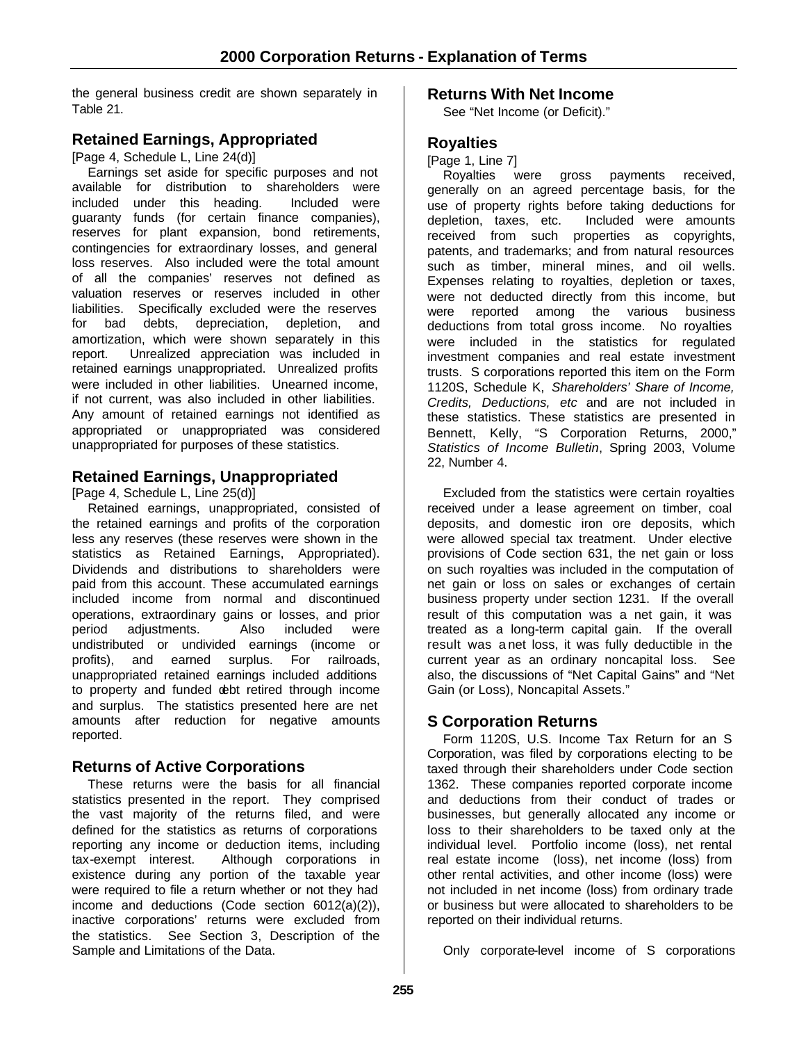the general business credit are shown separately in Table 21.

## Retained Earnings, Appropriated

[Page 4, Schedule L, Line 24(d)]

Earnings set aside for specific purposes and not available for distribution to shareholders were included under this heading. Included were guaranty funds (for certain finance companies), reserves for plant expansion, bond retirements, contingencies for extraordinary losses, and general loss reserves. Also included were the total amount of all the companies' reserves not defined as valuation reserves or reserves included in other liabilities. Specifically excluded were the reserves for bad debts, depreciation, depletion, and amortization, which were shown separately in this report. Unrealized appreciation was included in retained earnings unappropriated. Unrealized profits were included in other liabilities. Unearned income, if not current, was also included in other liabilities. Any amount of retained earnings not identified as appropriated or unappropriated was considered unappropriated for purposes of these statistics.

## Retained Earnings, Unappropriated

[Page 4, Schedule L, Line 25(d)]

Retained earnings, unappropriated, consisted of the retained earnings and profits of the corporation less any reserves (these reserves were shown in the statistics as Retained Earnings, Appropriated). Dividends and distributions to shareholders were paid from this account. These accumulated earnings included income from normal and discontinued operations, extraordinary gains or losses, and prior period adjustments. Also included were undistributed or undivided earnings (income or profits), and earned surplus. For railroads, unappropriated retained earnings included additions to property and funded debt retired through income and surplus. The statistics presented here are net amounts after reduction for negative amounts reported.

## Returns of Active Corporations

These returns were the basis for all financial statistics presented in the report. They comprised the vast majority of the returns filed, and were defined for the statistics as returns of corporations reporting any income or deduction items, including tax-exempt interest. Although corporations in existence during any portion of the taxable year were required to file a return whether or not they had income and deductions (Code section 6012(a)(2)), inactive corporations' returns were excluded from the statistics. See Section 3, Description of the Sample and Limitations of the Data.

## Returns With Net Income

See "Net Income (or Deficit)."

## Royalties

[Page 1, Line 7]

Royalties were gross payments received, generally on an agreed percentage basis, for the use of property rights before taking deductions for depletion, taxes, etc. Included were amounts received from such properties as copyrights, patents, and trademarks; and from natural resources such as timber, mineral mines, and oil wells. Expenses relating to royalties, depletion or taxes, were not deducted directly from this income, but were reported among the various business deductions from total gross income. No royalties were included in the statistics for regulated investment companies and real estate investment trusts. S corporations reported this item on the Form 1120S, Schedule K, *Shareholders' Share of Income, Credits, Deductions, etc* and are not included in these statistics. These statistics are presented in Bennett, Kelly, "S Corporation Returns, 2000," *Statistics of Income Bulletin*, Spring 2003, Volume 22, Number 4.

Excluded from the statistics were certain royalties received under a lease agreement on timber, coal deposits, and domestic iron ore deposits, which were allowed special tax treatment. Under elective provisions of Code section 631, the net gain or loss on such royalties was included in the computation of net gain or loss on sales or exchanges of certain business property under section 1231. If the overall result of this computation was a net gain, it was treated as a long-term capital gain. If the overall result was a net loss, it was fully deductible in the current year as an ordinary noncapital loss. See also, the discussions of "Net Capital Gains" and "Net Gain (or Loss), Noncapital Assets."

## S Corporation Returns

Form 1120S, U.S. Income Tax Return for an S Corporation, was filed by corporations electing to be taxed through their shareholders under Code section 1362. These companies reported corporate income and deductions from their conduct of trades or businesses, but generally allocated any income or loss to their shareholders to be taxed only at the individual level. Portfolio income (loss), net rental real estate income (loss), net income (loss) from other rental activities, and other income (loss) were not included in net income (loss) from ordinary trade or business but were allocated to shareholders to be reported on their individual returns.

Only corporate-level income of S corporations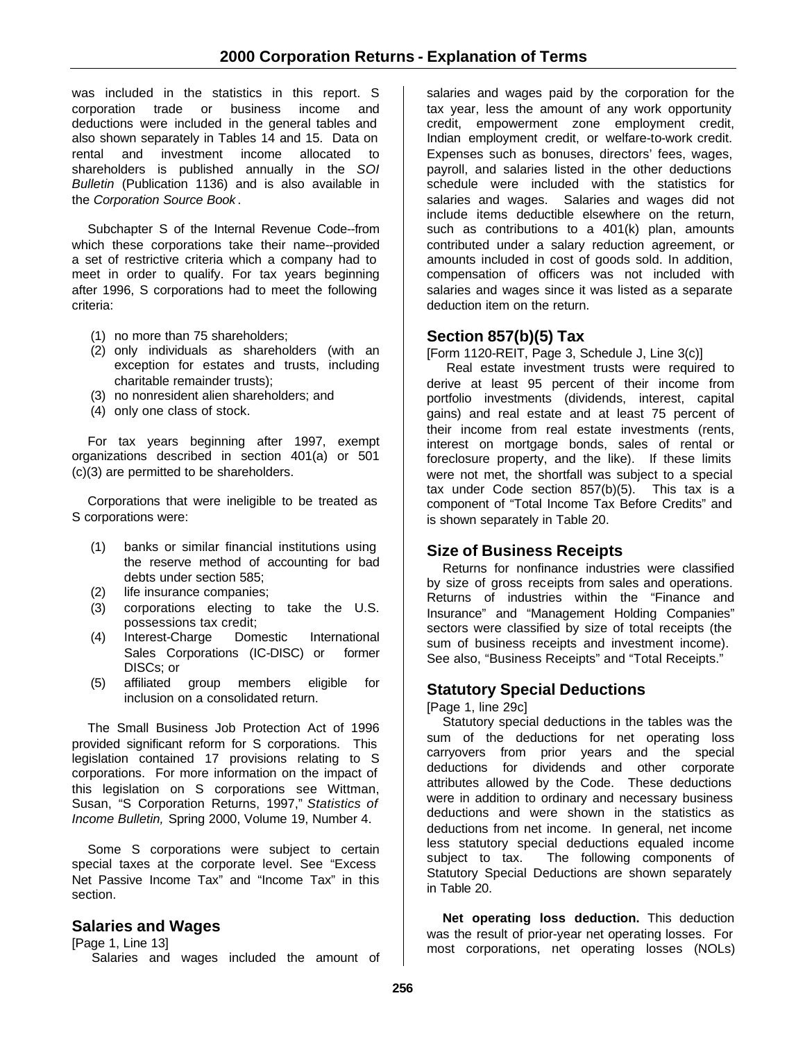was included in the statistics in this report. S corporation trade or business income and deductions were included in the general tables and also shown separately in Tables 14 and 15. Data on rental and investment income allocated to shareholders is published annually in the *SOI Bulletin* (Publication 1136) and is also available in the *Corporation Source Book*.

Subchapter S of the Internal Revenue Code--from which these corporations take their name--provided a set of restrictive criteria which a company had to meet in order to qualify. For tax years beginning after 1996, S corporations had to meet the following criteria:

(1) no more than 75 shareholders;
(2) only individuals as shareholders (with an exception for estates and trusts, including charitable remainder trusts);
(3) no nonresident alien shareholders; and
(4) only one class of stock.

For tax years beginning after 1997, exempt organizations described in section 401(a) or 501 (c)(3) are permitted to be shareholders.

Corporations that were ineligible to be treated as S corporations were:

(1) banks or similar financial institutions using the reserve method of accounting for bad debts under section 585;
(2) life insurance companies;
(3) corporations electing to take the U.S. possessions tax credit;
(4) Interest-Charge Domestic International Sales Corporations (IC-DISC) or former DISCs; or
(5) affiliated group members eligible for inclusion on a consolidated return.

The Small Business Job Protection Act of 1996 provided significant reform for S corporations. This legislation contained 17 provisions relating to S corporations. For more information on the impact of this legislation on S corporations see Wittman, Susan, "S Corporation Returns, 1997," *Statistics of Income Bulletin,* Spring 2000, Volume 19, Number 4.

Some S corporations were subject to certain special taxes at the corporate level. See "Excess Net Passive Income Tax" and "Income Tax" in this section.

## Salaries and Wages

[Page 1, Line 13]

Salaries and wages included the amount of salaries and wages paid by the corporation for the tax year, less the amount of any work opportunity credit, empowerment zone employment credit, Indian employment credit, or welfare-to-work credit. Expenses such as bonuses, directors' fees, wages, payroll, and salaries listed in the other deductions schedule were included with the statistics for salaries and wages. Salaries and wages did not include items deductible elsewhere on the return, such as contributions to a 401(k) plan, amounts contributed under a salary reduction agreement, or amounts included in cost of goods sold. In addition, compensation of officers was not included with salaries and wages since it was listed as a separate deduction item on the return.

## Section 857(b)(5) Tax

[Form 1120-REIT, Page 3, Schedule J, Line 3(c)]

Real estate investment trusts were required to derive at least 95 percent of their income from portfolio investments (dividends, interest, capital gains) and real estate and at least 75 percent of their income from real estate investments (rents, interest on mortgage bonds, sales of rental or foreclosure property, and the like). If these limits were not met, the shortfall was subject to a special tax under Code section 857(b)(5). This tax is a component of "Total Income Tax Before Credits" and is shown separately in Table 20.

## Size of Business Receipts

Returns for nonfinance industries were classified by size of gross receipts from sales and operations. Returns of industries within the "Finance and Insurance" and "Management Holding Companies" sectors were classified by size of total receipts (the sum of business receipts and investment income). See also, "Business Receipts" and "Total Receipts."

## Statutory Special Deductions

[Page 1, line 29c]

Statutory special deductions in the tables was the sum of the deductions for net operating loss carryovers from prior years and the special deductions for dividends and other corporate attributes allowed by the Code. These deductions were in addition to ordinary and necessary business deductions and were shown in the statistics as deductions from net income. In general, net income less statutory special deductions equaled income subject to tax. The following components of Statutory Special Deductions are shown separately in Table 20.

**Net operating loss deduction.** This deduction was the result of prior-year net operating losses. For most corporations, net operating losses (NOLs)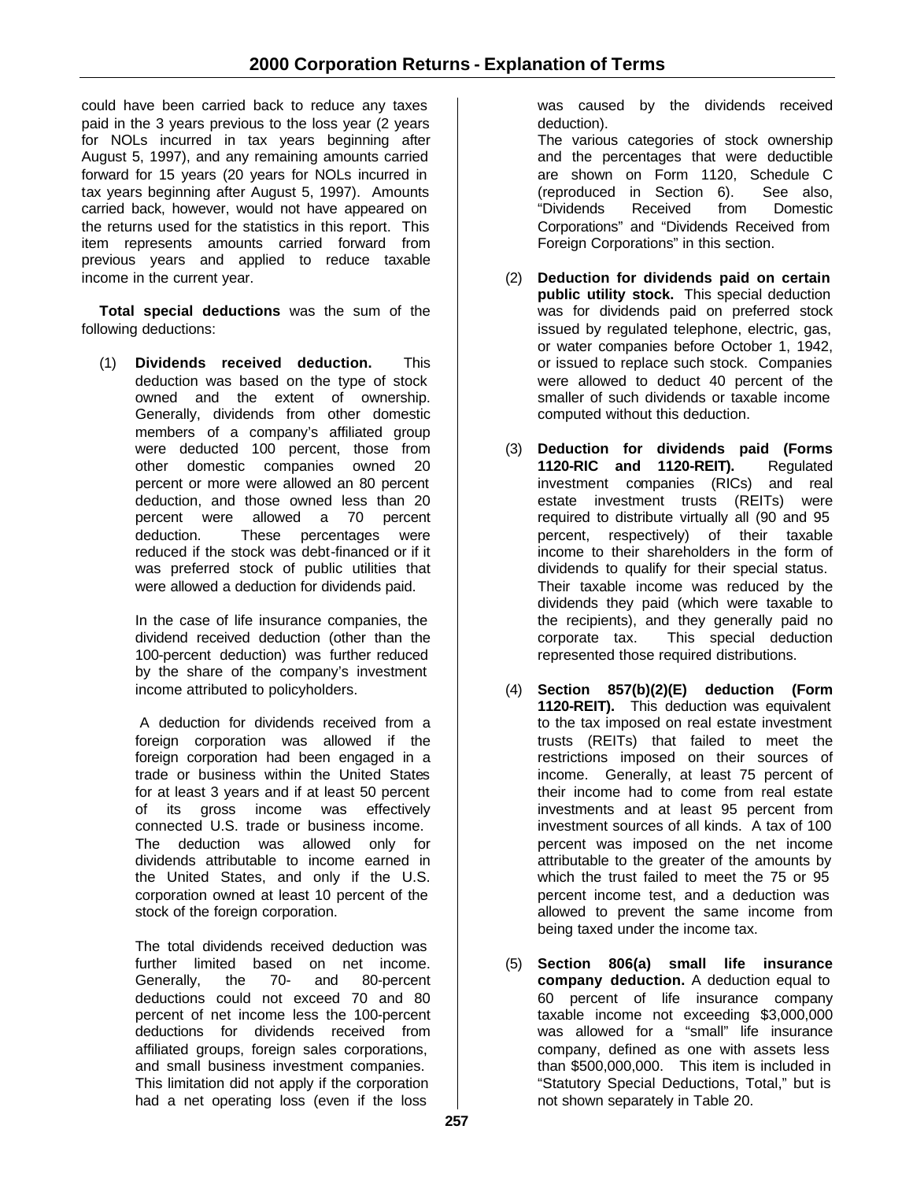could have been carried back to reduce any taxes paid in the 3 years previous to the loss year (2 years for NOLs incurred in tax years beginning after August 5, 1997), and any remaining amounts carried forward for 15 years (20 years for NOLs incurred in tax years beginning after August 5, 1997). Amounts carried back, however, would not have appeared on the returns used for the statistics in this report. This item represents amounts carried forward from previous years and applied to reduce taxable income in the current year.

**Total special deductions** was the sum of the following deductions:

(1) **Dividends received deduction.** This deduction was based on the type of stock owned and the extent of ownership. Generally, dividends from other domestic members of a company's affiliated group were deducted 100 percent, those from other domestic companies owned 20 percent or more were allowed an 80 percent deduction, and those owned less than 20 percent were allowed a 70 percent deduction. These percentages were reduced if the stock was debt-financed or if it was preferred stock of public utilities that were allowed a deduction for dividends paid.

In the case of life insurance companies, the dividend received deduction (other than the 100-percent deduction) was further reduced by the share of the company's investment income attributed to policyholders.

A deduction for dividends received from a foreign corporation was allowed if the foreign corporation had been engaged in a trade or business within the United States for at least 3 years and if at least 50 percent of its gross income was effectively connected U.S. trade or business income. The deduction was allowed only for dividends attributable to income earned in the United States, and only if the U.S. corporation owned at least 10 percent of the stock of the foreign corporation.

The total dividends received deduction was further limited based on net income. Generally, the 70- and 80-percent deductions could not exceed 70 and 80 percent of net income less the 100-percent deductions for dividends received from affiliated groups, foreign sales corporations, and small business investment companies. This limitation did not apply if the corporation had a net operating loss (even if the loss was caused by the dividends received deduction).

The various categories of stock ownership and the percentages that were deductible are shown on Form 1120, Schedule C (reproduced in Section 6). See also, "Dividends Received from Domestic Corporations" and "Dividends Received from Foreign Corporations" in this section.

(2) **Deduction for dividends paid on certain public utility stock.** This special deduction was for dividends paid on preferred stock issued by regulated telephone, electric, gas, or water companies before October 1, 1942, or issued to replace such stock. Companies were allowed to deduct 40 percent of the smaller of such dividends or taxable income computed without this deduction.

(3) **Deduction for dividends paid (Forms 1120-RIC and 1120-REIT).** Regulated investment companies (RICs) and real estate investment trusts (REITs) were required to distribute virtually all (90 and 95 percent, respectively) of their taxable income to their shareholders in the form of dividends to qualify for their special status. Their taxable income was reduced by the dividends they paid (which were taxable to the recipients), and they generally paid no corporate tax. This special deduction represented those required distributions.

(4) **Section 857(b)(2)(E) deduction (Form 1120-REIT).** This deduction was equivalent to the tax imposed on real estate investment trusts (REITs) that failed to meet the restrictions imposed on their sources of income. Generally, at least 75 percent of their income had to come from real estate investments and at least 95 percent from investment sources of all kinds. A tax of 100 percent was imposed on the net income attributable to the greater of the amounts by which the trust failed to meet the 75 or 95 percent income test, and a deduction was allowed to prevent the same income from being taxed under the income tax.

(5) **Section 806(a) small life insurance company deduction.** A deduction equal to 60 percent of life insurance company taxable income not exceeding $3,000,000 was allowed for a "small" life insurance company, defined as one with assets less than $500,000,000. This item is included in "Statutory Special Deductions, Total," but is not shown separately in Table 20.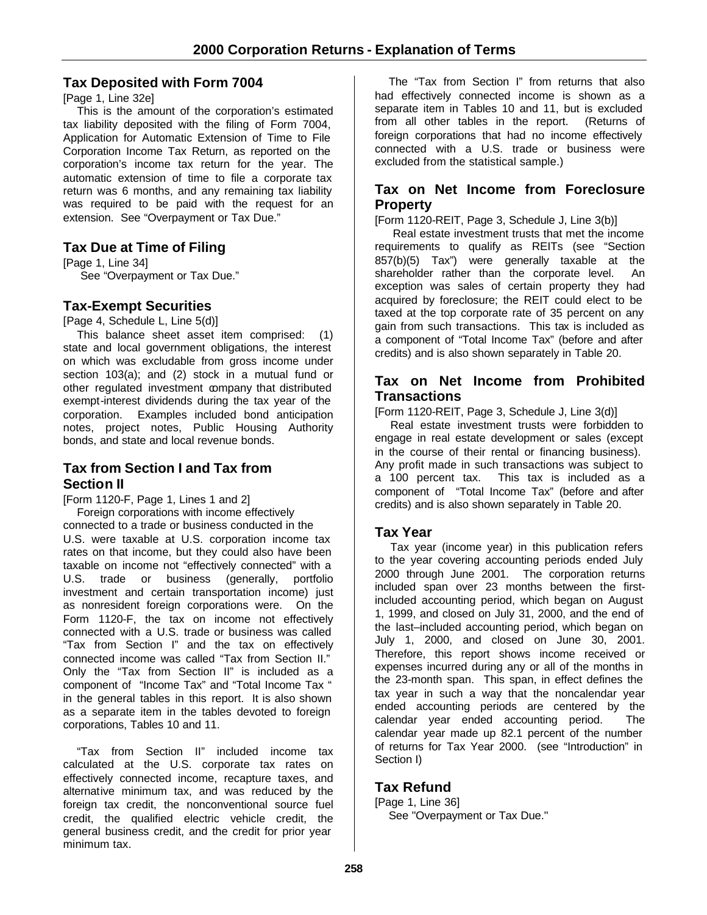## Tax Deposited with Form 7004

[Page 1, Line 32e]

This is the amount of the corporation's estimated tax liability deposited with the filing of Form 7004, Application for Automatic Extension of Time to File Corporation Income Tax Return, as reported on the corporation's income tax return for the year. The automatic extension of time to file a corporate tax return was 6 months, and any remaining tax liability was required to be paid with the request for an extension. See "Overpayment or Tax Due."

## Tax Due at Time of Filing

[Page 1, Line 34]

See "Overpayment or Tax Due."

## Tax-Exempt Securities

[Page 4, Schedule L, Line 5(d)]

This balance sheet asset item comprised: (1) state and local government obligations, the interest on which was excludable from gross income under section 103(a); and (2) stock in a mutual fund or other regulated investment company that distributed exempt-interest dividends during the tax year of the corporation. Examples included bond anticipation notes, project notes, Public Housing Authority bonds, and state and local revenue bonds.

## Tax from Section I and Tax from Section II

[Form 1120-F, Page 1, Lines 1 and 2]

Foreign corporations with income effectively connected to a trade or business conducted in the U.S. were taxable at U.S. corporation income tax rates on that income, but they could also have been taxable on income not "effectively connected" with a U.S. trade or business (generally, portfolio investment and certain transportation income) just as nonresident foreign corporations were. On the Form 1120-F, the tax on income not effectively connected with a U.S. trade or business was called "Tax from Section I" and the tax on effectively connected income was called "Tax from Section II." Only the "Tax from Section II" is included as a component of "Income Tax" and "Total Income Tax" in the general tables in this report. It is also shown as a separate item in the tables devoted to foreign corporations, Tables 10 and 11.

"Tax from Section II" included income tax calculated at the U.S. corporate tax rates on effectively connected income, recapture taxes, and alternative minimum tax, and was reduced by the foreign tax credit, the nonconventional source fuel credit, the qualified electric vehicle credit, the general business credit, and the credit for prior year minimum tax.

The "Tax from Section I" from returns that also had effectively connected income is shown as a separate item in Tables 10 and 11, but is excluded from all other tables in the report. (Returns of foreign corporations that had no income effectively connected with a U.S. trade or business were excluded from the statistical sample.)

## Tax on Net Income from Foreclosure Property

[Form 1120-REIT, Page 3, Schedule J, Line 3(b)]

Real estate investment trusts that met the income requirements to qualify as REITs (see "Section 857(b)(5) Tax") were generally taxable at the shareholder rather than the corporate level. An exception was sales of certain property they had acquired by foreclosure; the REIT could elect to be taxed at the top corporate rate of 35 percent on any gain from such transactions. This tax is included as a component of "Total Income Tax" (before and after credits) and is also shown separately in Table 20.

## Tax on Net Income from Prohibited Transactions

[Form 1120-REIT, Page 3, Schedule J, Line 3(d)]

Real estate investment trusts were forbidden to engage in real estate development or sales (except in the course of their rental or financing business). Any profit made in such transactions was subject to a 100 percent tax. This tax is included as a component of "Total Income Tax" (before and after credits) and is also shown separately in Table 20.

## Tax Year

Tax year (income year) in this publication refers to the year covering accounting periods ended July 2000 through June 2001. The corporation returns included span over 23 months between the first-included accounting period, which began on August 1, 1999, and closed on July 31, 2000, and the end of the last–included accounting period, which began on July 1, 2000, and closed on June 30, 2001. Therefore, this report shows income received or expenses incurred during any or all of the months in the 23-month span. This span, in effect defines the tax year in such a way that the noncalendar year ended accounting periods are centered by the calendar year ended accounting period. The calendar year made up 82.1 percent of the number of returns for Tax Year 2000. (see "Introduction" in Section I)

## Tax Refund

[Page 1, Line 36]

See "Overpayment or Tax Due."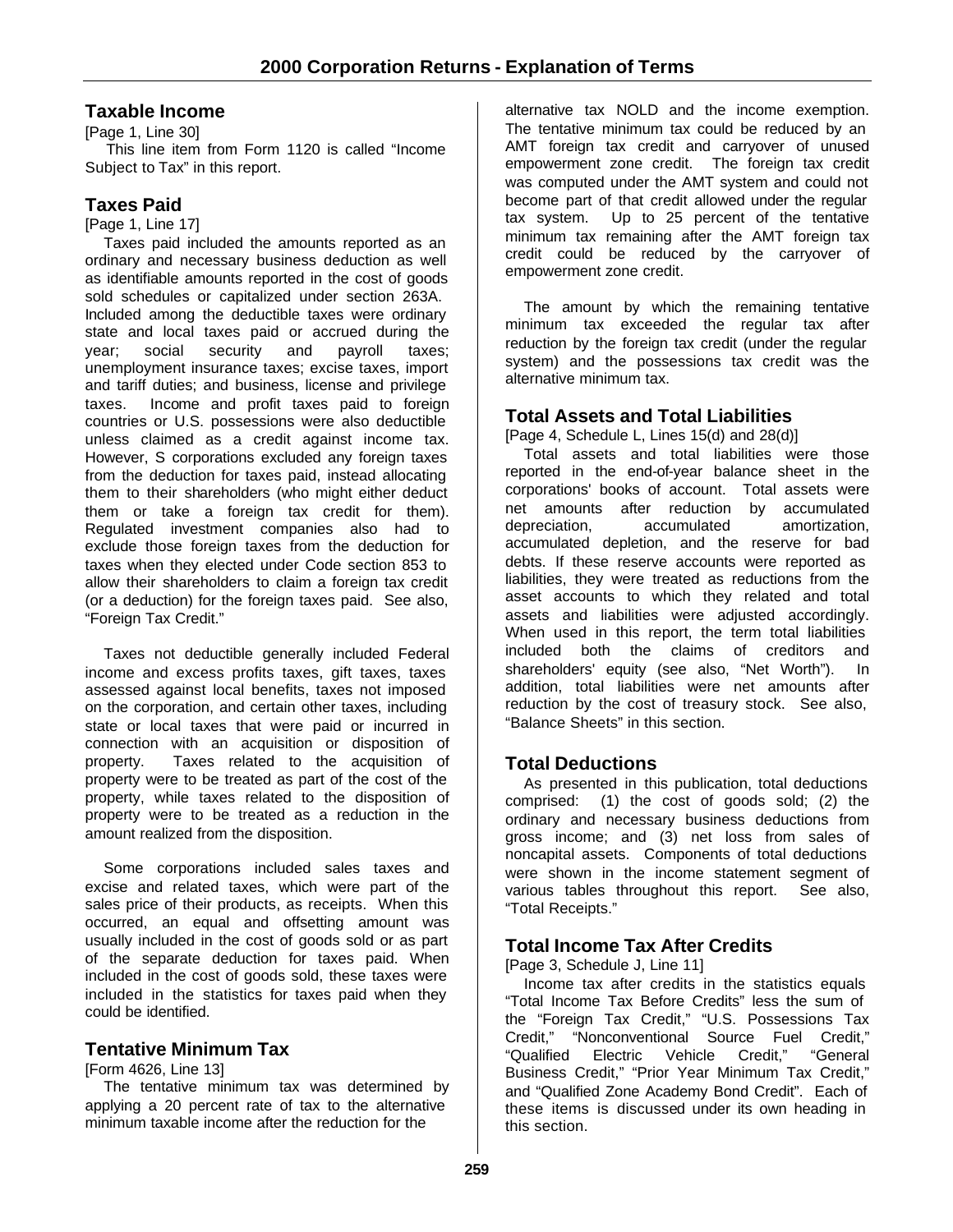## Taxable Income

[Page 1, Line 30]

This line item from Form 1120 is called "Income Subject to Tax" in this report.

## Taxes Paid

[Page 1, Line 17]

Taxes paid included the amounts reported as an ordinary and necessary business deduction as well as identifiable amounts reported in the cost of goods sold schedules or capitalized under section 263A. Included among the deductible taxes were ordinary state and local taxes paid or accrued during the year; social security and payroll taxes; unemployment insurance taxes; excise taxes, import and tariff duties; and business, license and privilege taxes. Income and profit taxes paid to foreign countries or U.S. possessions were also deductible unless claimed as a credit against income tax. However, S corporations excluded any foreign taxes from the deduction for taxes paid, instead allocating them to their shareholders (who might either deduct them or take a foreign tax credit for them). Regulated investment companies also had to exclude those foreign taxes from the deduction for taxes when they elected under Code section 853 to allow their shareholders to claim a foreign tax credit (or a deduction) for the foreign taxes paid. See also, "Foreign Tax Credit."

Taxes not deductible generally included Federal income and excess profits taxes, gift taxes, taxes assessed against local benefits, taxes not imposed on the corporation, and certain other taxes, including state or local taxes that were paid or incurred in connection with an acquisition or disposition of property. Taxes related to the acquisition of property were to be treated as part of the cost of the property, while taxes related to the disposition of property were to be treated as a reduction in the amount realized from the disposition.

Some corporations included sales taxes and excise and related taxes, which were part of the sales price of their products, as receipts. When this occurred, an equal and offsetting amount was usually included in the cost of goods sold or as part of the separate deduction for taxes paid. When included in the cost of goods sold, these taxes were included in the statistics for taxes paid when they could be identified.

## Tentative Minimum Tax

[Form 4626, Line 13]

The tentative minimum tax was determined by applying a 20 percent rate of tax to the alternative minimum taxable income after the reduction for the alternative tax NOLD and the income exemption. The tentative minimum tax could be reduced by an AMT foreign tax credit and carryover of unused empowerment zone credit. The foreign tax credit was computed under the AMT system and could not become part of that credit allowed under the regular tax system. Up to 25 percent of the tentative minimum tax remaining after the AMT foreign tax credit could be reduced by the carryover of empowerment zone credit.

The amount by which the remaining tentative minimum tax exceeded the regular tax after reduction by the foreign tax credit (under the regular system) and the possessions tax credit was the alternative minimum tax.

## Total Assets and Total Liabilities

[Page 4, Schedule L, Lines 15(d) and 28(d)]

Total assets and total liabilities were those reported in the end-of-year balance sheet in the corporations' books of account. Total assets were net amounts after reduction by accumulated depreciation, accumulated amortization, accumulated depletion, and the reserve for bad debts. If these reserve accounts were reported as liabilities, they were treated as reductions from the asset accounts to which they related and total assets and liabilities were adjusted accordingly. When used in this report, the term total liabilities included both the claims of creditors and shareholders' equity (see also, "Net Worth"). In addition, total liabilities were net amounts after reduction by the cost of treasury stock. See also, "Balance Sheets" in this section.

## Total Deductions

As presented in this publication, total deductions comprised: (1) the cost of goods sold; (2) the ordinary and necessary business deductions from gross income; and (3) net loss from sales of noncapital assets. Components of total deductions were shown in the income statement segment of various tables throughout this report. See also, "Total Receipts."

## Total Income Tax After Credits

[Page 3, Schedule J, Line 11]

Income tax after credits in the statistics equals "Total Income Tax Before Credits" less the sum of the "Foreign Tax Credit," "U.S. Possessions Tax Credit," "Nonconventional Source Fuel Credit," "Qualified Electric Vehicle Credit," "General Business Credit," "Prior Year Minimum Tax Credit," and "Qualified Zone Academy Bond Credit". Each of these items is discussed under its own heading in this section.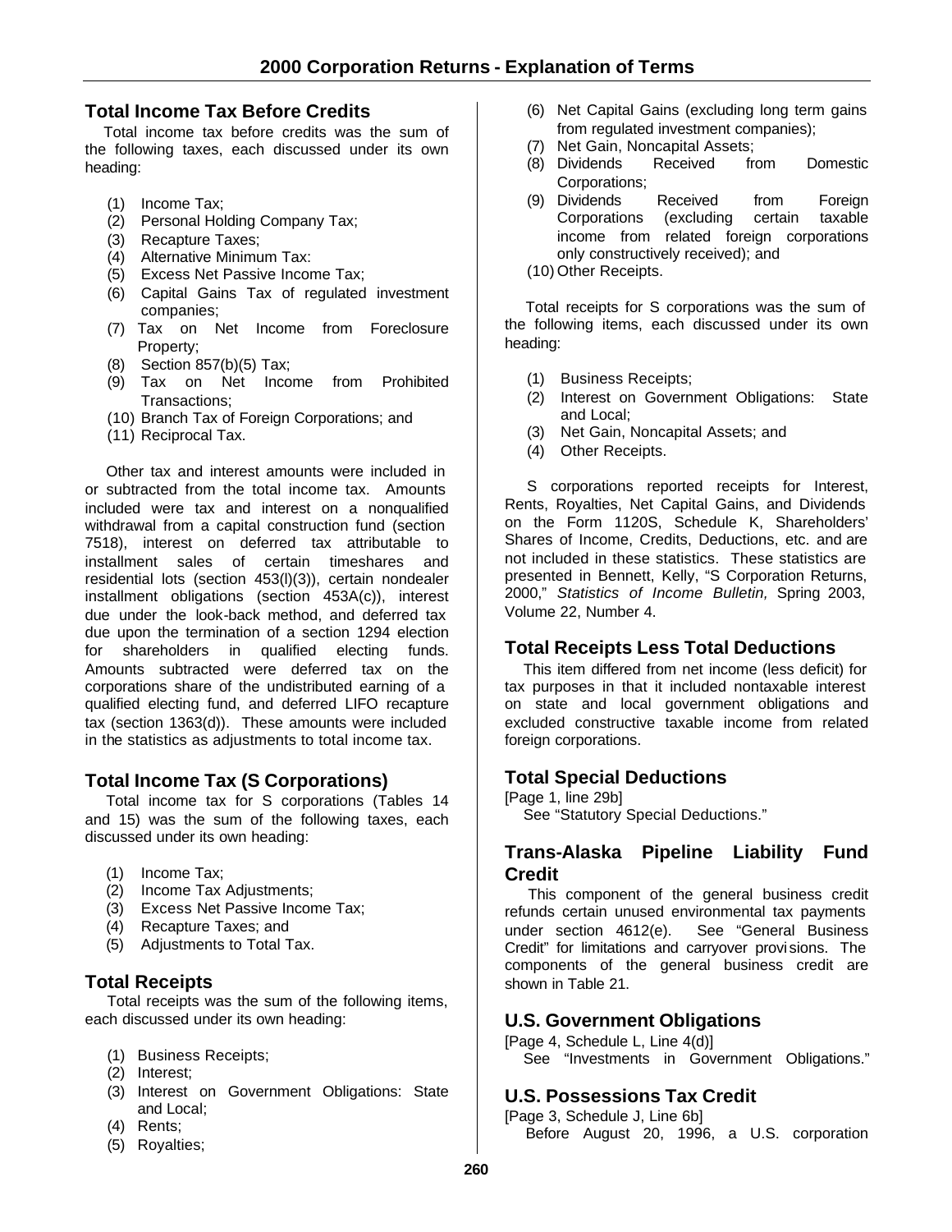## Total Income Tax Before Credits

Total income tax before credits was the sum of the following taxes, each discussed under its own heading:

1. Income Tax;
2. Personal Holding Company Tax;
3. Recapture Taxes;
4. Alternative Minimum Tax:
5. Excess Net Passive Income Tax;
6. Capital Gains Tax of regulated investment companies;
7. Tax on Net Income from Foreclosure Property;
8. Section 857(b)(5) Tax;
9. Tax on Net Income from Prohibited Transactions;
10. Branch Tax of Foreign Corporations; and
11. Reciprocal Tax.

Other tax and interest amounts were included in or subtracted from the total income tax. Amounts included were tax and interest on a nonqualified withdrawal from a capital construction fund (section 7518), interest on deferred tax attributable to installment sales of certain timeshares and residential lots (section 453(l)(3)), certain nondealer installment obligations (section 453A(c)), interest due under the look-back method, and deferred tax due upon the termination of a section 1294 election for shareholders in qualified electing funds. Amounts subtracted were deferred tax on the corporations share of the undistributed earning of a qualified electing fund, and deferred LIFO recapture tax (section 1363(d)). These amounts were included in the statistics as adjustments to total income tax.

## Total Income Tax (S Corporations)

Total income tax for S corporations (Tables 14 and 15) was the sum of the following taxes, each discussed under its own heading:

1. Income Tax;
2. Income Tax Adjustments;
3. Excess Net Passive Income Tax;
4. Recapture Taxes; and
5. Adjustments to Total Tax.

## Total Receipts

Total receipts was the sum of the following items, each discussed under its own heading:

1. Business Receipts;
2. Interest;
3. Interest on Government Obligations: State and Local;
4. Rents;
5. Royalties;
6. Net Capital Gains (excluding long term gains from regulated investment companies);
7. Net Gain, Noncapital Assets;
8. Dividends Received from Domestic Corporations;
9. Dividends Received from Foreign Corporations (excluding certain taxable income from related foreign corporations only constructively received); and
10. Other Receipts.

Total receipts for S corporations was the sum of the following items, each discussed under its own heading:

1. Business Receipts;
2. Interest on Government Obligations: State and Local;
3. Net Gain, Noncapital Assets; and
4. Other Receipts.

S corporations reported receipts for Interest, Rents, Royalties, Net Capital Gains, and Dividends on the Form 1120S, Schedule K, Shareholders' Shares of Income, Credits, Deductions, etc. and are not included in these statistics. These statistics are presented in Bennett, Kelly, "S Corporation Returns, 2000," *Statistics of Income Bulletin,* Spring 2003, Volume 22, Number 4.

## Total Receipts Less Total Deductions

This item differed from net income (less deficit) for tax purposes in that it included nontaxable interest on state and local government obligations and excluded constructive taxable income from related foreign corporations.

## Total Special Deductions

[Page 1, line 29b]

See "Statutory Special Deductions."

## Trans-Alaska Pipeline Liability Fund Credit

This component of the general business credit refunds certain unused environmental tax payments under section 4612(e). See "General Business Credit" for limitations and carryover provisions. The components of the general business credit are shown in Table 21.

## U.S. Government Obligations

[Page 4, Schedule L, Line 4(d)]

See "Investments in Government Obligations."

## U.S. Possessions Tax Credit

[Page 3, Schedule J, Line 6b]

Before August 20, 1996, a U.S. corporation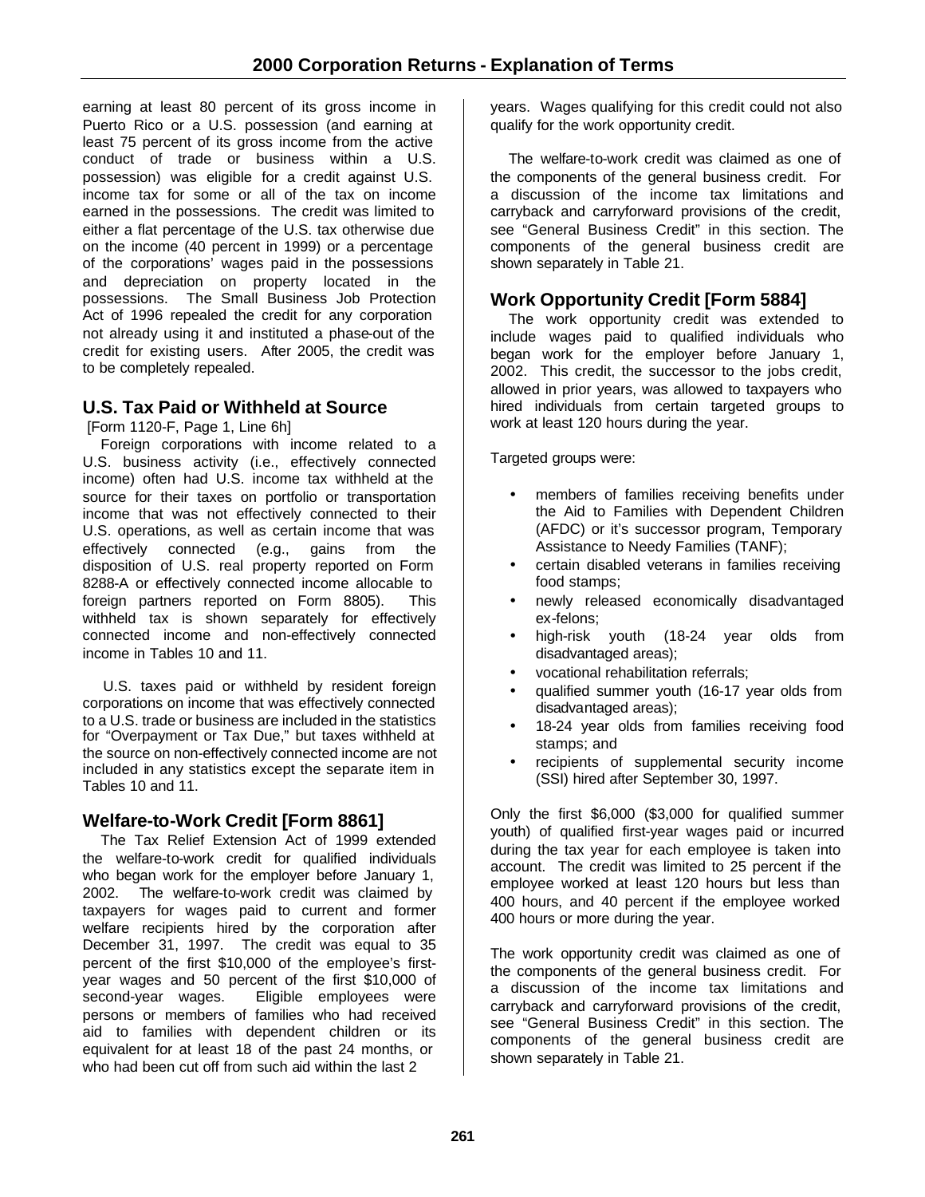earning at least 80 percent of its gross income in Puerto Rico or a U.S. possession (and earning at least 75 percent of its gross income from the active conduct of trade or business within a U.S. possession) was eligible for a credit against U.S. income tax for some or all of the tax on income earned in the possessions. The credit was limited to either a flat percentage of the U.S. tax otherwise due on the income (40 percent in 1999) or a percentage of the corporations' wages paid in the possessions and depreciation on property located in the possessions. The Small Business Job Protection Act of 1996 repealed the credit for any corporation not already using it and instituted a phase-out of the credit for existing users. After 2005, the credit was to be completely repealed.

## U.S. Tax Paid or Withheld at Source

[Form 1120-F, Page 1, Line 6h]

Foreign corporations with income related to a U.S. business activity (i.e., effectively connected income) often had U.S. income tax withheld at the source for their taxes on portfolio or transportation income that was not effectively connected to their U.S. operations, as well as certain income that was effectively connected (e.g., gains from the disposition of U.S. real property reported on Form 8288-A or effectively connected income allocable to foreign partners reported on Form 8805). This withheld tax is shown separately for effectively connected income and non-effectively connected income in Tables 10 and 11.

U.S. taxes paid or withheld by resident foreign corporations on income that was effectively connected to a U.S. trade or business are included in the statistics for "Overpayment or Tax Due," but taxes withheld at the source on non-effectively connected income are not included in any statistics except the separate item in Tables 10 and 11.

## Welfare-to-Work Credit [Form 8861]

The Tax Relief Extension Act of 1999 extended the welfare-to-work credit for qualified individuals who began work for the employer before January 1, 2002. The welfare-to-work credit was claimed by taxpayers for wages paid to current and former welfare recipients hired by the corporation after December 31, 1997. The credit was equal to 35 percent of the first $10,000 of the employee's first-year wages and 50 percent of the first $10,000 of second-year wages. Eligible employees were persons or members of families who had received aid to families with dependent children or its equivalent for at least 18 of the past 24 months, or who had been cut off from such aid within the last 2 years. Wages qualifying for this credit could not also qualify for the work opportunity credit.

The welfare-to-work credit was claimed as one of the components of the general business credit. For a discussion of the income tax limitations and carryback and carryforward provisions of the credit, see "General Business Credit" in this section. The components of the general business credit are shown separately in Table 21.

## Work Opportunity Credit [Form 5884]

The work opportunity credit was extended to include wages paid to qualified individuals who began work for the employer before January 1, 2002. This credit, the successor to the jobs credit, allowed in prior years, was allowed to taxpayers who hired individuals from certain targeted groups to work at least 120 hours during the year.

Targeted groups were:

- members of families receiving benefits under the Aid to Families with Dependent Children (AFDC) or it's successor program, Temporary Assistance to Needy Families (TANF);
- certain disabled veterans in families receiving food stamps;
- newly released economically disadvantaged ex-felons;
- high-risk youth (18-24 year olds from disadvantaged areas);
- vocational rehabilitation referrals;
- qualified summer youth (16-17 year olds from disadvantaged areas);
- 18-24 year olds from families receiving food stamps; and
- recipients of supplemental security income (SSI) hired after September 30, 1997.

Only the first $6,000 ($3,000 for qualified summer youth) of qualified first-year wages paid or incurred during the tax year for each employee is taken into account. The credit was limited to 25 percent if the employee worked at least 120 hours but less than 400 hours, and 40 percent if the employee worked 400 hours or more during the year.

The work opportunity credit was claimed as one of the components of the general business credit. For a discussion of the income tax limitations and carryback and carryforward provisions of the credit, see "General Business Credit" in this section. The components of the general business credit are shown separately in Table 21.